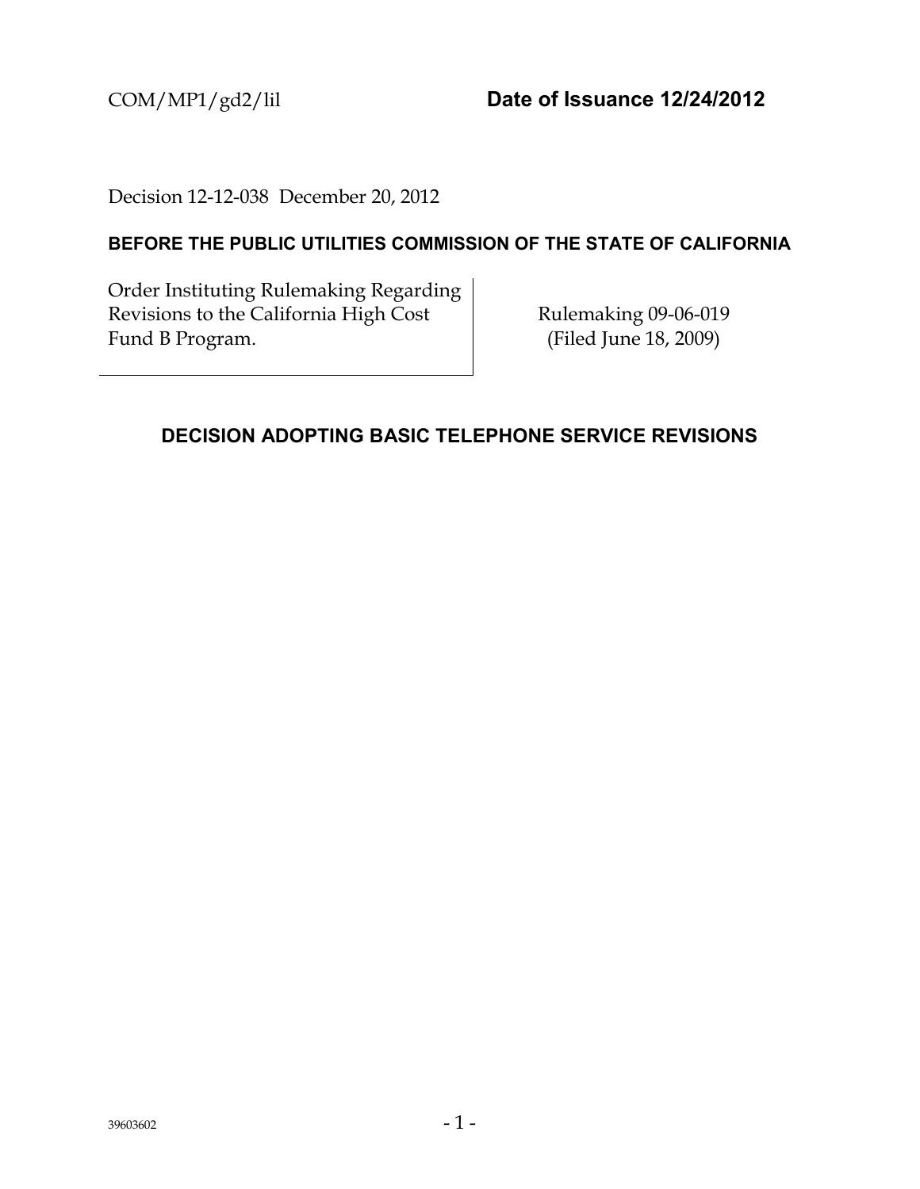COM/MP1/gd2/lil **Date of Issuance 12/24/2012**

Decision 12-12-038 December 20, 2012

**BEFORE THE PUBLIC UTILITIES COMMISSION OF THE STATE OF CALIFORNIA**

| | |
|---|---|
| Order Instituting Rulemaking Regarding Revisions to the California High Cost Fund B Program. | Rulemaking 09-06-019 (Filed June 18, 2009) |

## DECISION ADOPTING BASIC TELEPHONE SERVICE REVISIONS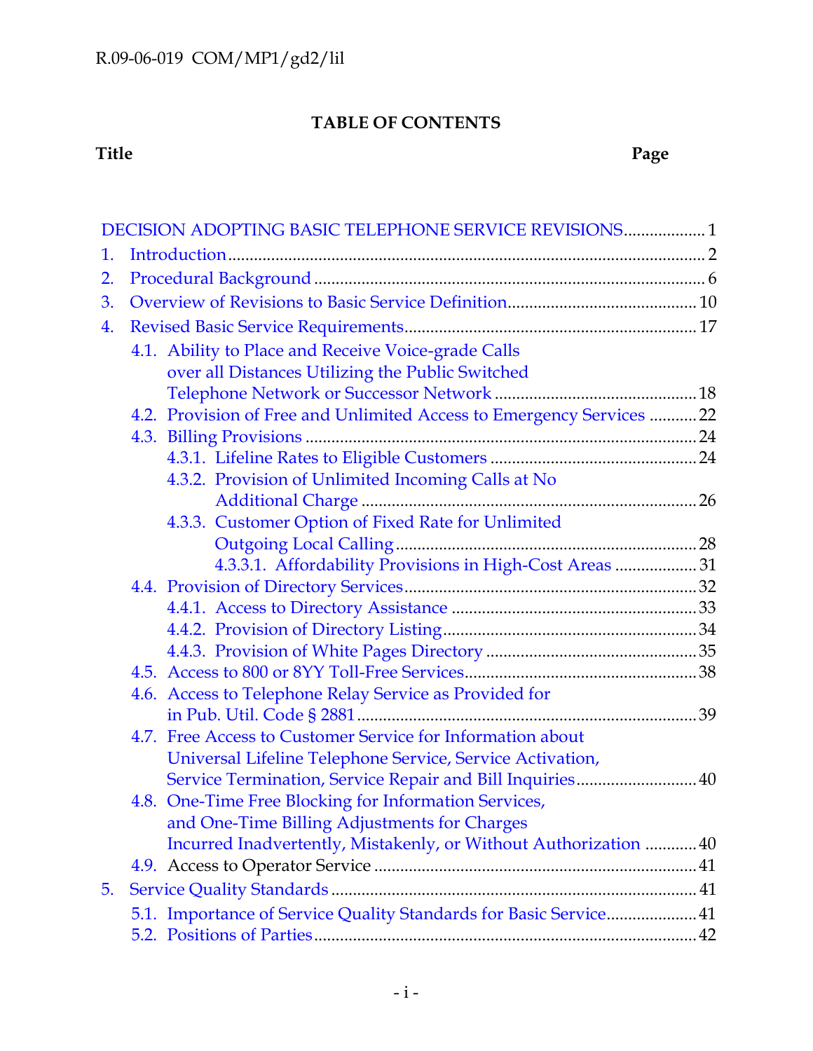**TABLE OF CONTENTS**

**Title** **Page**

DECISION ADOPTING BASIC TELEPHONE SERVICE REVISIONS .................. 1

1. Introduction ........................................................................................... 2
2. Procedural Background ........................................................................ 6
3. Overview of Revisions to Basic Service Definition ............................ 10
4. Revised Basic Service Requirements .................................................. 17
   - 4.1. Ability to Place and Receive Voice-grade Calls over all Distances Utilizing the Public Switched Telephone Network or Successor Network ........................................ 18
   - 4.2. Provision of Free and Unlimited Access to Emergency Services .......... 22
   - 4.3. Billing Provisions ............................................................................ 24
     - 4.3.1. Lifeline Rates to Eligible Customers .......................................... 24
     - 4.3.2. Provision of Unlimited Incoming Calls at No Additional Charge ......................................................................... 26
     - 4.3.3. Customer Option of Fixed Rate for Unlimited Outgoing Local Calling ............................................................ 28
       - 4.3.3.1. Affordability Provisions in High-Cost Areas ................... 31
   - 4.4. Provision of Directory Services ......................................................... 32
     - 4.4.1. Access to Directory Assistance ................................................ 33
     - 4.4.2. Provision of Directory Listing ................................................... 34
     - 4.4.3. Provision of White Pages Directory ........................................ 35
   - 4.5. Access to 800 or 8YY Toll-Free Services ......................................... 38
   - 4.6. Access to Telephone Relay Service as Provided for in Pub. Util. Code § 2881 ......................................................................... 39
   - 4.7. Free Access to Customer Service for Information about Universal Lifeline Telephone Service, Service Activation, Service Termination, Service Repair and Bill Inquiries ............................ 40
   - 4.8. One-Time Free Blocking for Information Services, and One-Time Billing Adjustments for Charges Incurred Inadvertently, Mistakenly, or Without Authorization ............ 40
   - 4.9. Access to Operator Service .............................................................. 41
5. Service Quality Standards .................................................................... 41
   - 5.1. Importance of Service Quality Standards for Basic Service ..................... 41
   - 5.2. Positions of Parties ........................................................................ 42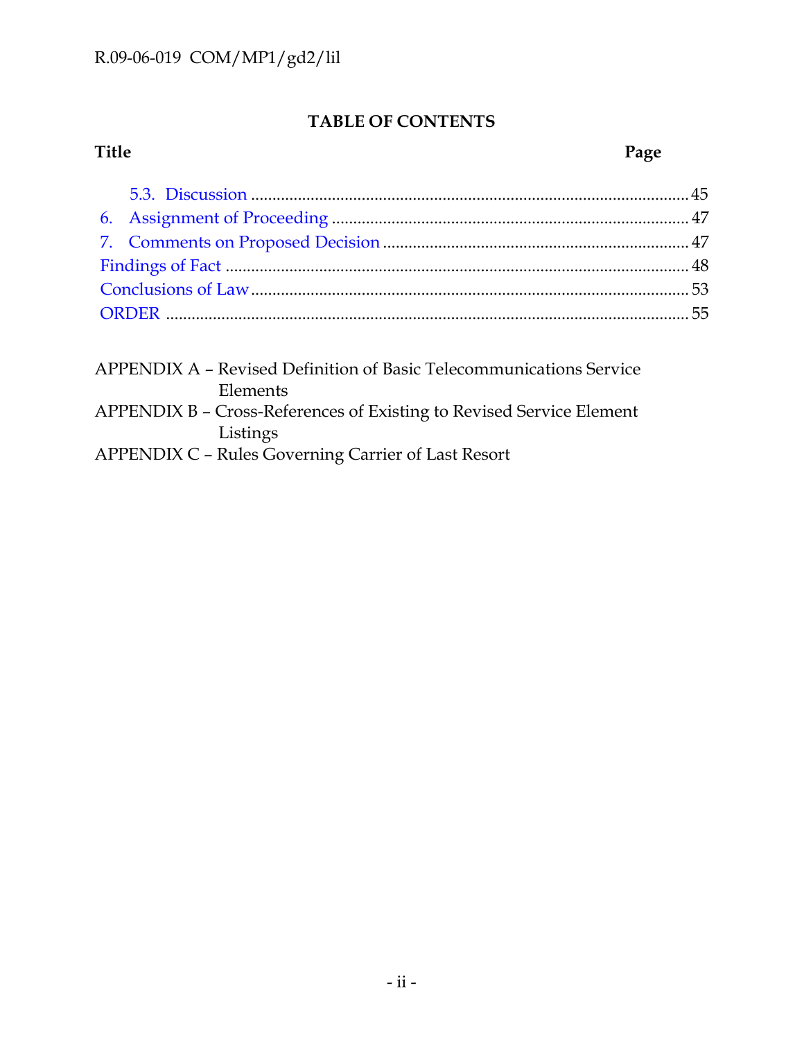## TABLE OF CONTENTS

**Title** **Page**

- 5.3. Discussion .......... 45
- 6. Assignment of Proceeding .......... 47
- 7. Comments on Proposed Decision .......... 47
- Findings of Fact .......... 48
- Conclusions of Law .......... 53
- ORDER .......... 55

APPENDIX A – Revised Definition of Basic Telecommunications Service Elements
APPENDIX B – Cross-References of Existing to Revised Service Element Listings
APPENDIX C – Rules Governing Carrier of Last Resort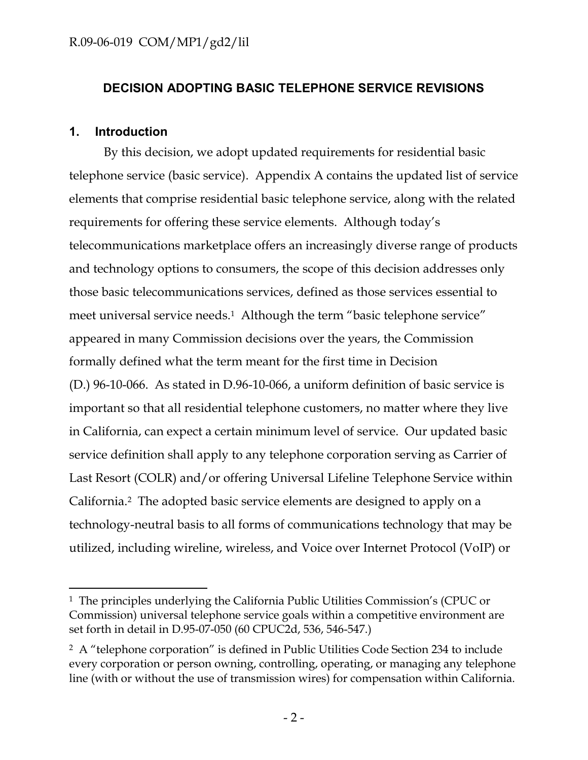## DECISION ADOPTING BASIC TELEPHONE SERVICE REVISIONS

### 1. Introduction

By this decision, we adopt updated requirements for residential basic telephone service (basic service). Appendix A contains the updated list of service elements that comprise residential basic telephone service, along with the related requirements for offering these service elements. Although today's telecommunications marketplace offers an increasingly diverse range of products and technology options to consumers, the scope of this decision addresses only those basic telecommunications services, defined as those services essential to meet universal service needs.[1] Although the term "basic telephone service" appeared in many Commission decisions over the years, the Commission formally defined what the term meant for the first time in Decision (D.) 96-10-066. As stated in D.96-10-066, a uniform definition of basic service is important so that all residential telephone customers, no matter where they live in California, can expect a certain minimum level of service. Our updated basic service definition shall apply to any telephone corporation serving as Carrier of Last Resort (COLR) and/or offering Universal Lifeline Telephone Service within California.[2] The adopted basic service elements are designed to apply on a technology-neutral basis to all forms of communications technology that may be utilized, including wireline, wireless, and Voice over Internet Protocol (VoIP) or

---

[1] The principles underlying the California Public Utilities Commission's (CPUC or Commission) universal telephone service goals within a competitive environment are set forth in detail in D.95-07-050 (60 CPUC2d, 536, 546-547.)

[2] A "telephone corporation" is defined in Public Utilities Code Section 234 to include every corporation or person owning, controlling, operating, or managing any telephone line (with or without the use of transmission wires) for compensation within California.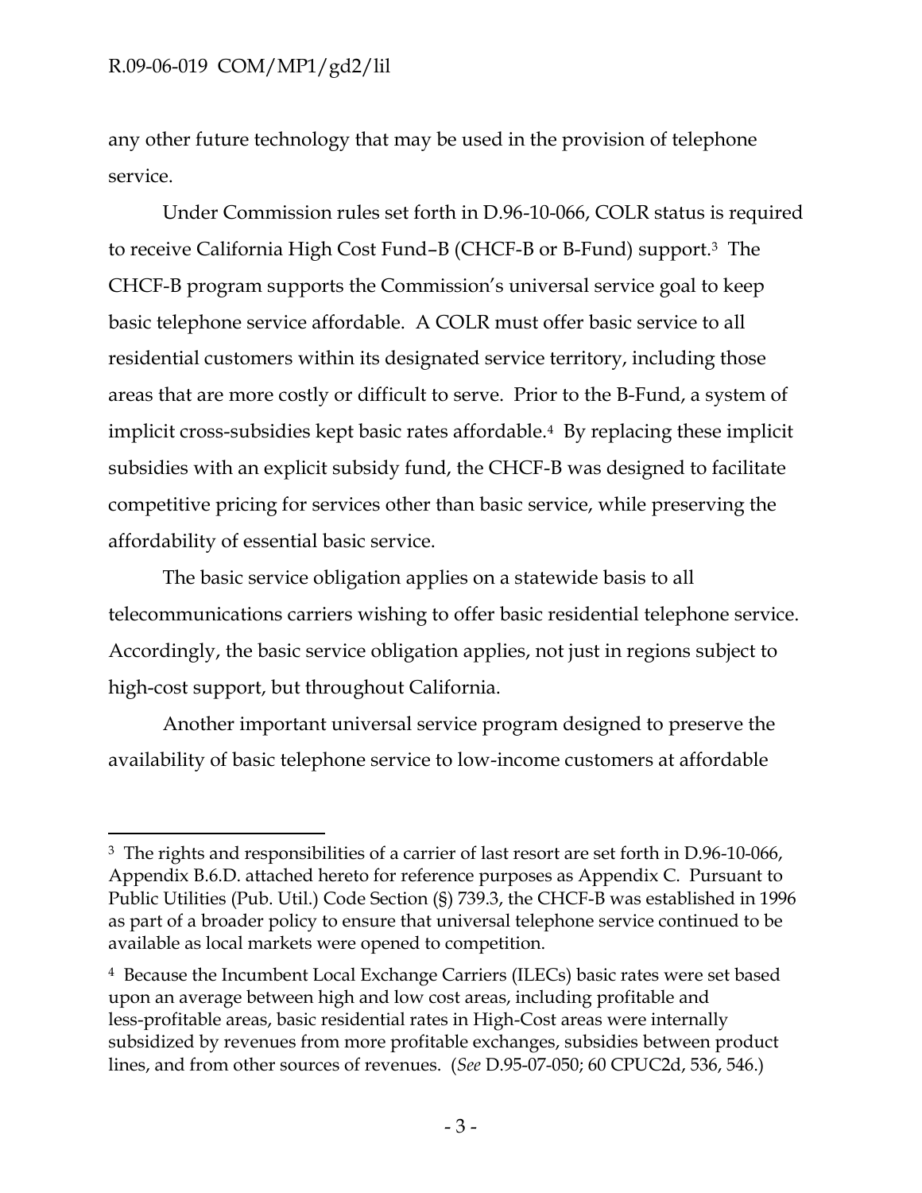any other future technology that may be used in the provision of telephone service.

Under Commission rules set forth in D.96-10-066, COLR status is required to receive California High Cost Fund–B (CHCF-B or B-Fund) support.[3] The CHCF-B program supports the Commission's universal service goal to keep basic telephone service affordable. A COLR must offer basic service to all residential customers within its designated service territory, including those areas that are more costly or difficult to serve. Prior to the B-Fund, a system of implicit cross-subsidies kept basic rates affordable.[4] By replacing these implicit subsidies with an explicit subsidy fund, the CHCF-B was designed to facilitate competitive pricing for services other than basic service, while preserving the affordability of essential basic service.

The basic service obligation applies on a statewide basis to all telecommunications carriers wishing to offer basic residential telephone service. Accordingly, the basic service obligation applies, not just in regions subject to high-cost support, but throughout California.

Another important universal service program designed to preserve the availability of basic telephone service to low-income customers at affordable

---

[3] The rights and responsibilities of a carrier of last resort are set forth in D.96-10-066, Appendix B.6.D. attached hereto for reference purposes as Appendix C. Pursuant to Public Utilities (Pub. Util.) Code Section (§) 739.3, the CHCF-B was established in 1996 as part of a broader policy to ensure that universal telephone service continued to be available as local markets were opened to competition.

[4] Because the Incumbent Local Exchange Carriers (ILECs) basic rates were set based upon an average between high and low cost areas, including profitable and less-profitable areas, basic residential rates in High-Cost areas were internally subsidized by revenues from more profitable exchanges, subsidies between product lines, and from other sources of revenues. (*See* D.95-07-050; 60 CPUC2d, 536, 546.)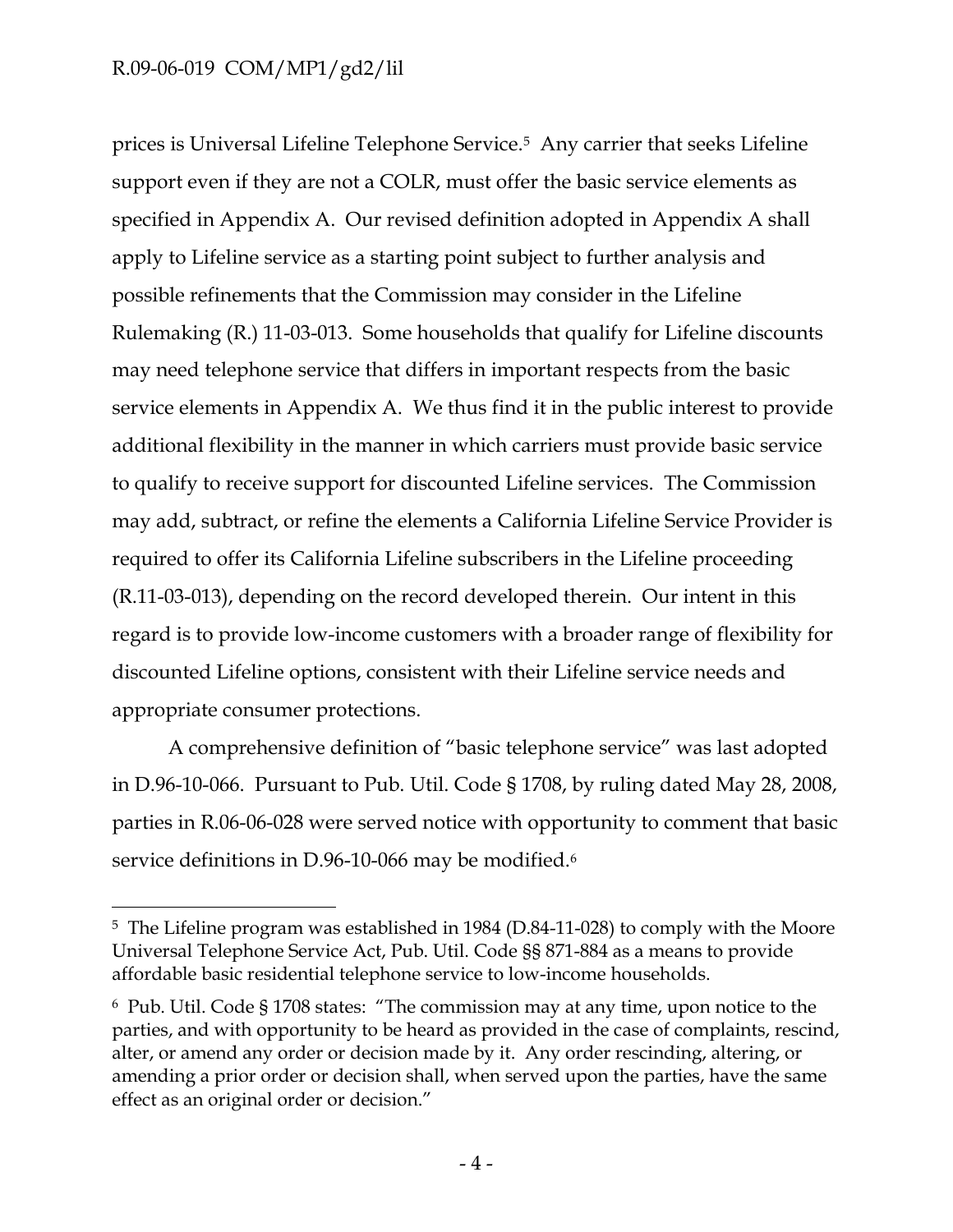prices is Universal Lifeline Telephone Service.[5] Any carrier that seeks Lifeline support even if they are not a COLR, must offer the basic service elements as specified in Appendix A. Our revised definition adopted in Appendix A shall apply to Lifeline service as a starting point subject to further analysis and possible refinements that the Commission may consider in the Lifeline Rulemaking (R.) 11-03-013. Some households that qualify for Lifeline discounts may need telephone service that differs in important respects from the basic service elements in Appendix A. We thus find it in the public interest to provide additional flexibility in the manner in which carriers must provide basic service to qualify to receive support for discounted Lifeline services. The Commission may add, subtract, or refine the elements a California Lifeline Service Provider is required to offer its California Lifeline subscribers in the Lifeline proceeding (R.11-03-013), depending on the record developed therein. Our intent in this regard is to provide low-income customers with a broader range of flexibility for discounted Lifeline options, consistent with their Lifeline service needs and appropriate consumer protections.

A comprehensive definition of "basic telephone service" was last adopted in D.96-10-066. Pursuant to Pub. Util. Code § 1708, by ruling dated May 28, 2008, parties in R.06-06-028 were served notice with opportunity to comment that basic service definitions in D.96-10-066 may be modified.[6]

---

[5] The Lifeline program was established in 1984 (D.84-11-028) to comply with the Moore Universal Telephone Service Act, Pub. Util. Code §§ 871-884 as a means to provide affordable basic residential telephone service to low-income households.

[6] Pub. Util. Code § 1708 states: "The commission may at any time, upon notice to the parties, and with opportunity to be heard as provided in the case of complaints, rescind, alter, or amend any order or decision made by it. Any order rescinding, altering, or amending a prior order or decision shall, when served upon the parties, have the same effect as an original order or decision."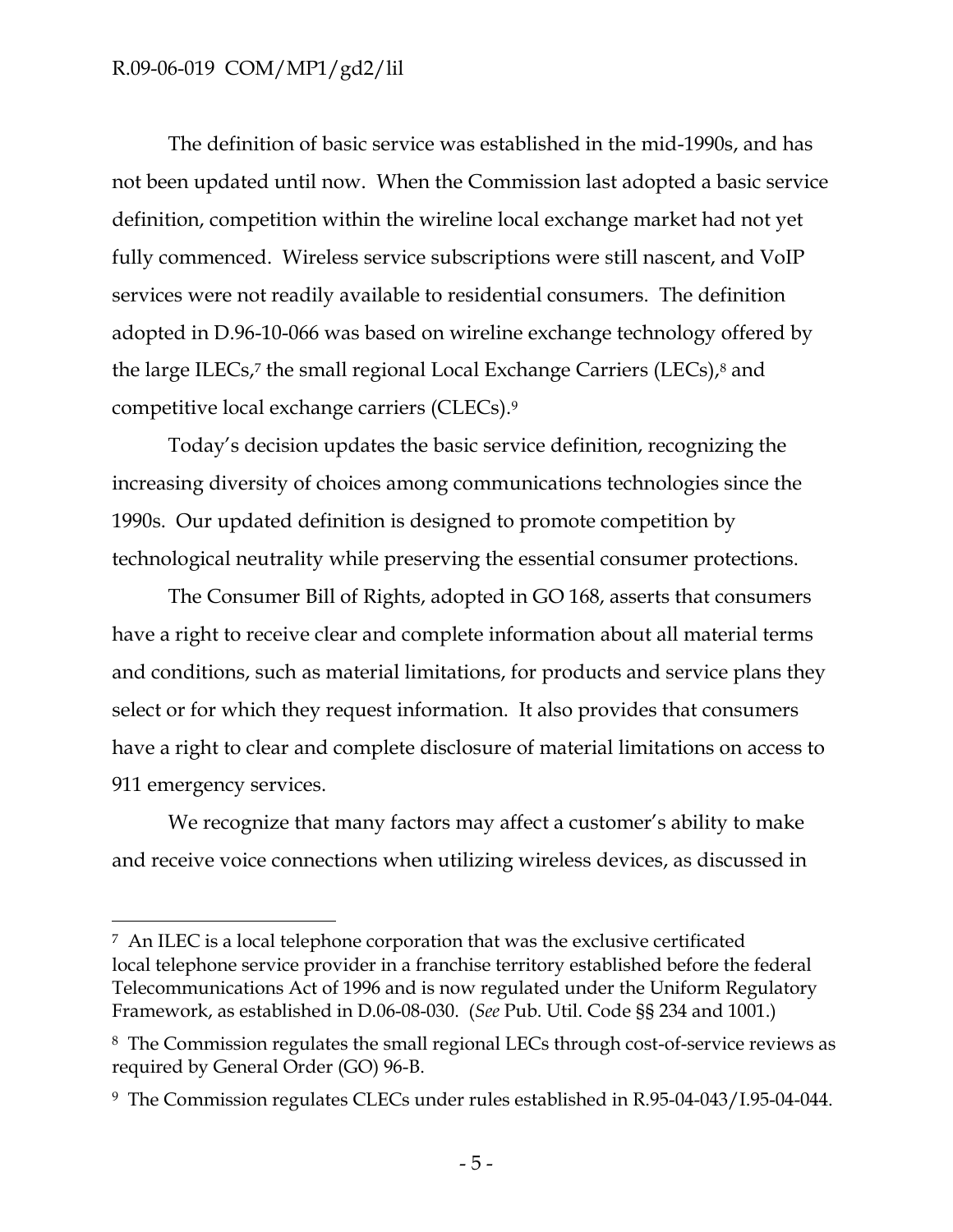The definition of basic service was established in the mid-1990s, and has not been updated until now. When the Commission last adopted a basic service definition, competition within the wireline local exchange market had not yet fully commenced. Wireless service subscriptions were still nascent, and VoIP services were not readily available to residential consumers. The definition adopted in D.96-10-066 was based on wireline exchange technology offered by the large ILECs,[7] the small regional Local Exchange Carriers (LECs),[8] and competitive local exchange carriers (CLECs).[9]

Today's decision updates the basic service definition, recognizing the increasing diversity of choices among communications technologies since the 1990s. Our updated definition is designed to promote competition by technological neutrality while preserving the essential consumer protections.

The Consumer Bill of Rights, adopted in GO 168, asserts that consumers have a right to receive clear and complete information about all material terms and conditions, such as material limitations, for products and service plans they select or for which they request information. It also provides that consumers have a right to clear and complete disclosure of material limitations on access to 911 emergency services.

We recognize that many factors may affect a customer's ability to make and receive voice connections when utilizing wireless devices, as discussed in

---

[7] An ILEC is a local telephone corporation that was the exclusive certificated local telephone service provider in a franchise territory established before the federal Telecommunications Act of 1996 and is now regulated under the Uniform Regulatory Framework, as established in D.06-08-030. (*See* Pub. Util. Code §§ 234 and 1001.)

[8] The Commission regulates the small regional LECs through cost-of-service reviews as required by General Order (GO) 96-B.

[9] The Commission regulates CLECs under rules established in R.95-04-043/I.95-04-044.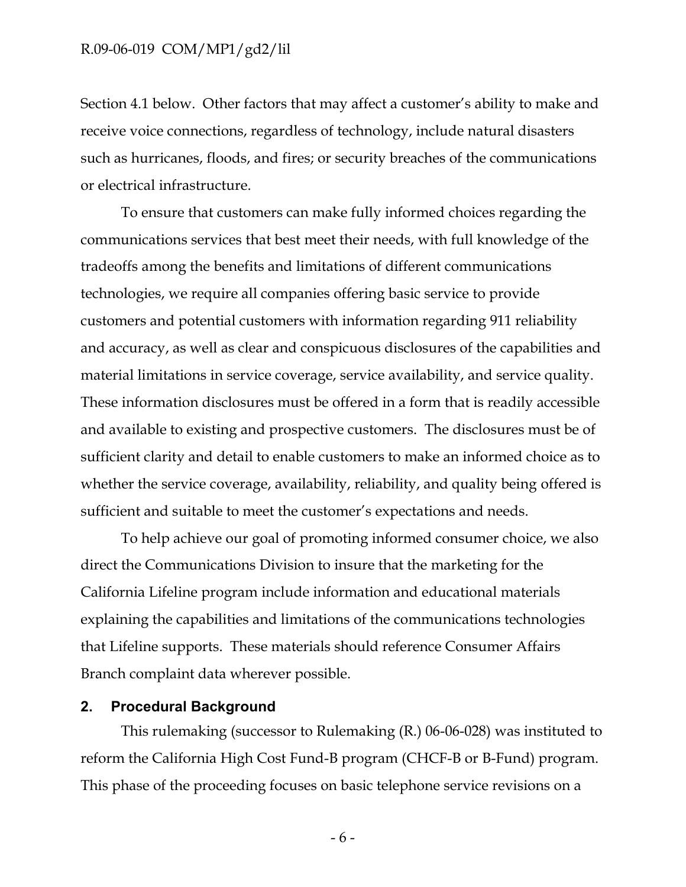Section 4.1 below. Other factors that may affect a customer's ability to make and receive voice connections, regardless of technology, include natural disasters such as hurricanes, floods, and fires; or security breaches of the communications or electrical infrastructure.

To ensure that customers can make fully informed choices regarding the communications services that best meet their needs, with full knowledge of the tradeoffs among the benefits and limitations of different communications technologies, we require all companies offering basic service to provide customers and potential customers with information regarding 911 reliability and accuracy, as well as clear and conspicuous disclosures of the capabilities and material limitations in service coverage, service availability, and service quality. These information disclosures must be offered in a form that is readily accessible and available to existing and prospective customers. The disclosures must be of sufficient clarity and detail to enable customers to make an informed choice as to whether the service coverage, availability, reliability, and quality being offered is sufficient and suitable to meet the customer's expectations and needs.

To help achieve our goal of promoting informed consumer choice, we also direct the Communications Division to insure that the marketing for the California Lifeline program include information and educational materials explaining the capabilities and limitations of the communications technologies that Lifeline supports. These materials should reference Consumer Affairs Branch complaint data wherever possible.

## 2. Procedural Background

This rulemaking (successor to Rulemaking (R.) 06-06-028) was instituted to reform the California High Cost Fund-B program (CHCF-B or B-Fund) program. This phase of the proceeding focuses on basic telephone service revisions on a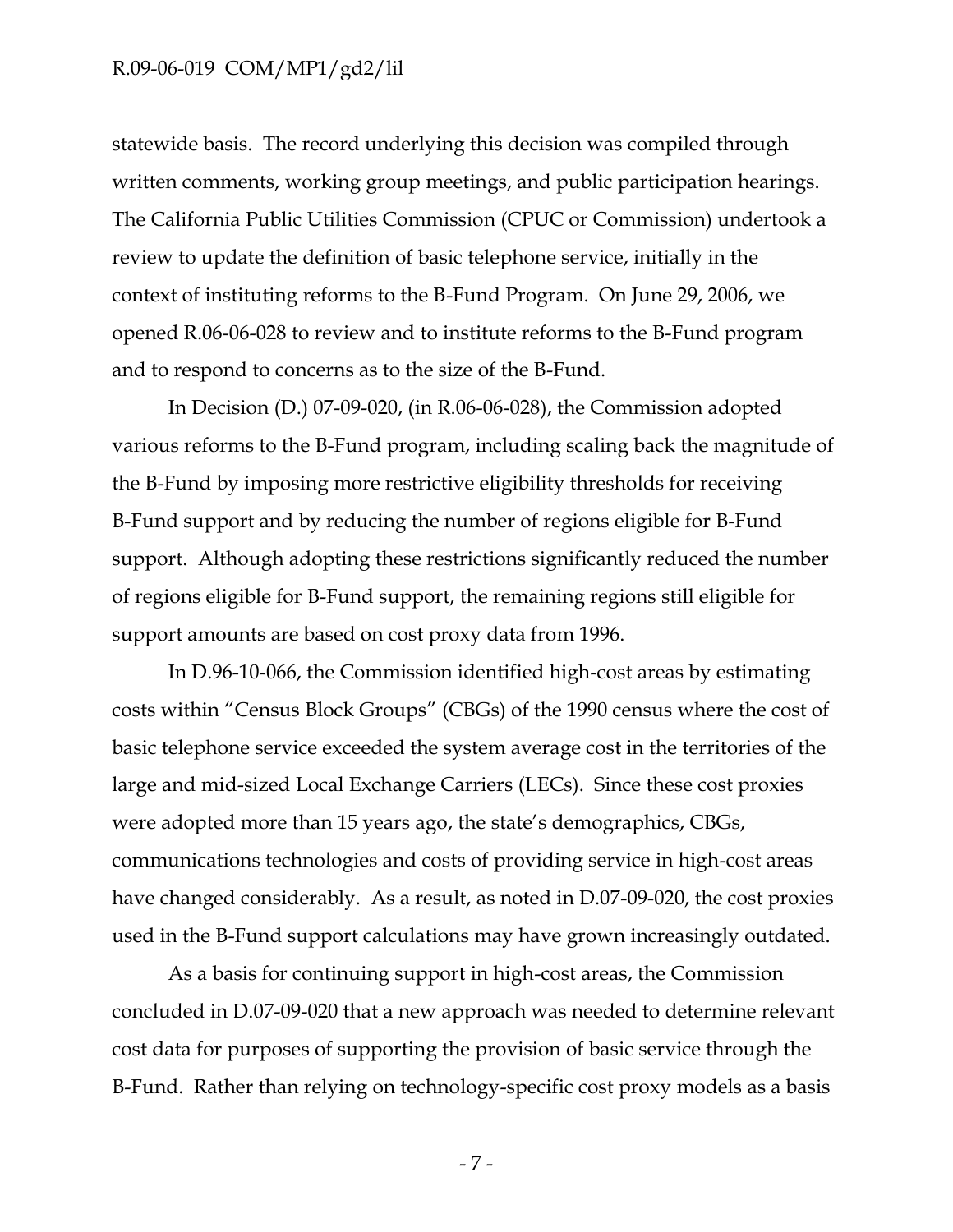statewide basis. The record underlying this decision was compiled through written comments, working group meetings, and public participation hearings. The California Public Utilities Commission (CPUC or Commission) undertook a review to update the definition of basic telephone service, initially in the context of instituting reforms to the B-Fund Program. On June 29, 2006, we opened R.06-06-028 to review and to institute reforms to the B-Fund program and to respond to concerns as to the size of the B-Fund.

In Decision (D.) 07-09-020, (in R.06-06-028), the Commission adopted various reforms to the B-Fund program, including scaling back the magnitude of the B-Fund by imposing more restrictive eligibility thresholds for receiving B-Fund support and by reducing the number of regions eligible for B-Fund support. Although adopting these restrictions significantly reduced the number of regions eligible for B-Fund support, the remaining regions still eligible for support amounts are based on cost proxy data from 1996.

In D.96-10-066, the Commission identified high-cost areas by estimating costs within "Census Block Groups" (CBGs) of the 1990 census where the cost of basic telephone service exceeded the system average cost in the territories of the large and mid-sized Local Exchange Carriers (LECs). Since these cost proxies were adopted more than 15 years ago, the state's demographics, CBGs, communications technologies and costs of providing service in high-cost areas have changed considerably. As a result, as noted in D.07-09-020, the cost proxies used in the B-Fund support calculations may have grown increasingly outdated.

As a basis for continuing support in high-cost areas, the Commission concluded in D.07-09-020 that a new approach was needed to determine relevant cost data for purposes of supporting the provision of basic service through the B-Fund. Rather than relying on technology-specific cost proxy models as a basis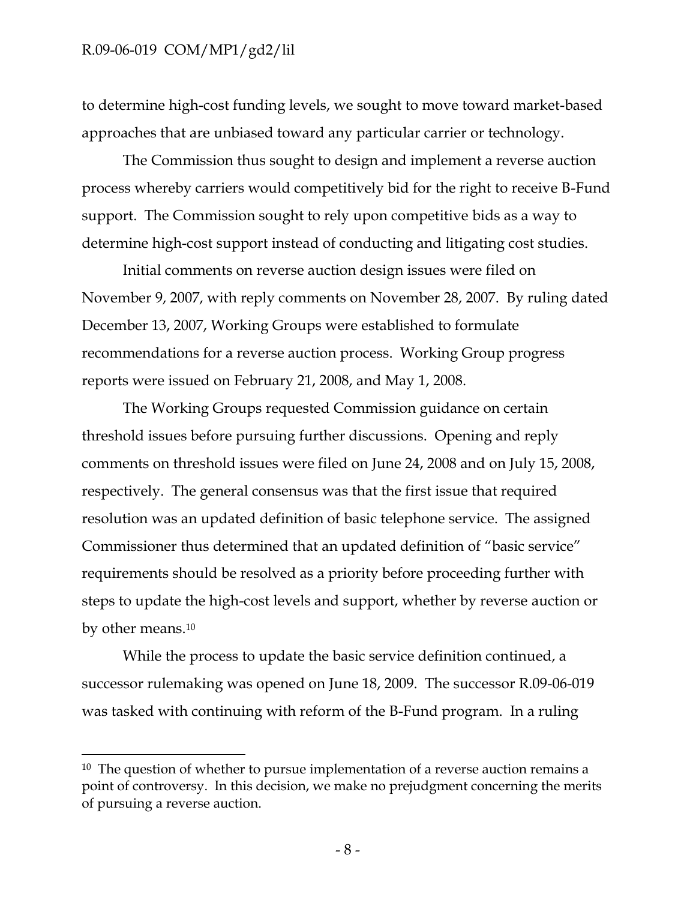to determine high-cost funding levels, we sought to move toward market-based approaches that are unbiased toward any particular carrier or technology.

The Commission thus sought to design and implement a reverse auction process whereby carriers would competitively bid for the right to receive B-Fund support. The Commission sought to rely upon competitive bids as a way to determine high-cost support instead of conducting and litigating cost studies.

Initial comments on reverse auction design issues were filed on November 9, 2007, with reply comments on November 28, 2007. By ruling dated December 13, 2007, Working Groups were established to formulate recommendations for a reverse auction process. Working Group progress reports were issued on February 21, 2008, and May 1, 2008.

The Working Groups requested Commission guidance on certain threshold issues before pursuing further discussions. Opening and reply comments on threshold issues were filed on June 24, 2008 and on July 15, 2008, respectively. The general consensus was that the first issue that required resolution was an updated definition of basic telephone service. The assigned Commissioner thus determined that an updated definition of "basic service" requirements should be resolved as a priority before proceeding further with steps to update the high-cost levels and support, whether by reverse auction or by other means.[10]

While the process to update the basic service definition continued, a successor rulemaking was opened on June 18, 2009. The successor R.09-06-019 was tasked with continuing with reform of the B-Fund program. In a ruling

---

[10] The question of whether to pursue implementation of a reverse auction remains a point of controversy. In this decision, we make no prejudgment concerning the merits of pursuing a reverse auction.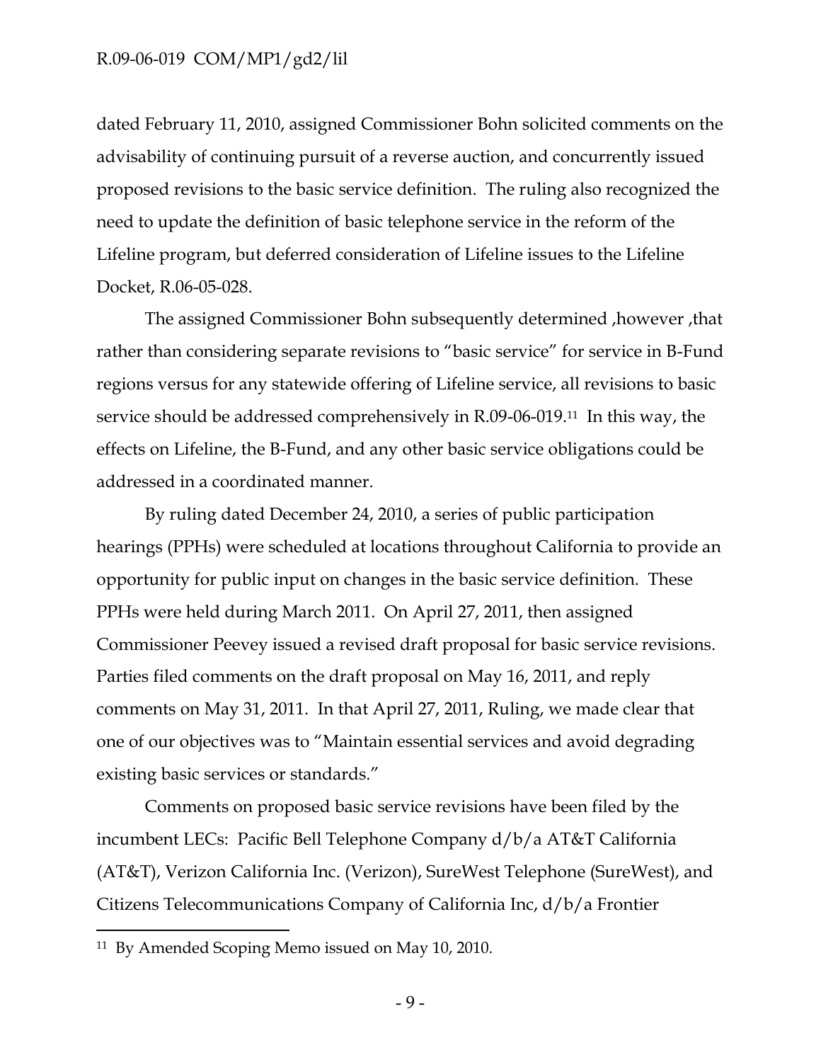dated February 11, 2010, assigned Commissioner Bohn solicited comments on the advisability of continuing pursuit of a reverse auction, and concurrently issued proposed revisions to the basic service definition. The ruling also recognized the need to update the definition of basic telephone service in the reform of the Lifeline program, but deferred consideration of Lifeline issues to the Lifeline Docket, R.06-05-028.

The assigned Commissioner Bohn subsequently determined ,however ,that rather than considering separate revisions to "basic service" for service in B-Fund regions versus for any statewide offering of Lifeline service, all revisions to basic service should be addressed comprehensively in R.09-06-019.[11] In this way, the effects on Lifeline, the B-Fund, and any other basic service obligations could be addressed in a coordinated manner.

By ruling dated December 24, 2010, a series of public participation hearings (PPHs) were scheduled at locations throughout California to provide an opportunity for public input on changes in the basic service definition. These PPHs were held during March 2011. On April 27, 2011, then assigned Commissioner Peevey issued a revised draft proposal for basic service revisions. Parties filed comments on the draft proposal on May 16, 2011, and reply comments on May 31, 2011. In that April 27, 2011, Ruling, we made clear that one of our objectives was to "Maintain essential services and avoid degrading existing basic services or standards."

Comments on proposed basic service revisions have been filed by the incumbent LECs: Pacific Bell Telephone Company d/b/a AT&T California (AT&T), Verizon California Inc. (Verizon), SureWest Telephone (SureWest), and Citizens Telecommunications Company of California Inc, d/b/a Frontier

---

[11] By Amended Scoping Memo issued on May 10, 2010.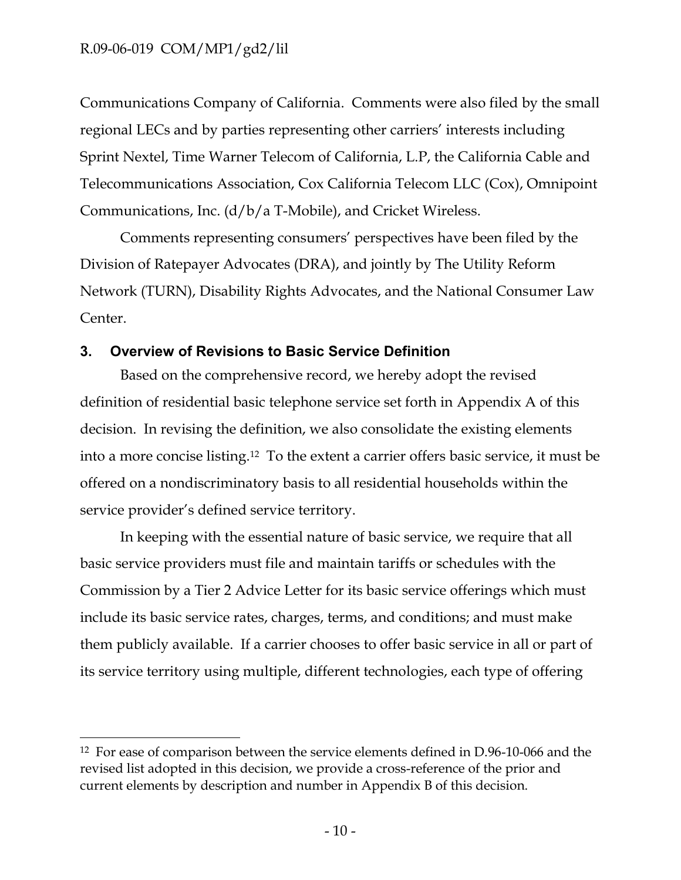Communications Company of California. Comments were also filed by the small regional LECs and by parties representing other carriers' interests including Sprint Nextel, Time Warner Telecom of California, L.P, the California Cable and Telecommunications Association, Cox California Telecom LLC (Cox), Omnipoint Communications, Inc. (d/b/a T-Mobile), and Cricket Wireless.

Comments representing consumers' perspectives have been filed by the Division of Ratepayer Advocates (DRA), and jointly by The Utility Reform Network (TURN), Disability Rights Advocates, and the National Consumer Law Center.

## 3. Overview of Revisions to Basic Service Definition

Based on the comprehensive record, we hereby adopt the revised definition of residential basic telephone service set forth in Appendix A of this decision. In revising the definition, we also consolidate the existing elements into a more concise listing.[12] To the extent a carrier offers basic service, it must be offered on a nondiscriminatory basis to all residential households within the service provider's defined service territory.

In keeping with the essential nature of basic service, we require that all basic service providers must file and maintain tariffs or schedules with the Commission by a Tier 2 Advice Letter for its basic service offerings which must include its basic service rates, charges, terms, and conditions; and must make them publicly available. If a carrier chooses to offer basic service in all or part of its service territory using multiple, different technologies, each type of offering

---

[12] For ease of comparison between the service elements defined in D.96-10-066 and the revised list adopted in this decision, we provide a cross-reference of the prior and current elements by description and number in Appendix B of this decision.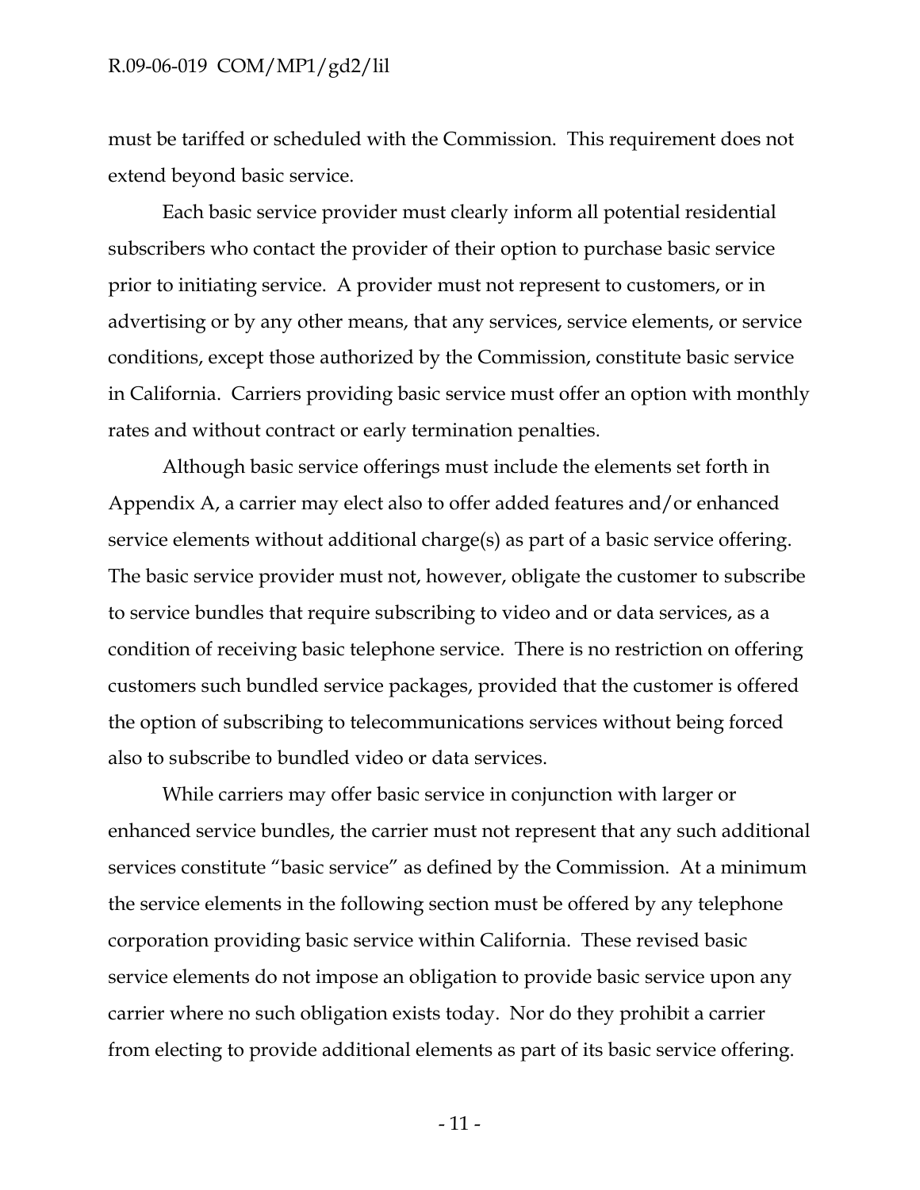must be tariffed or scheduled with the Commission. This requirement does not extend beyond basic service.

Each basic service provider must clearly inform all potential residential subscribers who contact the provider of their option to purchase basic service prior to initiating service. A provider must not represent to customers, or in advertising or by any other means, that any services, service elements, or service conditions, except those authorized by the Commission, constitute basic service in California. Carriers providing basic service must offer an option with monthly rates and without contract or early termination penalties.

Although basic service offerings must include the elements set forth in Appendix A, a carrier may elect also to offer added features and/or enhanced service elements without additional charge(s) as part of a basic service offering. The basic service provider must not, however, obligate the customer to subscribe to service bundles that require subscribing to video and or data services, as a condition of receiving basic telephone service. There is no restriction on offering customers such bundled service packages, provided that the customer is offered the option of subscribing to telecommunications services without being forced also to subscribe to bundled video or data services.

While carriers may offer basic service in conjunction with larger or enhanced service bundles, the carrier must not represent that any such additional services constitute "basic service" as defined by the Commission. At a minimum the service elements in the following section must be offered by any telephone corporation providing basic service within California. These revised basic service elements do not impose an obligation to provide basic service upon any carrier where no such obligation exists today. Nor do they prohibit a carrier from electing to provide additional elements as part of its basic service offering.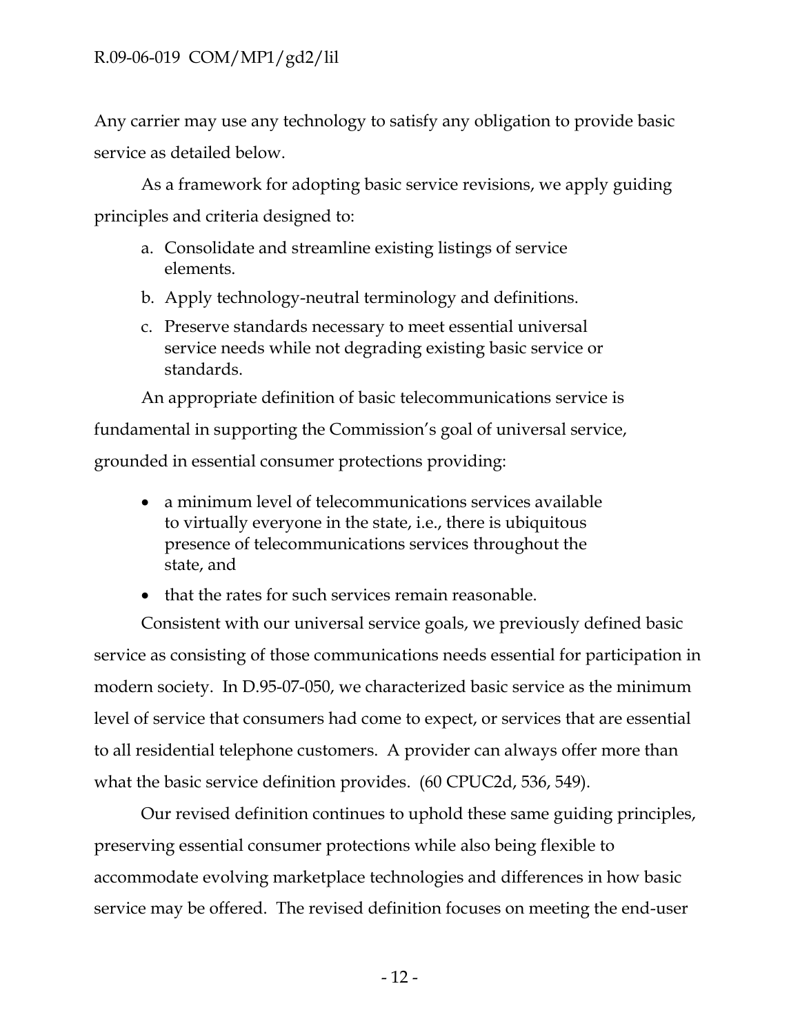Any carrier may use any technology to satisfy any obligation to provide basic service as detailed below.

As a framework for adopting basic service revisions, we apply guiding principles and criteria designed to:

a. Consolidate and streamline existing listings of service elements.
b. Apply technology-neutral terminology and definitions.
c. Preserve standards necessary to meet essential universal service needs while not degrading existing basic service or standards.

An appropriate definition of basic telecommunications service is fundamental in supporting the Commission's goal of universal service, grounded in essential consumer protections providing:

- a minimum level of telecommunications services available to virtually everyone in the state, i.e., there is ubiquitous presence of telecommunications services throughout the state, and
- that the rates for such services remain reasonable.

Consistent with our universal service goals, we previously defined basic service as consisting of those communications needs essential for participation in modern society. In D.95-07-050, we characterized basic service as the minimum level of service that consumers had come to expect, or services that are essential to all residential telephone customers. A provider can always offer more than what the basic service definition provides. (60 CPUC2d, 536, 549).

Our revised definition continues to uphold these same guiding principles, preserving essential consumer protections while also being flexible to accommodate evolving marketplace technologies and differences in how basic service may be offered. The revised definition focuses on meeting the end-user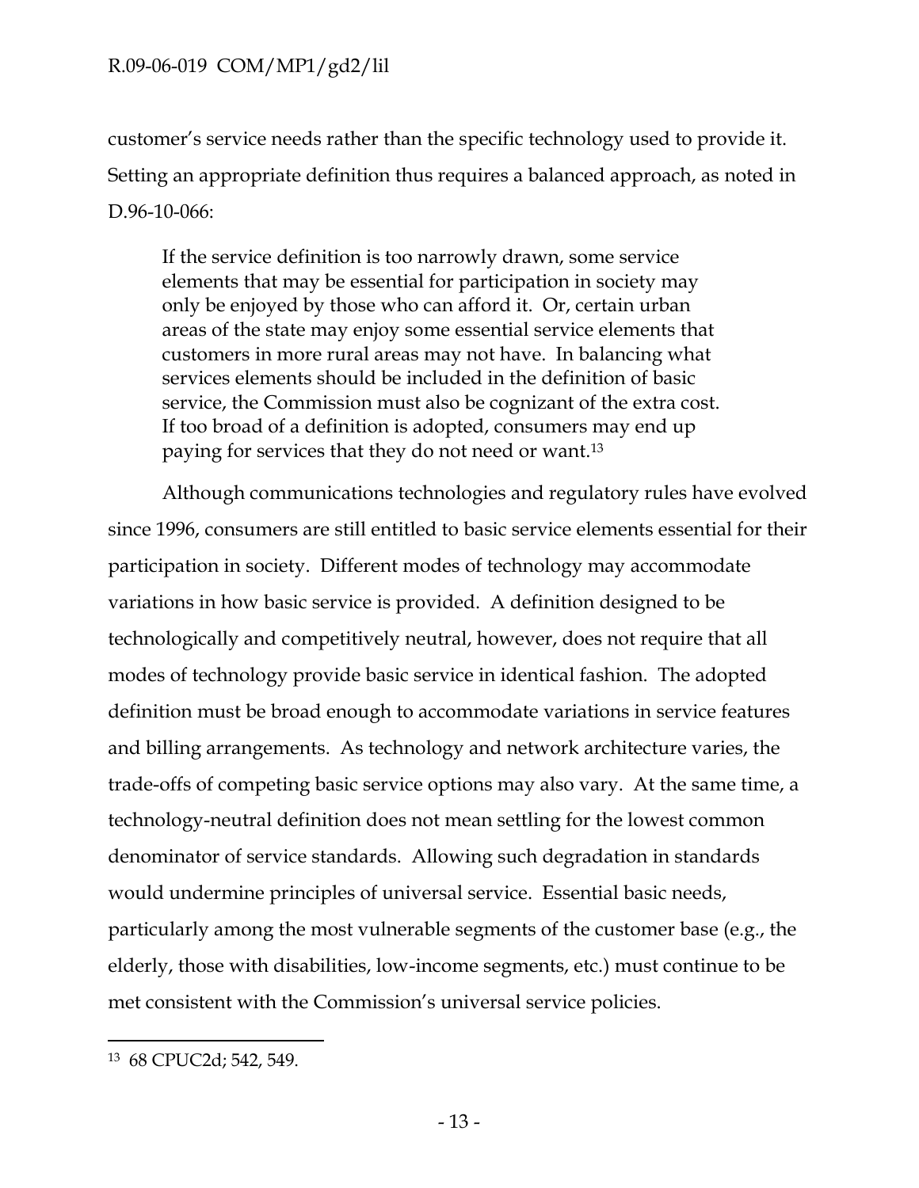customer's service needs rather than the specific technology used to provide it. Setting an appropriate definition thus requires a balanced approach, as noted in D.96-10-066:

> If the service definition is too narrowly drawn, some service elements that may be essential for participation in society may only be enjoyed by those who can afford it. Or, certain urban areas of the state may enjoy some essential service elements that customers in more rural areas may not have. In balancing what services elements should be included in the definition of basic service, the Commission must also be cognizant of the extra cost. If too broad of a definition is adopted, consumers may end up paying for services that they do not need or want.[13]

Although communications technologies and regulatory rules have evolved since 1996, consumers are still entitled to basic service elements essential for their participation in society. Different modes of technology may accommodate variations in how basic service is provided. A definition designed to be technologically and competitively neutral, however, does not require that all modes of technology provide basic service in identical fashion. The adopted definition must be broad enough to accommodate variations in service features and billing arrangements. As technology and network architecture varies, the trade-offs of competing basic service options may also vary. At the same time, a technology-neutral definition does not mean settling for the lowest common denominator of service standards. Allowing such degradation in standards would undermine principles of universal service. Essential basic needs, particularly among the most vulnerable segments of the customer base (e.g., the elderly, those with disabilities, low-income segments, etc.) must continue to be met consistent with the Commission's universal service policies.

---

[13] 68 CPUC2d; 542, 549.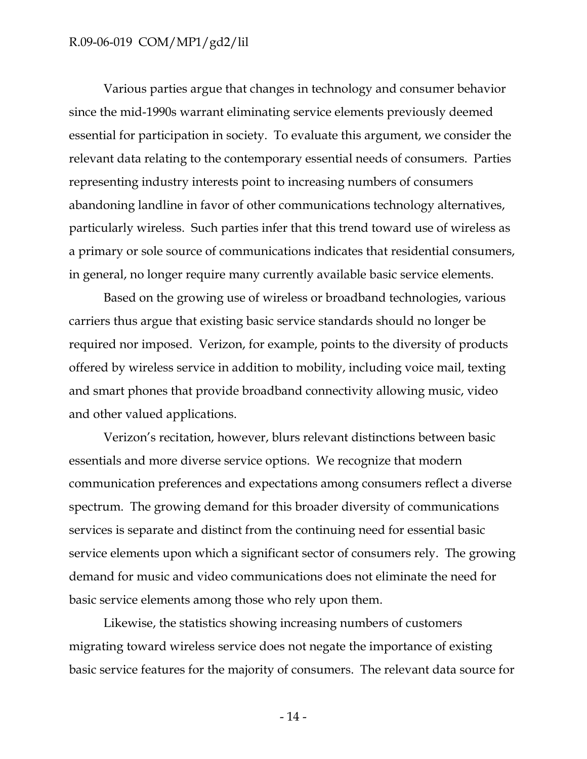Various parties argue that changes in technology and consumer behavior since the mid-1990s warrant eliminating service elements previously deemed essential for participation in society. To evaluate this argument, we consider the relevant data relating to the contemporary essential needs of consumers. Parties representing industry interests point to increasing numbers of consumers abandoning landline in favor of other communications technology alternatives, particularly wireless. Such parties infer that this trend toward use of wireless as a primary or sole source of communications indicates that residential consumers, in general, no longer require many currently available basic service elements.

Based on the growing use of wireless or broadband technologies, various carriers thus argue that existing basic service standards should no longer be required nor imposed. Verizon, for example, points to the diversity of products offered by wireless service in addition to mobility, including voice mail, texting and smart phones that provide broadband connectivity allowing music, video and other valued applications.

Verizon's recitation, however, blurs relevant distinctions between basic essentials and more diverse service options. We recognize that modern communication preferences and expectations among consumers reflect a diverse spectrum. The growing demand for this broader diversity of communications services is separate and distinct from the continuing need for essential basic service elements upon which a significant sector of consumers rely. The growing demand for music and video communications does not eliminate the need for basic service elements among those who rely upon them.

Likewise, the statistics showing increasing numbers of customers migrating toward wireless service does not negate the importance of existing basic service features for the majority of consumers. The relevant data source for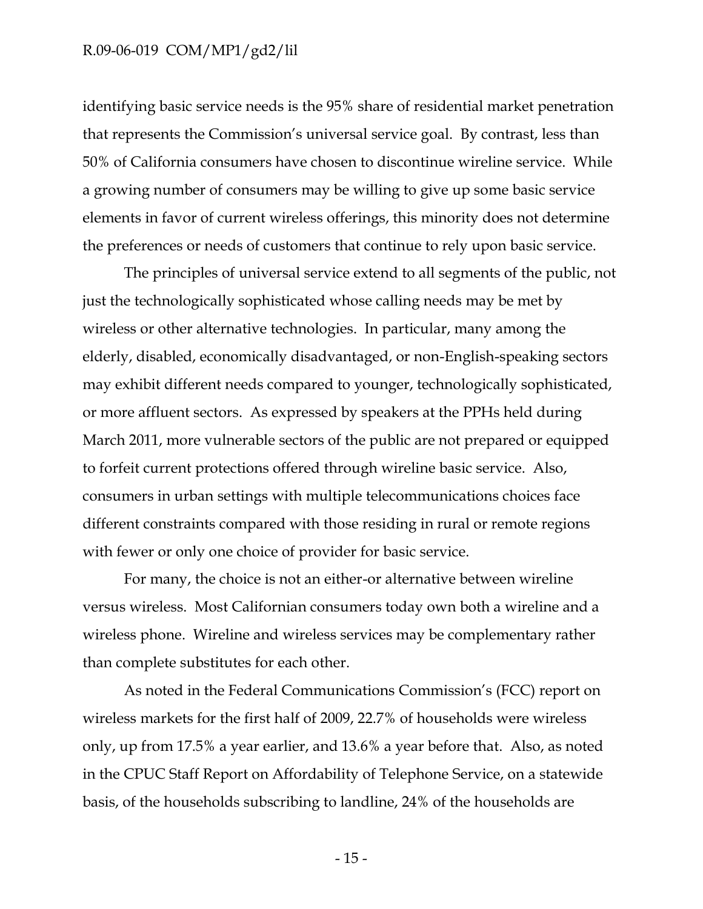identifying basic service needs is the 95% share of residential market penetration that represents the Commission's universal service goal. By contrast, less than 50% of California consumers have chosen to discontinue wireline service. While a growing number of consumers may be willing to give up some basic service elements in favor of current wireless offerings, this minority does not determine the preferences or needs of customers that continue to rely upon basic service.

The principles of universal service extend to all segments of the public, not just the technologically sophisticated whose calling needs may be met by wireless or other alternative technologies. In particular, many among the elderly, disabled, economically disadvantaged, or non-English-speaking sectors may exhibit different needs compared to younger, technologically sophisticated, or more affluent sectors. As expressed by speakers at the PPHs held during March 2011, more vulnerable sectors of the public are not prepared or equipped to forfeit current protections offered through wireline basic service. Also, consumers in urban settings with multiple telecommunications choices face different constraints compared with those residing in rural or remote regions with fewer or only one choice of provider for basic service.

For many, the choice is not an either-or alternative between wireline versus wireless. Most Californian consumers today own both a wireline and a wireless phone. Wireline and wireless services may be complementary rather than complete substitutes for each other.

As noted in the Federal Communications Commission's (FCC) report on wireless markets for the first half of 2009, 22.7% of households were wireless only, up from 17.5% a year earlier, and 13.6% a year before that. Also, as noted in the CPUC Staff Report on Affordability of Telephone Service, on a statewide basis, of the households subscribing to landline, 24% of the households are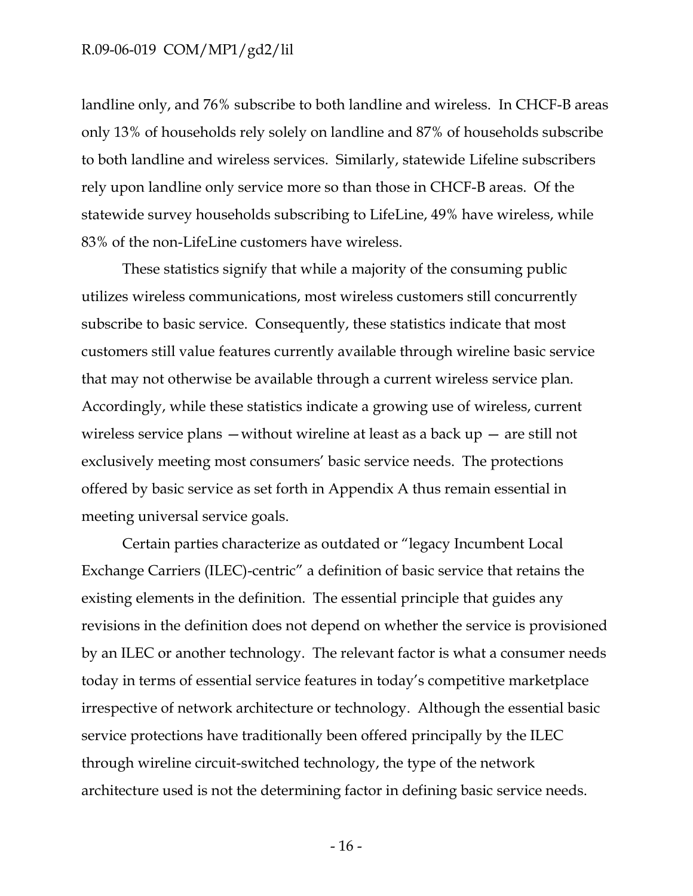landline only, and 76% subscribe to both landline and wireless. In CHCF-B areas only 13% of households rely solely on landline and 87% of households subscribe to both landline and wireless services. Similarly, statewide Lifeline subscribers rely upon landline only service more so than those in CHCF-B areas. Of the statewide survey households subscribing to LifeLine, 49% have wireless, while 83% of the non-LifeLine customers have wireless.

These statistics signify that while a majority of the consuming public utilizes wireless communications, most wireless customers still concurrently subscribe to basic service. Consequently, these statistics indicate that most customers still value features currently available through wireline basic service that may not otherwise be available through a current wireless service plan. Accordingly, while these statistics indicate a growing use of wireless, current wireless service plans —without wireline at least as a back up — are still not exclusively meeting most consumers' basic service needs. The protections offered by basic service as set forth in Appendix A thus remain essential in meeting universal service goals.

Certain parties characterize as outdated or "legacy Incumbent Local Exchange Carriers (ILEC)-centric" a definition of basic service that retains the existing elements in the definition. The essential principle that guides any revisions in the definition does not depend on whether the service is provisioned by an ILEC or another technology. The relevant factor is what a consumer needs today in terms of essential service features in today's competitive marketplace irrespective of network architecture or technology. Although the essential basic service protections have traditionally been offered principally by the ILEC through wireline circuit-switched technology, the type of the network architecture used is not the determining factor in defining basic service needs.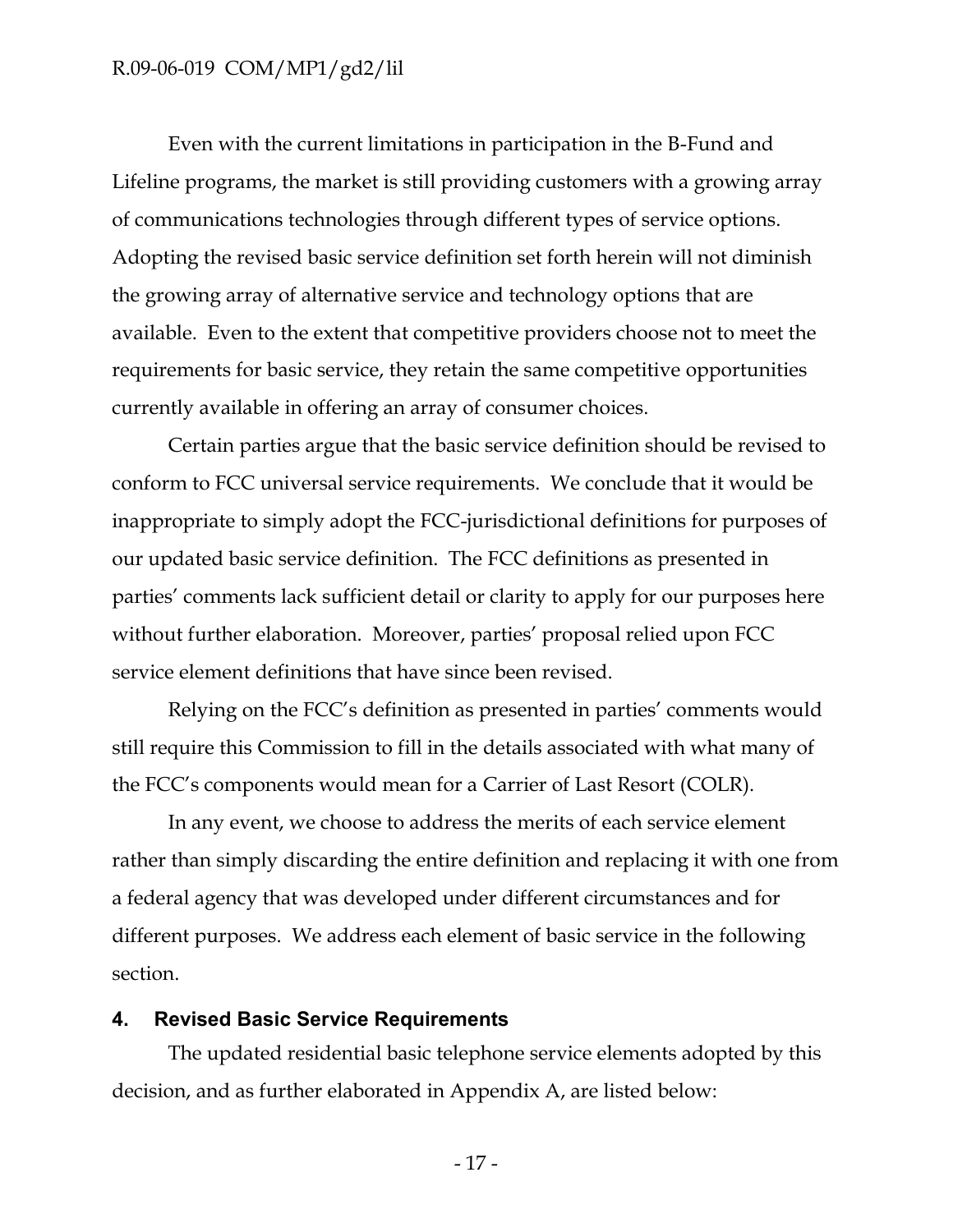Even with the current limitations in participation in the B-Fund and Lifeline programs, the market is still providing customers with a growing array of communications technologies through different types of service options. Adopting the revised basic service definition set forth herein will not diminish the growing array of alternative service and technology options that are available. Even to the extent that competitive providers choose not to meet the requirements for basic service, they retain the same competitive opportunities currently available in offering an array of consumer choices.

Certain parties argue that the basic service definition should be revised to conform to FCC universal service requirements. We conclude that it would be inappropriate to simply adopt the FCC-jurisdictional definitions for purposes of our updated basic service definition. The FCC definitions as presented in parties' comments lack sufficient detail or clarity to apply for our purposes here without further elaboration. Moreover, parties' proposal relied upon FCC service element definitions that have since been revised.

Relying on the FCC's definition as presented in parties' comments would still require this Commission to fill in the details associated with what many of the FCC's components would mean for a Carrier of Last Resort (COLR).

In any event, we choose to address the merits of each service element rather than simply discarding the entire definition and replacing it with one from a federal agency that was developed under different circumstances and for different purposes. We address each element of basic service in the following section.

## 4. Revised Basic Service Requirements

The updated residential basic telephone service elements adopted by this decision, and as further elaborated in Appendix A, are listed below: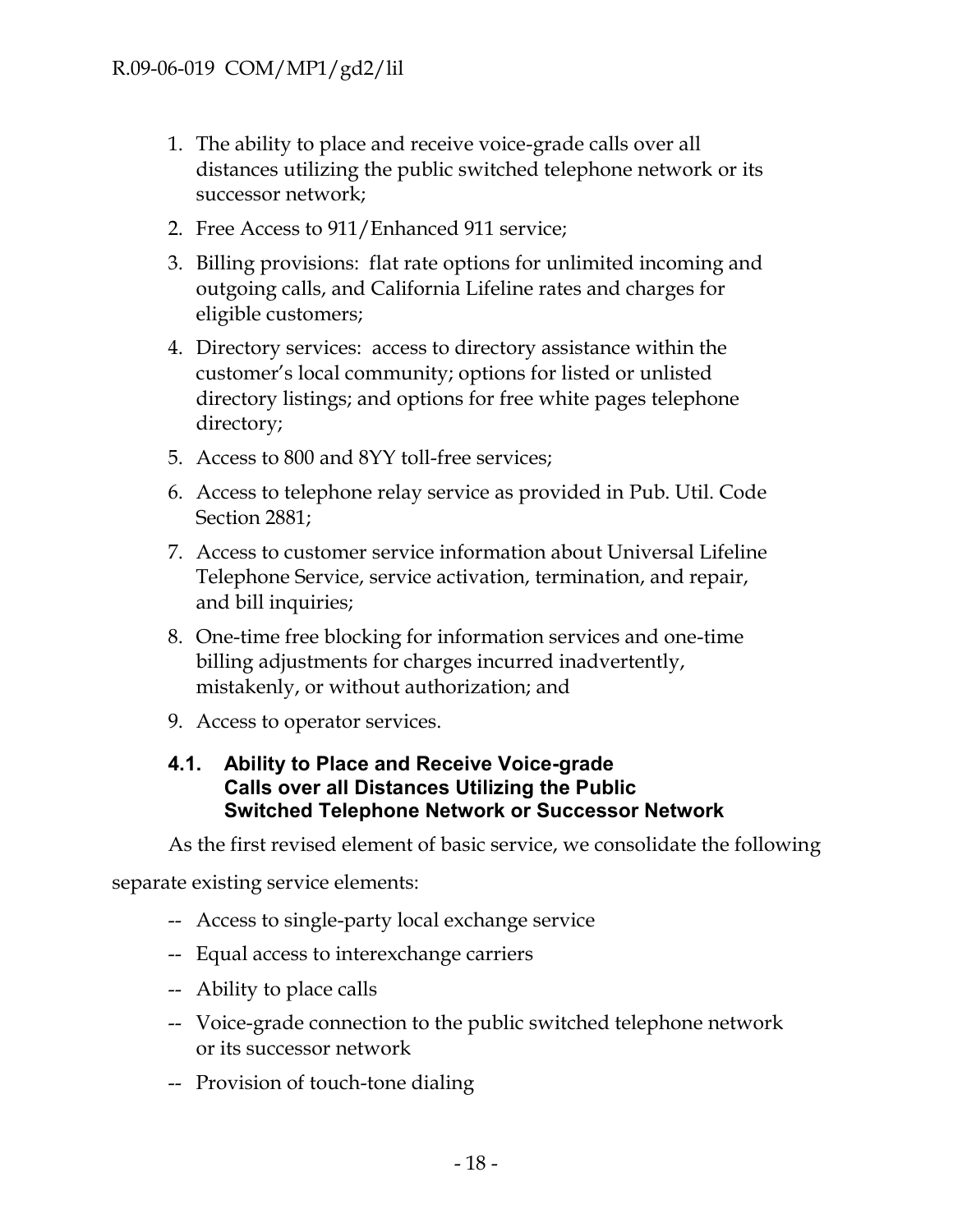1. The ability to place and receive voice-grade calls over all distances utilizing the public switched telephone network or its successor network;
2. Free Access to 911/Enhanced 911 service;
3. Billing provisions: flat rate options for unlimited incoming and outgoing calls, and California Lifeline rates and charges for eligible customers;
4. Directory services: access to directory assistance within the customer's local community; options for listed or unlisted directory listings; and options for free white pages telephone directory;
5. Access to 800 and 8YY toll-free services;
6. Access to telephone relay service as provided in Pub. Util. Code Section 2881;
7. Access to customer service information about Universal Lifeline Telephone Service, service activation, termination, and repair, and bill inquiries;
8. One-time free blocking for information services and one-time billing adjustments for charges incurred inadvertently, mistakenly, or without authorization; and
9. Access to operator services.

### 4.1. Ability to Place and Receive Voice-grade Calls over all Distances Utilizing the Public Switched Telephone Network or Successor Network

As the first revised element of basic service, we consolidate the following separate existing service elements:

- -- Access to single-party local exchange service
- -- Equal access to interexchange carriers
- -- Ability to place calls
- -- Voice-grade connection to the public switched telephone network or its successor network
- -- Provision of touch-tone dialing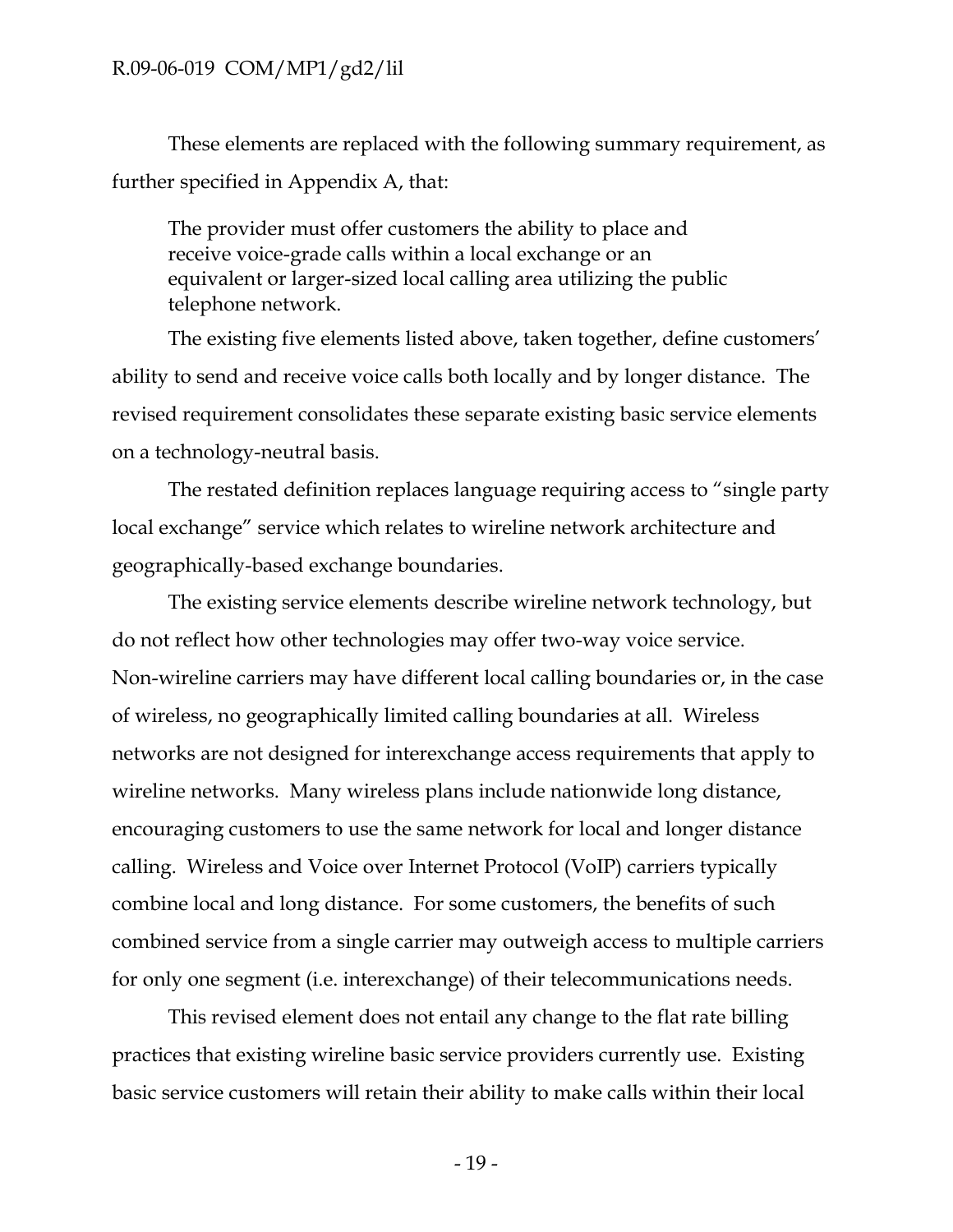These elements are replaced with the following summary requirement, as further specified in Appendix A, that:

> The provider must offer customers the ability to place and receive voice-grade calls within a local exchange or an equivalent or larger-sized local calling area utilizing the public telephone network.

The existing five elements listed above, taken together, define customers' ability to send and receive voice calls both locally and by longer distance. The revised requirement consolidates these separate existing basic service elements on a technology-neutral basis.

The restated definition replaces language requiring access to "single party local exchange" service which relates to wireline network architecture and geographically-based exchange boundaries.

The existing service elements describe wireline network technology, but do not reflect how other technologies may offer two-way voice service. Non-wireline carriers may have different local calling boundaries or, in the case of wireless, no geographically limited calling boundaries at all. Wireless networks are not designed for interexchange access requirements that apply to wireline networks. Many wireless plans include nationwide long distance, encouraging customers to use the same network for local and longer distance calling. Wireless and Voice over Internet Protocol (VoIP) carriers typically combine local and long distance. For some customers, the benefits of such combined service from a single carrier may outweigh access to multiple carriers for only one segment (i.e. interexchange) of their telecommunications needs.

This revised element does not entail any change to the flat rate billing practices that existing wireline basic service providers currently use. Existing basic service customers will retain their ability to make calls within their local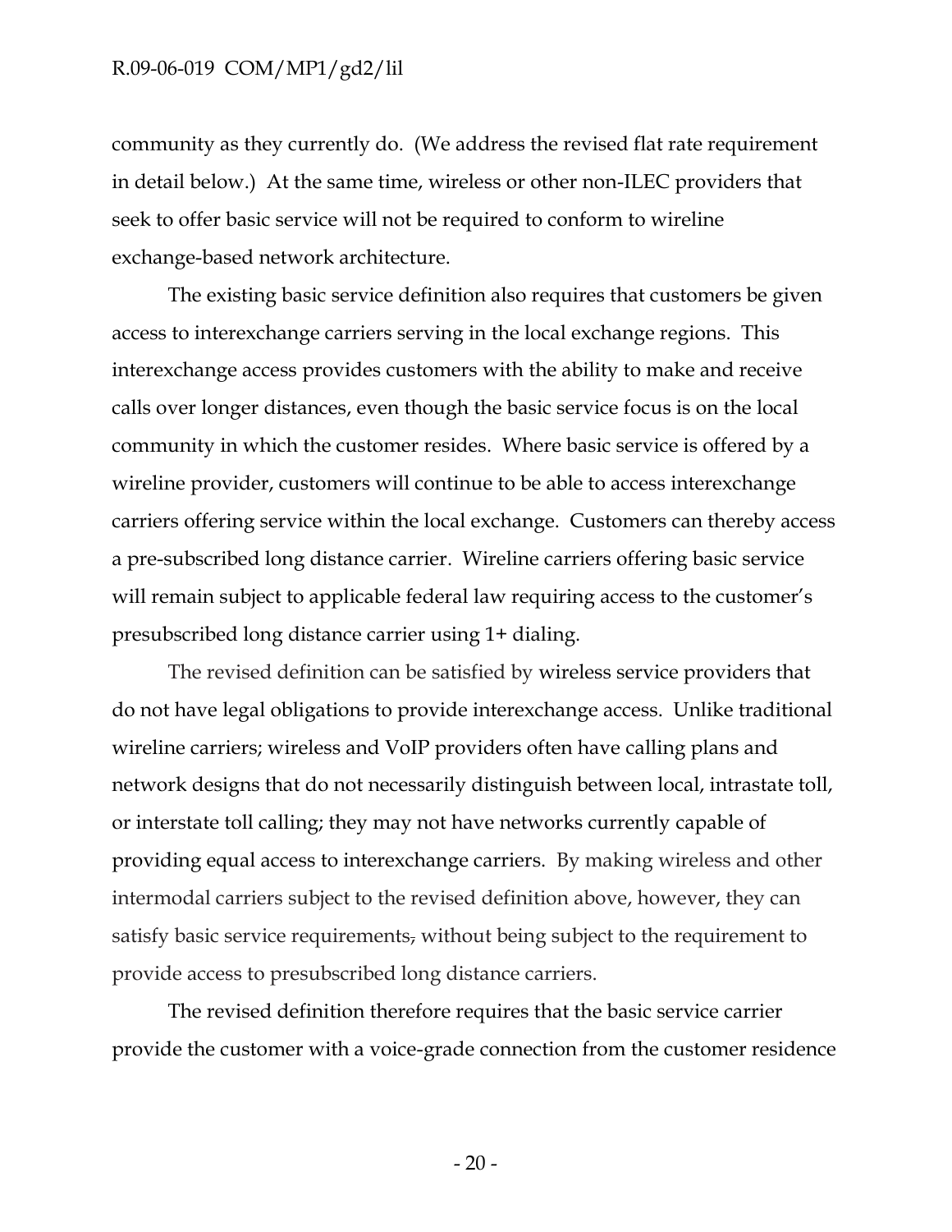community as they currently do. (We address the revised flat rate requirement in detail below.) At the same time, wireless or other non-ILEC providers that seek to offer basic service will not be required to conform to wireline exchange-based network architecture.

The existing basic service definition also requires that customers be given access to interexchange carriers serving in the local exchange regions. This interexchange access provides customers with the ability to make and receive calls over longer distances, even though the basic service focus is on the local community in which the customer resides. Where basic service is offered by a wireline provider, customers will continue to be able to access interexchange carriers offering service within the local exchange. Customers can thereby access a pre-subscribed long distance carrier. Wireline carriers offering basic service will remain subject to applicable federal law requiring access to the customer's presubscribed long distance carrier using 1+ dialing.

The revised definition can be satisfied by wireless service providers that do not have legal obligations to provide interexchange access. Unlike traditional wireline carriers; wireless and VoIP providers often have calling plans and network designs that do not necessarily distinguish between local, intrastate toll, or interstate toll calling; they may not have networks currently capable of providing equal access to interexchange carriers. By making wireless and other intermodal carriers subject to the revised definition above, however, they can satisfy basic service requirements, without being subject to the requirement to provide access to presubscribed long distance carriers.

The revised definition therefore requires that the basic service carrier provide the customer with a voice-grade connection from the customer residence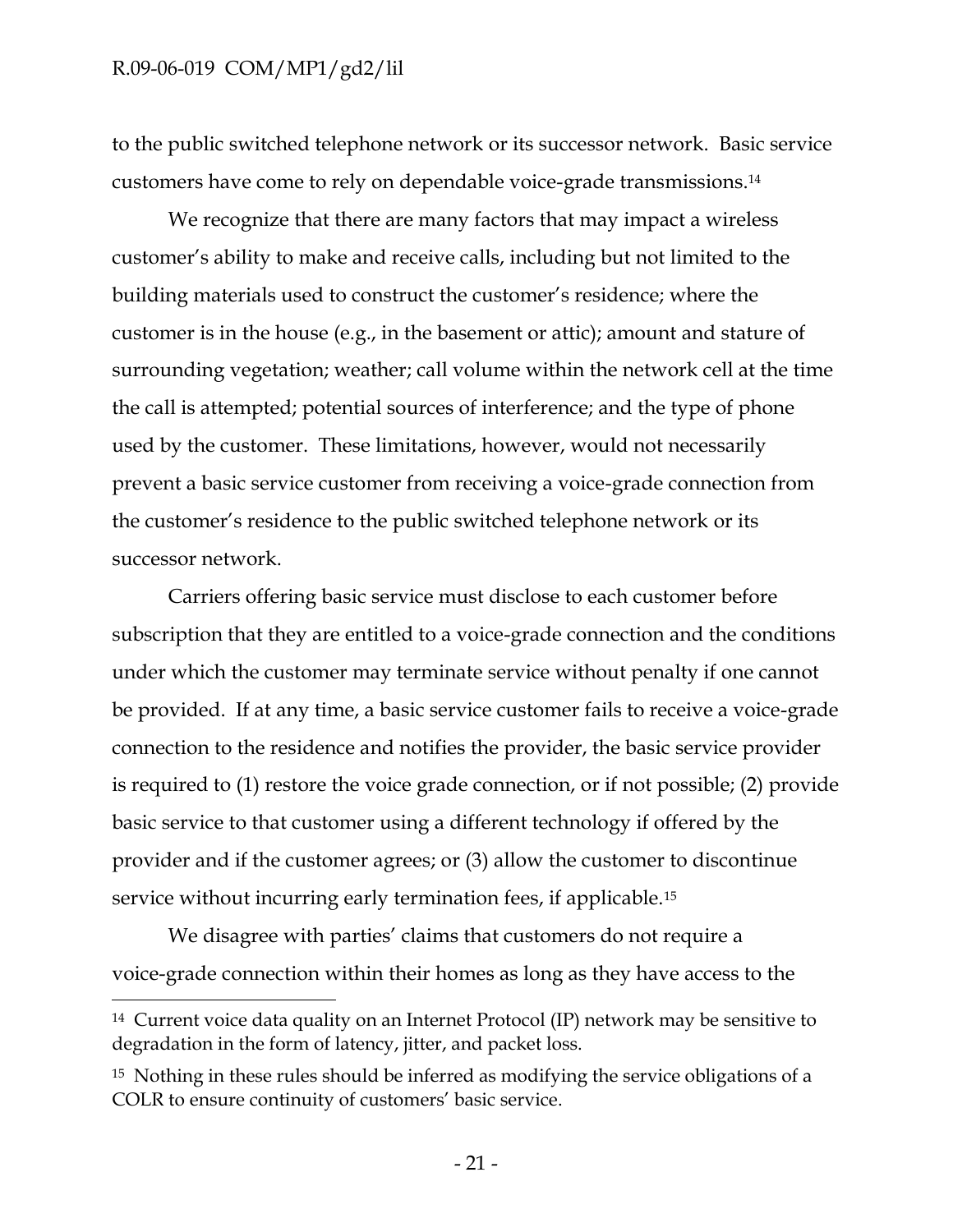to the public switched telephone network or its successor network. Basic service customers have come to rely on dependable voice-grade transmissions.[14]

We recognize that there are many factors that may impact a wireless customer's ability to make and receive calls, including but not limited to the building materials used to construct the customer's residence; where the customer is in the house (e.g., in the basement or attic); amount and stature of surrounding vegetation; weather; call volume within the network cell at the time the call is attempted; potential sources of interference; and the type of phone used by the customer. These limitations, however, would not necessarily prevent a basic service customer from receiving a voice-grade connection from the customer's residence to the public switched telephone network or its successor network.

Carriers offering basic service must disclose to each customer before subscription that they are entitled to a voice-grade connection and the conditions under which the customer may terminate service without penalty if one cannot be provided. If at any time, a basic service customer fails to receive a voice-grade connection to the residence and notifies the provider, the basic service provider is required to (1) restore the voice grade connection, or if not possible; (2) provide basic service to that customer using a different technology if offered by the provider and if the customer agrees; or (3) allow the customer to discontinue service without incurring early termination fees, if applicable.[15]

We disagree with parties' claims that customers do not require a voice-grade connection within their homes as long as they have access to the

---

[14] Current voice data quality on an Internet Protocol (IP) network may be sensitive to degradation in the form of latency, jitter, and packet loss.

[15] Nothing in these rules should be inferred as modifying the service obligations of a COLR to ensure continuity of customers' basic service.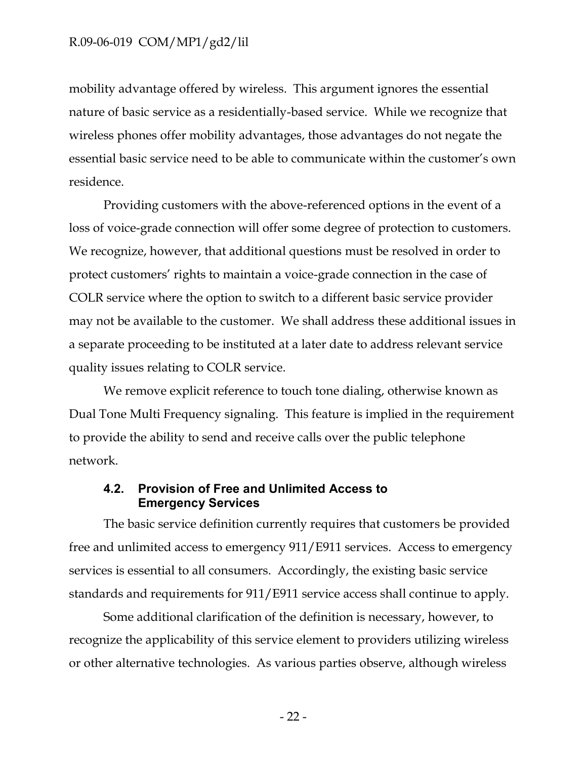mobility advantage offered by wireless. This argument ignores the essential nature of basic service as a residentially-based service. While we recognize that wireless phones offer mobility advantages, those advantages do not negate the essential basic service need to be able to communicate within the customer's own residence.

Providing customers with the above-referenced options in the event of a loss of voice-grade connection will offer some degree of protection to customers. We recognize, however, that additional questions must be resolved in order to protect customers' rights to maintain a voice-grade connection in the case of COLR service where the option to switch to a different basic service provider may not be available to the customer. We shall address these additional issues in a separate proceeding to be instituted at a later date to address relevant service quality issues relating to COLR service.

We remove explicit reference to touch tone dialing, otherwise known as Dual Tone Multi Frequency signaling. This feature is implied in the requirement to provide the ability to send and receive calls over the public telephone network.

### 4.2. Provision of Free and Unlimited Access to Emergency Services

The basic service definition currently requires that customers be provided free and unlimited access to emergency 911/E911 services. Access to emergency services is essential to all consumers. Accordingly, the existing basic service standards and requirements for 911/E911 service access shall continue to apply.

Some additional clarification of the definition is necessary, however, to recognize the applicability of this service element to providers utilizing wireless or other alternative technologies. As various parties observe, although wireless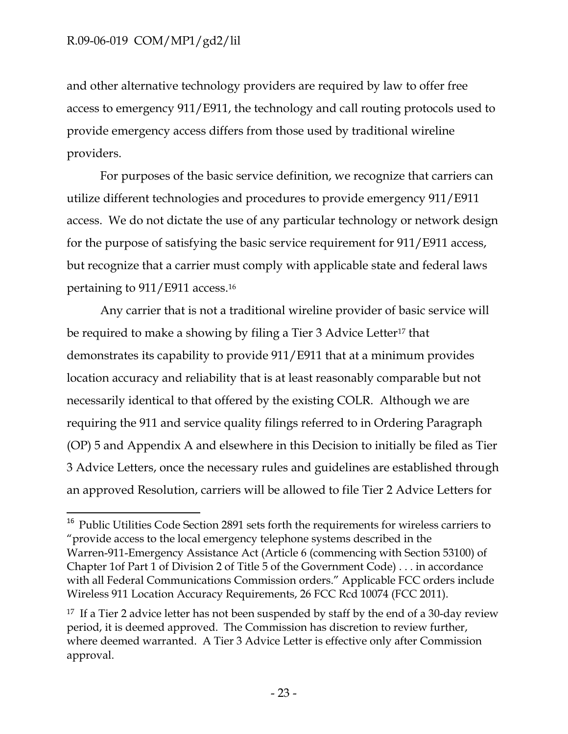and other alternative technology providers are required by law to offer free access to emergency 911/E911, the technology and call routing protocols used to provide emergency access differs from those used by traditional wireline providers.

For purposes of the basic service definition, we recognize that carriers can utilize different technologies and procedures to provide emergency 911/E911 access. We do not dictate the use of any particular technology or network design for the purpose of satisfying the basic service requirement for 911/E911 access, but recognize that a carrier must comply with applicable state and federal laws pertaining to 911/E911 access.[16]

Any carrier that is not a traditional wireline provider of basic service will be required to make a showing by filing a Tier 3 Advice Letter[17] that demonstrates its capability to provide 911/E911 that at a minimum provides location accuracy and reliability that is at least reasonably comparable but not necessarily identical to that offered by the existing COLR. Although we are requiring the 911 and service quality filings referred to in Ordering Paragraph (OP) 5 and Appendix A and elsewhere in this Decision to initially be filed as Tier 3 Advice Letters, once the necessary rules and guidelines are established through an approved Resolution, carriers will be allowed to file Tier 2 Advice Letters for

---

[16] Public Utilities Code Section 2891 sets forth the requirements for wireless carriers to "provide access to the local emergency telephone systems described in the Warren-911-Emergency Assistance Act (Article 6 (commencing with Section 53100) of Chapter 1of Part 1 of Division 2 of Title 5 of the Government Code) . . . in accordance with all Federal Communications Commission orders." Applicable FCC orders include Wireless 911 Location Accuracy Requirements, 26 FCC Rcd 10074 (FCC 2011).

[17] If a Tier 2 advice letter has not been suspended by staff by the end of a 30-day review period, it is deemed approved. The Commission has discretion to review further, where deemed warranted. A Tier 3 Advice Letter is effective only after Commission approval.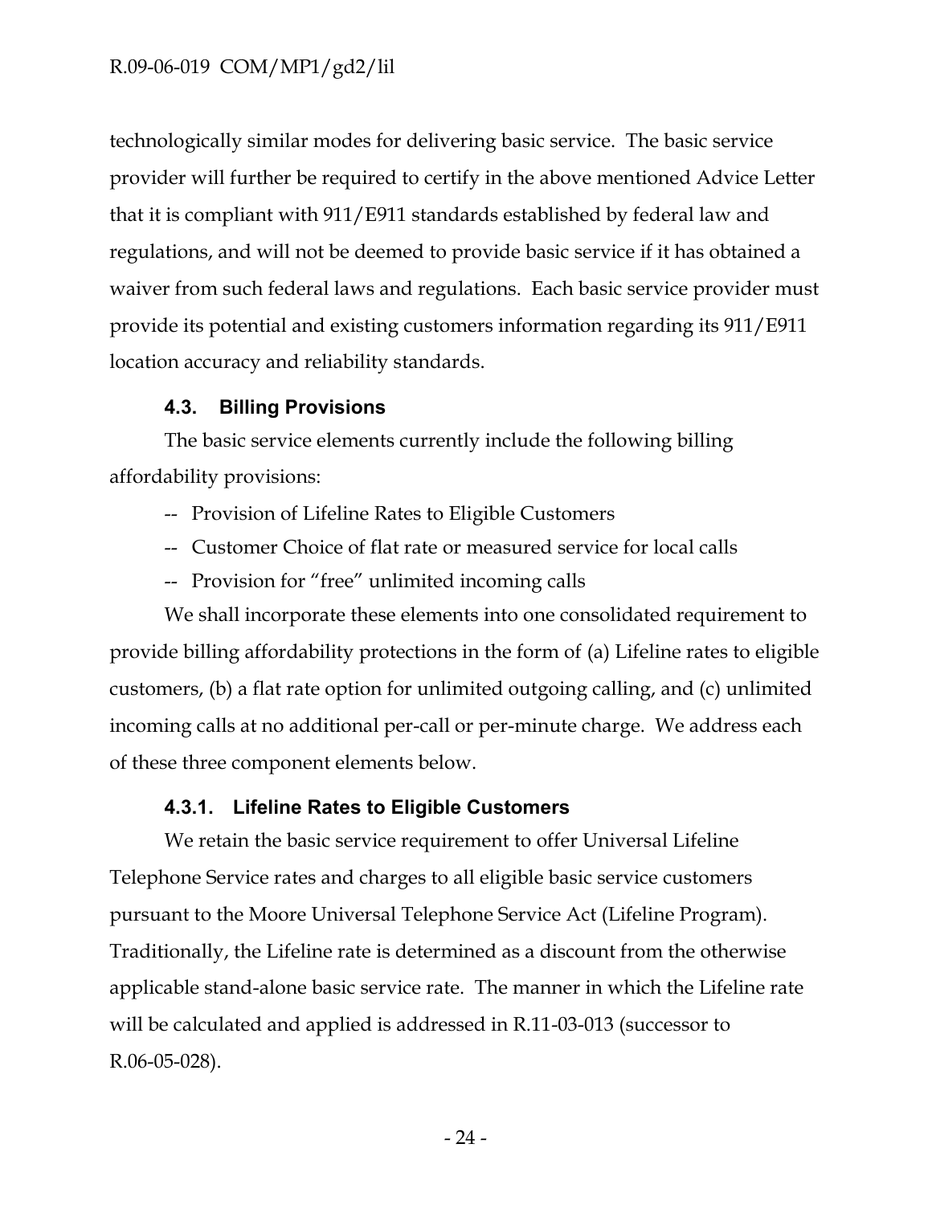technologically similar modes for delivering basic service. The basic service provider will further be required to certify in the above mentioned Advice Letter that it is compliant with 911/E911 standards established by federal law and regulations, and will not be deemed to provide basic service if it has obtained a waiver from such federal laws and regulations. Each basic service provider must provide its potential and existing customers information regarding its 911/E911 location accuracy and reliability standards.

### 4.3. Billing Provisions

The basic service elements currently include the following billing affordability provisions:

-- Provision of Lifeline Rates to Eligible Customers

-- Customer Choice of flat rate or measured service for local calls

-- Provision for "free" unlimited incoming calls

We shall incorporate these elements into one consolidated requirement to provide billing affordability protections in the form of (a) Lifeline rates to eligible customers, (b) a flat rate option for unlimited outgoing calling, and (c) unlimited incoming calls at no additional per-call or per-minute charge. We address each of these three component elements below.

#### 4.3.1. Lifeline Rates to Eligible Customers

We retain the basic service requirement to offer Universal Lifeline Telephone Service rates and charges to all eligible basic service customers pursuant to the Moore Universal Telephone Service Act (Lifeline Program). Traditionally, the Lifeline rate is determined as a discount from the otherwise applicable stand-alone basic service rate. The manner in which the Lifeline rate will be calculated and applied is addressed in R.11-03-013 (successor to R.06-05-028).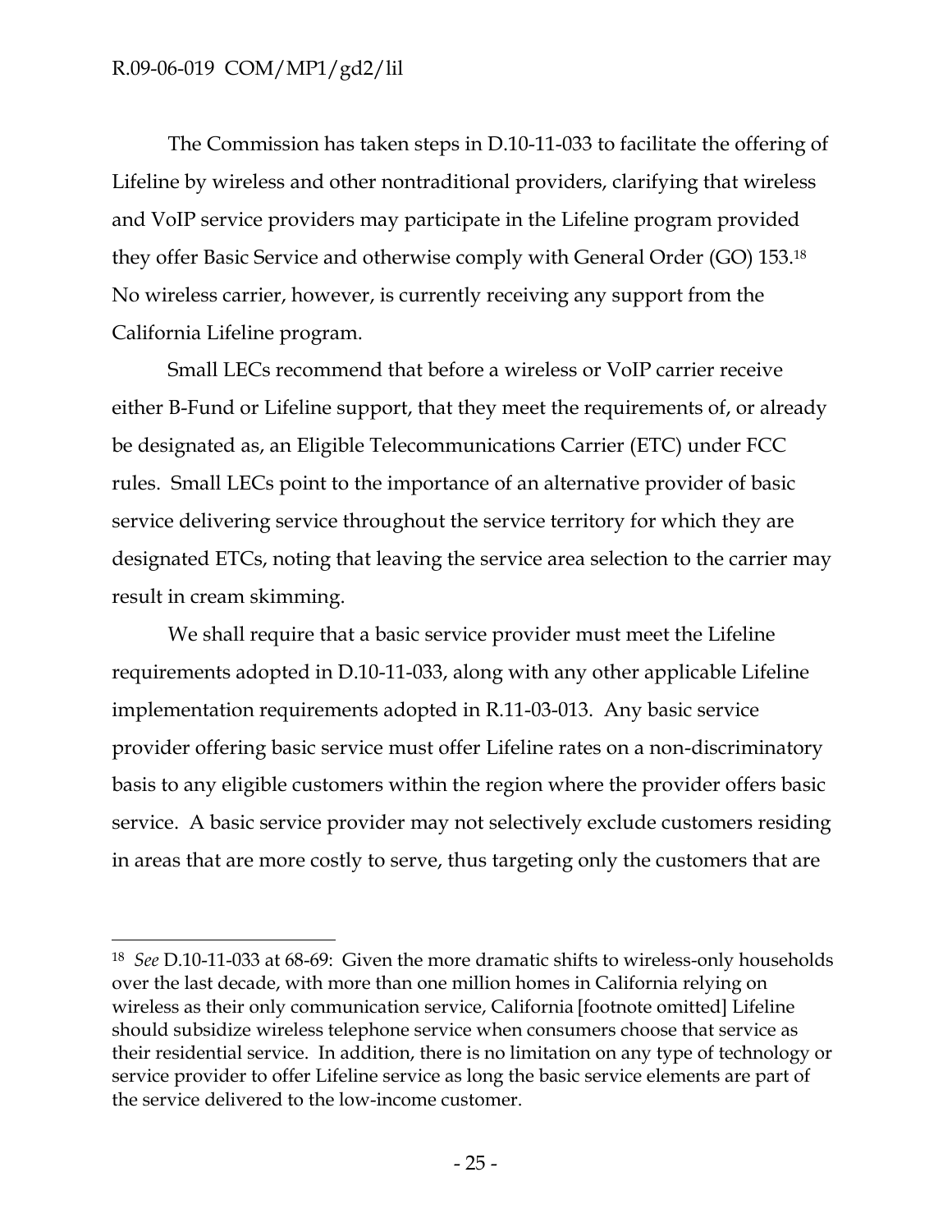The Commission has taken steps in D.10-11-033 to facilitate the offering of Lifeline by wireless and other nontraditional providers, clarifying that wireless and VoIP service providers may participate in the Lifeline program provided they offer Basic Service and otherwise comply with General Order (GO) 153.[18] No wireless carrier, however, is currently receiving any support from the California Lifeline program.

Small LECs recommend that before a wireless or VoIP carrier receive either B-Fund or Lifeline support, that they meet the requirements of, or already be designated as, an Eligible Telecommunications Carrier (ETC) under FCC rules. Small LECs point to the importance of an alternative provider of basic service delivering service throughout the service territory for which they are designated ETCs, noting that leaving the service area selection to the carrier may result in cream skimming.

We shall require that a basic service provider must meet the Lifeline requirements adopted in D.10-11-033, along with any other applicable Lifeline implementation requirements adopted in R.11-03-013. Any basic service provider offering basic service must offer Lifeline rates on a non-discriminatory basis to any eligible customers within the region where the provider offers basic service. A basic service provider may not selectively exclude customers residing in areas that are more costly to serve, thus targeting only the customers that are

---

[18] *See* D.10-11-033 at 68-69: Given the more dramatic shifts to wireless-only households over the last decade, with more than one million homes in California relying on wireless as their only communication service, California [footnote omitted] Lifeline should subsidize wireless telephone service when consumers choose that service as their residential service. In addition, there is no limitation on any type of technology or service provider to offer Lifeline service as long the basic service elements are part of the service delivered to the low-income customer.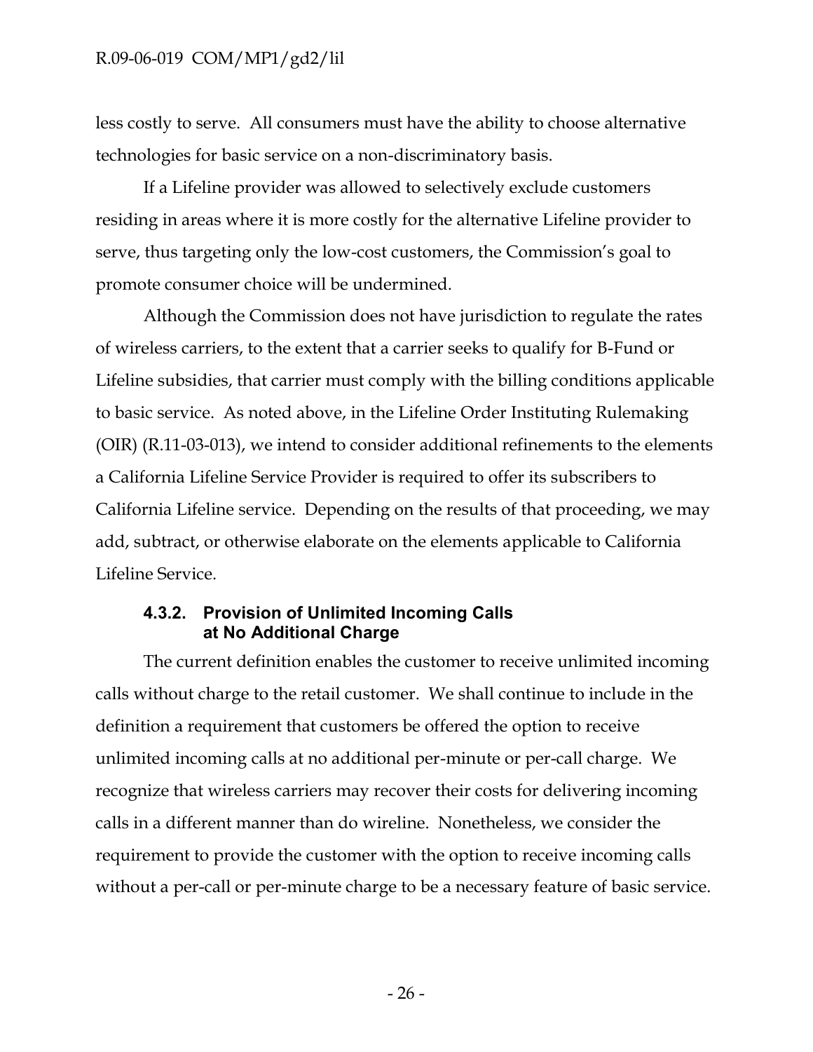less costly to serve. All consumers must have the ability to choose alternative technologies for basic service on a non-discriminatory basis.

If a Lifeline provider was allowed to selectively exclude customers residing in areas where it is more costly for the alternative Lifeline provider to serve, thus targeting only the low-cost customers, the Commission's goal to promote consumer choice will be undermined.

Although the Commission does not have jurisdiction to regulate the rates of wireless carriers, to the extent that a carrier seeks to qualify for B-Fund or Lifeline subsidies, that carrier must comply with the billing conditions applicable to basic service. As noted above, in the Lifeline Order Instituting Rulemaking (OIR) (R.11-03-013), we intend to consider additional refinements to the elements a California Lifeline Service Provider is required to offer its subscribers to California Lifeline service. Depending on the results of that proceeding, we may add, subtract, or otherwise elaborate on the elements applicable to California Lifeline Service.

#### 4.3.2. Provision of Unlimited Incoming Calls at No Additional Charge

The current definition enables the customer to receive unlimited incoming calls without charge to the retail customer. We shall continue to include in the definition a requirement that customers be offered the option to receive unlimited incoming calls at no additional per-minute or per-call charge. We recognize that wireless carriers may recover their costs for delivering incoming calls in a different manner than do wireline. Nonetheless, we consider the requirement to provide the customer with the option to receive incoming calls without a per-call or per-minute charge to be a necessary feature of basic service.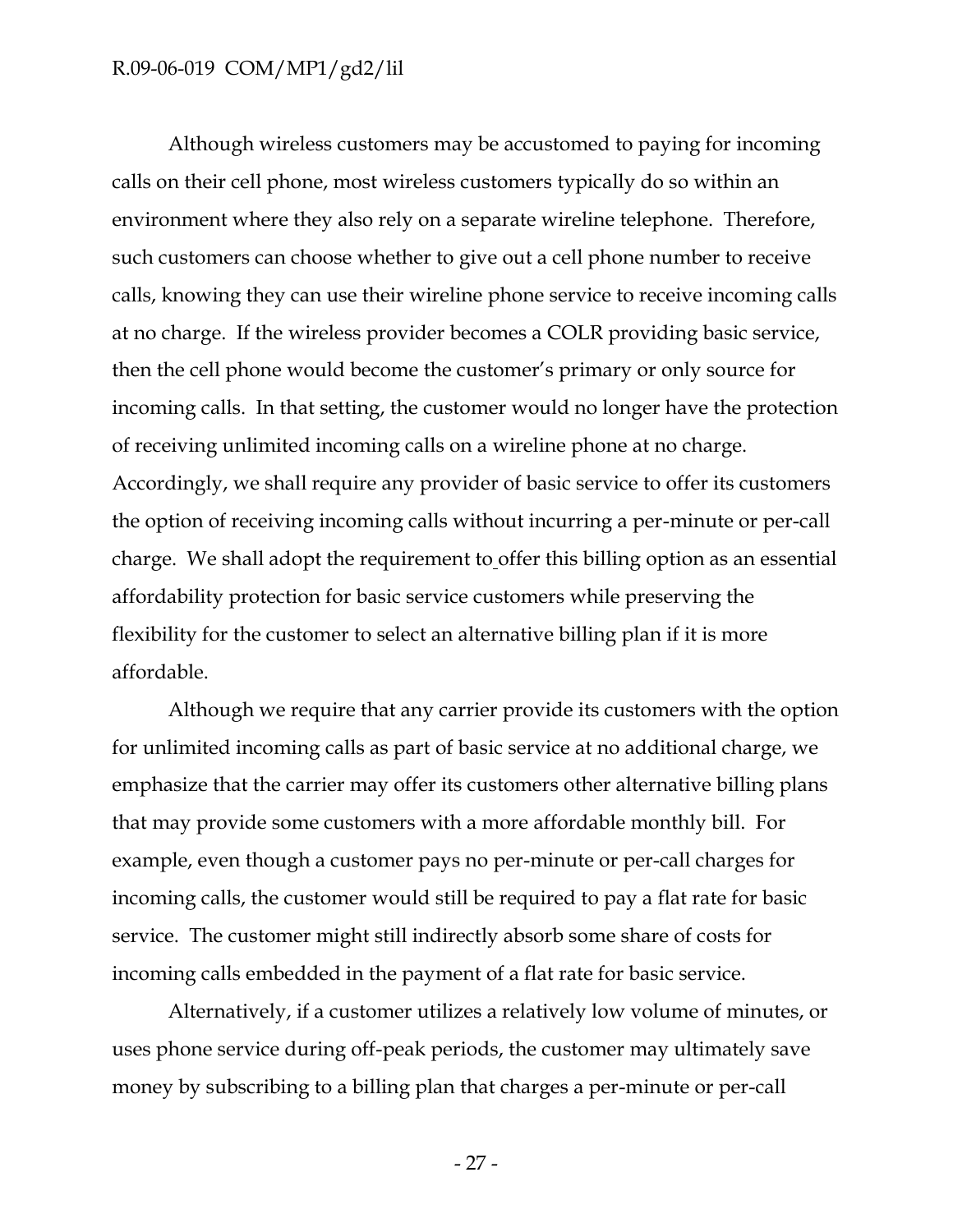Although wireless customers may be accustomed to paying for incoming calls on their cell phone, most wireless customers typically do so within an environment where they also rely on a separate wireline telephone. Therefore, such customers can choose whether to give out a cell phone number to receive calls, knowing they can use their wireline phone service to receive incoming calls at no charge. If the wireless provider becomes a COLR providing basic service, then the cell phone would become the customer's primary or only source for incoming calls. In that setting, the customer would no longer have the protection of receiving unlimited incoming calls on a wireline phone at no charge. Accordingly, we shall require any provider of basic service to offer its customers the option of receiving incoming calls without incurring a per-minute or per-call charge. We shall adopt the requirement to offer this billing option as an essential affordability protection for basic service customers while preserving the flexibility for the customer to select an alternative billing plan if it is more affordable.

Although we require that any carrier provide its customers with the option for unlimited incoming calls as part of basic service at no additional charge, we emphasize that the carrier may offer its customers other alternative billing plans that may provide some customers with a more affordable monthly bill. For example, even though a customer pays no per-minute or per-call charges for incoming calls, the customer would still be required to pay a flat rate for basic service. The customer might still indirectly absorb some share of costs for incoming calls embedded in the payment of a flat rate for basic service.

Alternatively, if a customer utilizes a relatively low volume of minutes, or uses phone service during off-peak periods, the customer may ultimately save money by subscribing to a billing plan that charges a per-minute or per-call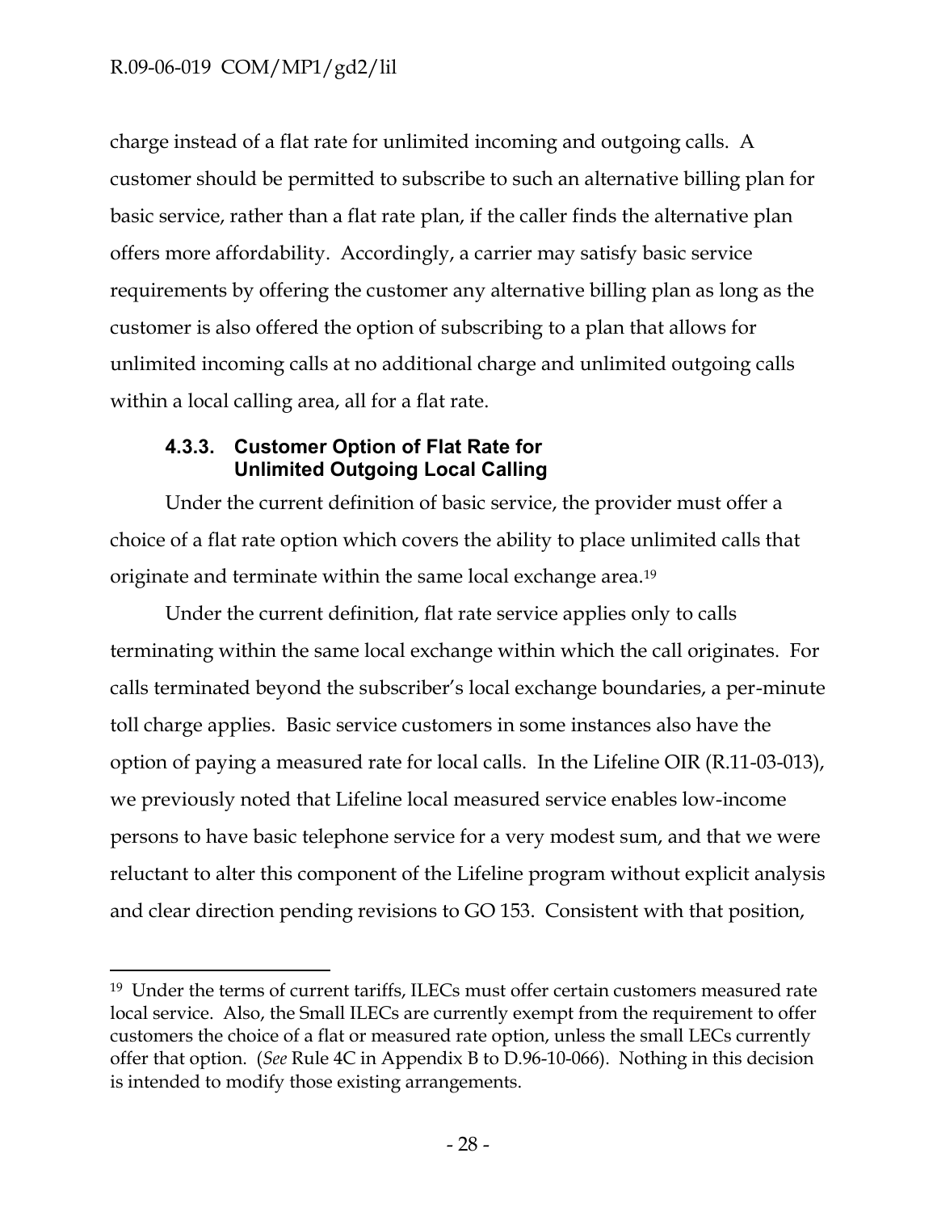charge instead of a flat rate for unlimited incoming and outgoing calls. A customer should be permitted to subscribe to such an alternative billing plan for basic service, rather than a flat rate plan, if the caller finds the alternative plan offers more affordability. Accordingly, a carrier may satisfy basic service requirements by offering the customer any alternative billing plan as long as the customer is also offered the option of subscribing to a plan that allows for unlimited incoming calls at no additional charge and unlimited outgoing calls within a local calling area, all for a flat rate.

#### 4.3.3. Customer Option of Flat Rate for Unlimited Outgoing Local Calling

Under the current definition of basic service, the provider must offer a choice of a flat rate option which covers the ability to place unlimited calls that originate and terminate within the same local exchange area.[19]

Under the current definition, flat rate service applies only to calls terminating within the same local exchange within which the call originates. For calls terminated beyond the subscriber's local exchange boundaries, a per-minute toll charge applies. Basic service customers in some instances also have the option of paying a measured rate for local calls. In the Lifeline OIR (R.11-03-013), we previously noted that Lifeline local measured service enables low-income persons to have basic telephone service for a very modest sum, and that we were reluctant to alter this component of the Lifeline program without explicit analysis and clear direction pending revisions to GO 153. Consistent with that position,

---

[19] Under the terms of current tariffs, ILECs must offer certain customers measured rate local service. Also, the Small ILECs are currently exempt from the requirement to offer customers the choice of a flat or measured rate option, unless the small LECs currently offer that option. (*See* Rule 4C in Appendix B to D.96-10-066). Nothing in this decision is intended to modify those existing arrangements.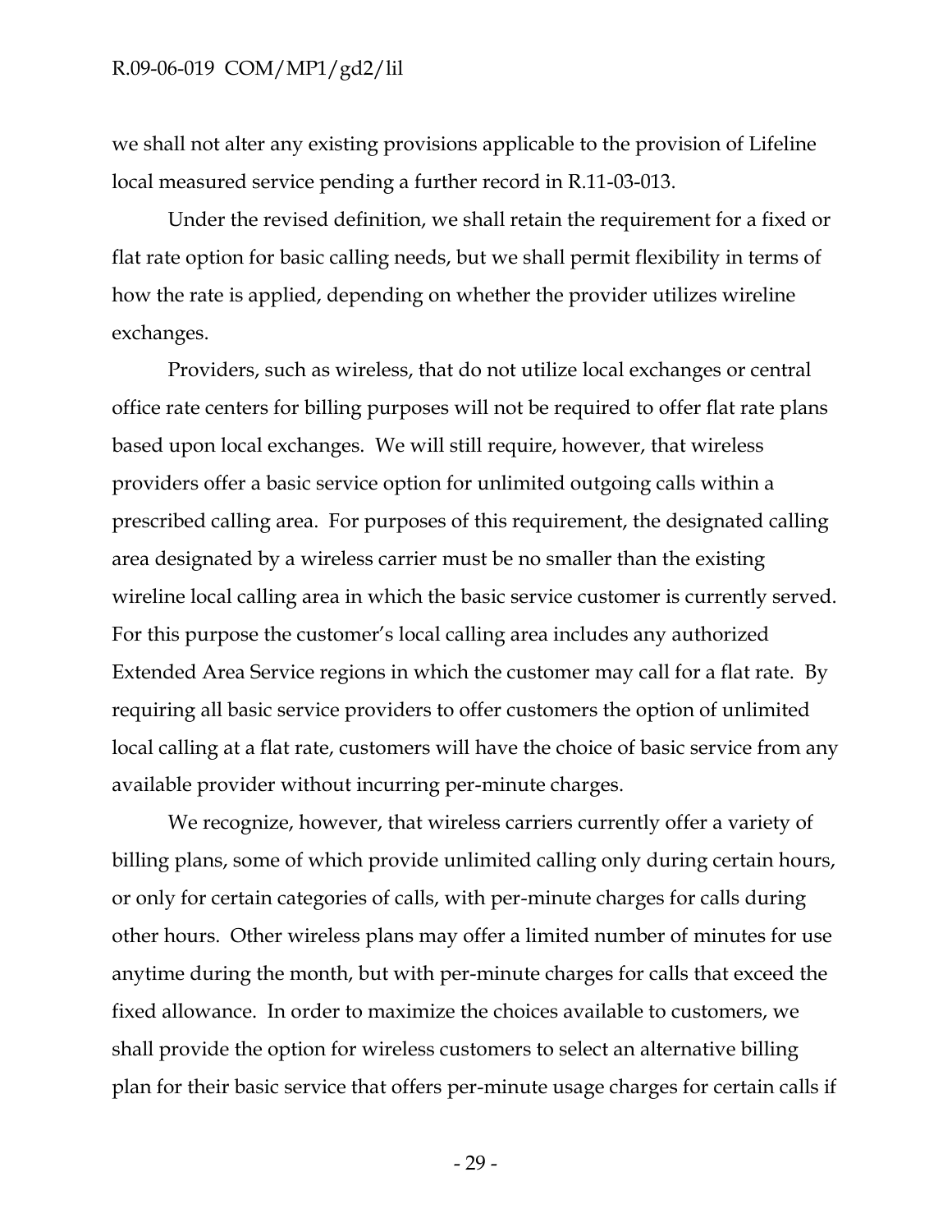we shall not alter any existing provisions applicable to the provision of Lifeline local measured service pending a further record in R.11-03-013.

Under the revised definition, we shall retain the requirement for a fixed or flat rate option for basic calling needs, but we shall permit flexibility in terms of how the rate is applied, depending on whether the provider utilizes wireline exchanges.

Providers, such as wireless, that do not utilize local exchanges or central office rate centers for billing purposes will not be required to offer flat rate plans based upon local exchanges. We will still require, however, that wireless providers offer a basic service option for unlimited outgoing calls within a prescribed calling area. For purposes of this requirement, the designated calling area designated by a wireless carrier must be no smaller than the existing wireline local calling area in which the basic service customer is currently served. For this purpose the customer's local calling area includes any authorized Extended Area Service regions in which the customer may call for a flat rate. By requiring all basic service providers to offer customers the option of unlimited local calling at a flat rate, customers will have the choice of basic service from any available provider without incurring per-minute charges.

We recognize, however, that wireless carriers currently offer a variety of billing plans, some of which provide unlimited calling only during certain hours, or only for certain categories of calls, with per-minute charges for calls during other hours. Other wireless plans may offer a limited number of minutes for use anytime during the month, but with per-minute charges for calls that exceed the fixed allowance. In order to maximize the choices available to customers, we shall provide the option for wireless customers to select an alternative billing plan for their basic service that offers per-minute usage charges for certain calls if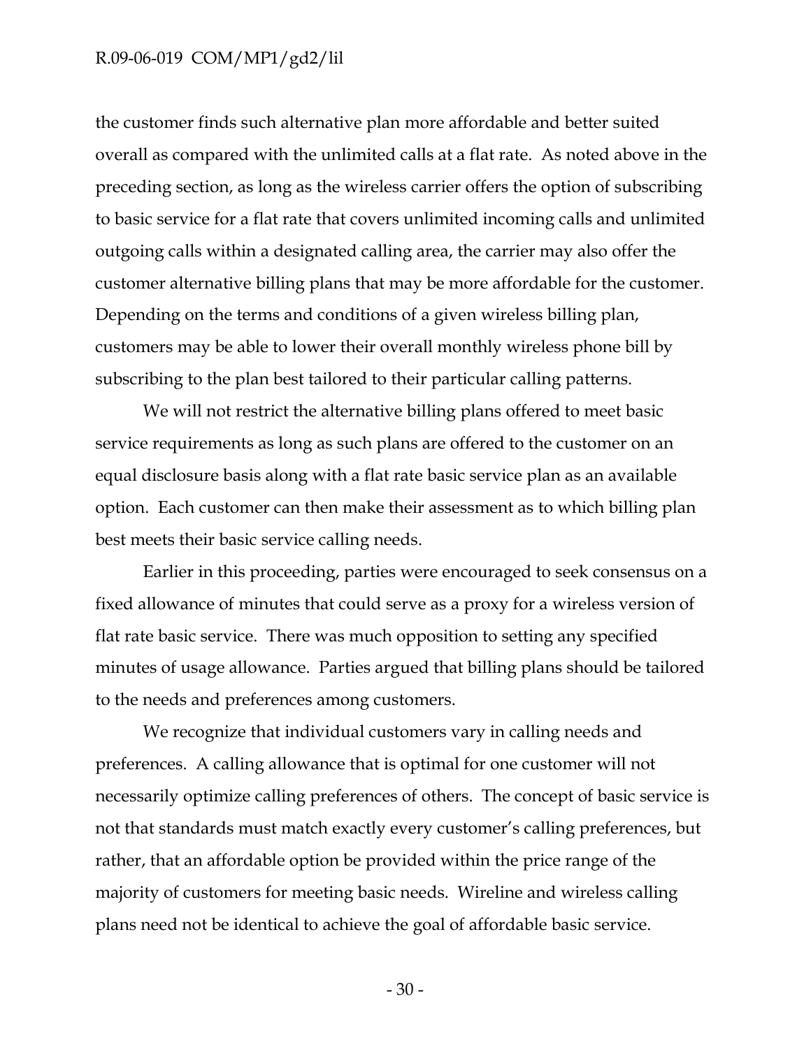the customer finds such alternative plan more affordable and better suited overall as compared with the unlimited calls at a flat rate. As noted above in the preceding section, as long as the wireless carrier offers the option of subscribing to basic service for a flat rate that covers unlimited incoming calls and unlimited outgoing calls within a designated calling area, the carrier may also offer the customer alternative billing plans that may be more affordable for the customer. Depending on the terms and conditions of a given wireless billing plan, customers may be able to lower their overall monthly wireless phone bill by subscribing to the plan best tailored to their particular calling patterns.

We will not restrict the alternative billing plans offered to meet basic service requirements as long as such plans are offered to the customer on an equal disclosure basis along with a flat rate basic service plan as an available option. Each customer can then make their assessment as to which billing plan best meets their basic service calling needs.

Earlier in this proceeding, parties were encouraged to seek consensus on a fixed allowance of minutes that could serve as a proxy for a wireless version of flat rate basic service. There was much opposition to setting any specified minutes of usage allowance. Parties argued that billing plans should be tailored to the needs and preferences among customers.

We recognize that individual customers vary in calling needs and preferences. A calling allowance that is optimal for one customer will not necessarily optimize calling preferences of others. The concept of basic service is not that standards must match exactly every customer's calling preferences, but rather, that an affordable option be provided within the price range of the majority of customers for meeting basic needs. Wireline and wireless calling plans need not be identical to achieve the goal of affordable basic service.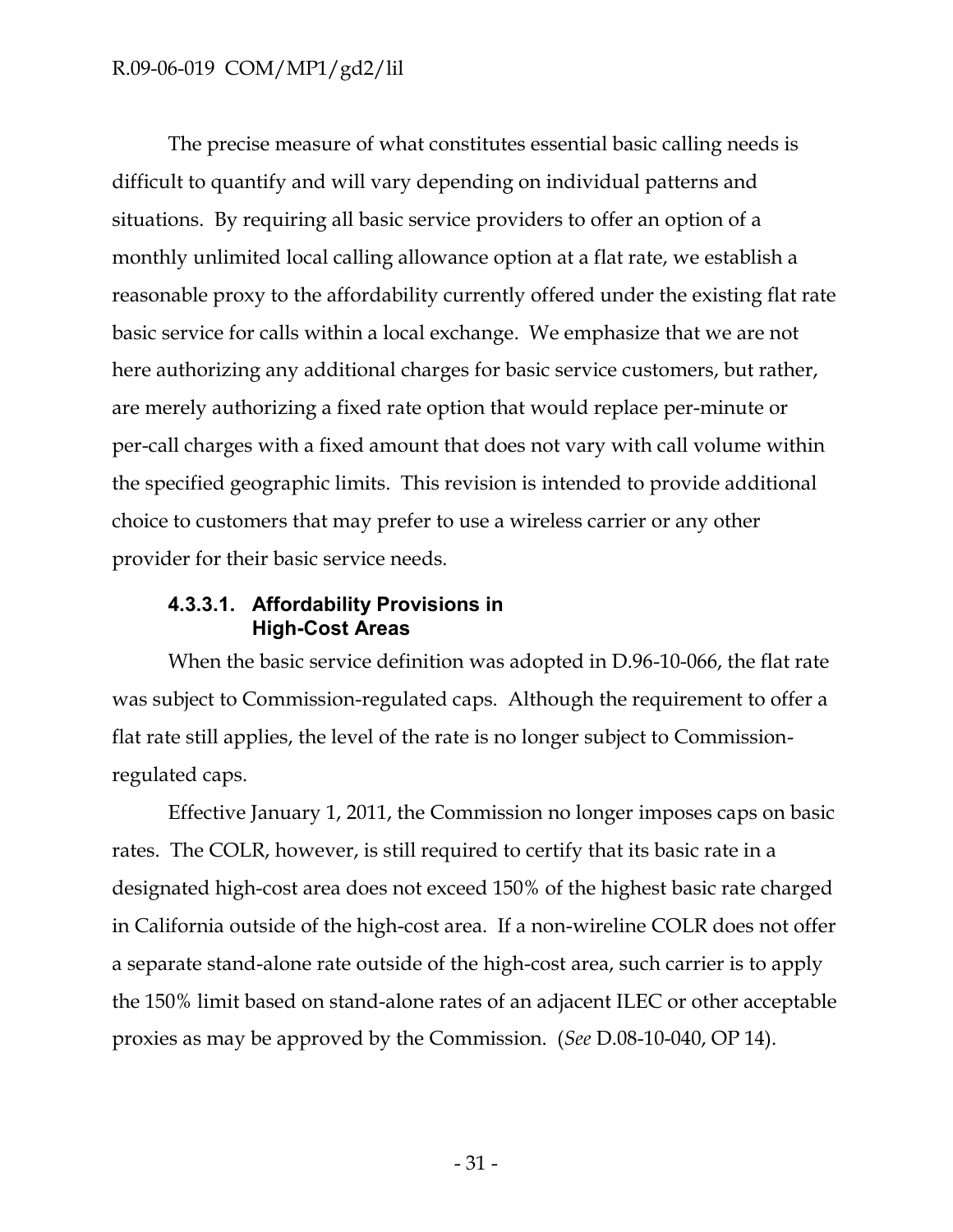The precise measure of what constitutes essential basic calling needs is difficult to quantify and will vary depending on individual patterns and situations. By requiring all basic service providers to offer an option of a monthly unlimited local calling allowance option at a flat rate, we establish a reasonable proxy to the affordability currently offered under the existing flat rate basic service for calls within a local exchange. We emphasize that we are not here authorizing any additional charges for basic service customers, but rather, are merely authorizing a fixed rate option that would replace per-minute or per-call charges with a fixed amount that does not vary with call volume within the specified geographic limits. This revision is intended to provide additional choice to customers that may prefer to use a wireless carrier or any other provider for their basic service needs.

#### 4.3.3.1. Affordability Provisions in High-Cost Areas

When the basic service definition was adopted in D.96-10-066, the flat rate was subject to Commission-regulated caps. Although the requirement to offer a flat rate still applies, the level of the rate is no longer subject to Commission-regulated caps.

Effective January 1, 2011, the Commission no longer imposes caps on basic rates. The COLR, however, is still required to certify that its basic rate in a designated high-cost area does not exceed 150% of the highest basic rate charged in California outside of the high-cost area. If a non-wireline COLR does not offer a separate stand-alone rate outside of the high-cost area, such carrier is to apply the 150% limit based on stand-alone rates of an adjacent ILEC or other acceptable proxies as may be approved by the Commission. (*See* D.08-10-040, OP 14).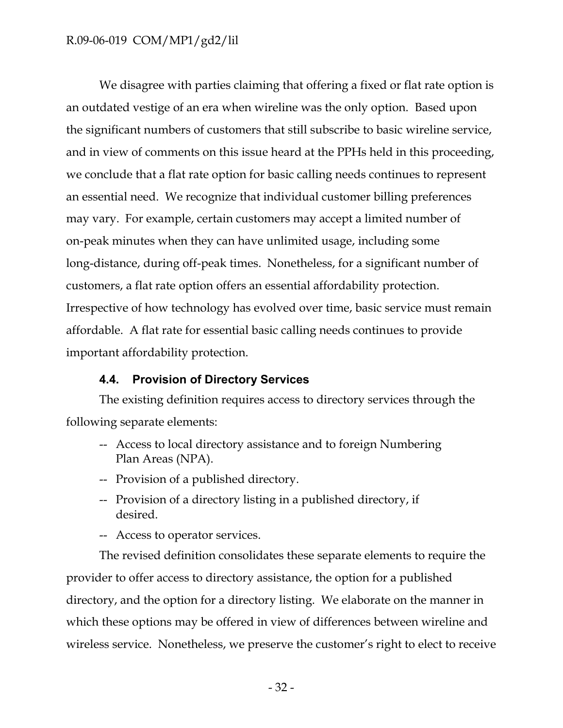We disagree with parties claiming that offering a fixed or flat rate option is an outdated vestige of an era when wireline was the only option. Based upon the significant numbers of customers that still subscribe to basic wireline service, and in view of comments on this issue heard at the PPHs held in this proceeding, we conclude that a flat rate option for basic calling needs continues to represent an essential need. We recognize that individual customer billing preferences may vary. For example, certain customers may accept a limited number of on-peak minutes when they can have unlimited usage, including some long-distance, during off-peak times. Nonetheless, for a significant number of customers, a flat rate option offers an essential affordability protection. Irrespective of how technology has evolved over time, basic service must remain affordable. A flat rate for essential basic calling needs continues to provide important affordability protection.

### 4.4. Provision of Directory Services

The existing definition requires access to directory services through the following separate elements:

- -- Access to local directory assistance and to foreign Numbering Plan Areas (NPA).
- -- Provision of a published directory.
- -- Provision of a directory listing in a published directory, if desired.
- -- Access to operator services.

The revised definition consolidates these separate elements to require the provider to offer access to directory assistance, the option for a published directory, and the option for a directory listing. We elaborate on the manner in which these options may be offered in view of differences between wireline and wireless service. Nonetheless, we preserve the customer's right to elect to receive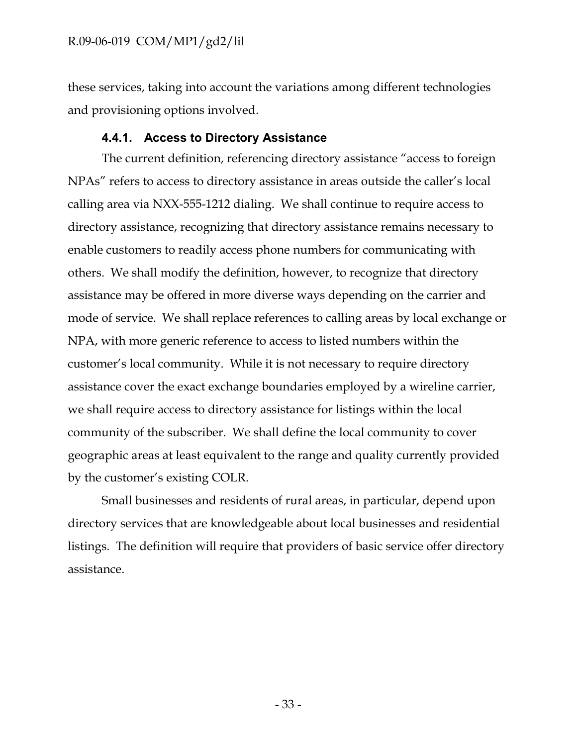these services, taking into account the variations among different technologies and provisioning options involved.

#### 4.4.1. Access to Directory Assistance

The current definition, referencing directory assistance "access to foreign NPAs" refers to access to directory assistance in areas outside the caller's local calling area via NXX-555-1212 dialing. We shall continue to require access to directory assistance, recognizing that directory assistance remains necessary to enable customers to readily access phone numbers for communicating with others. We shall modify the definition, however, to recognize that directory assistance may be offered in more diverse ways depending on the carrier and mode of service. We shall replace references to calling areas by local exchange or NPA, with more generic reference to access to listed numbers within the customer's local community. While it is not necessary to require directory assistance cover the exact exchange boundaries employed by a wireline carrier, we shall require access to directory assistance for listings within the local community of the subscriber. We shall define the local community to cover geographic areas at least equivalent to the range and quality currently provided by the customer's existing COLR.

Small businesses and residents of rural areas, in particular, depend upon directory services that are knowledgeable about local businesses and residential listings. The definition will require that providers of basic service offer directory assistance.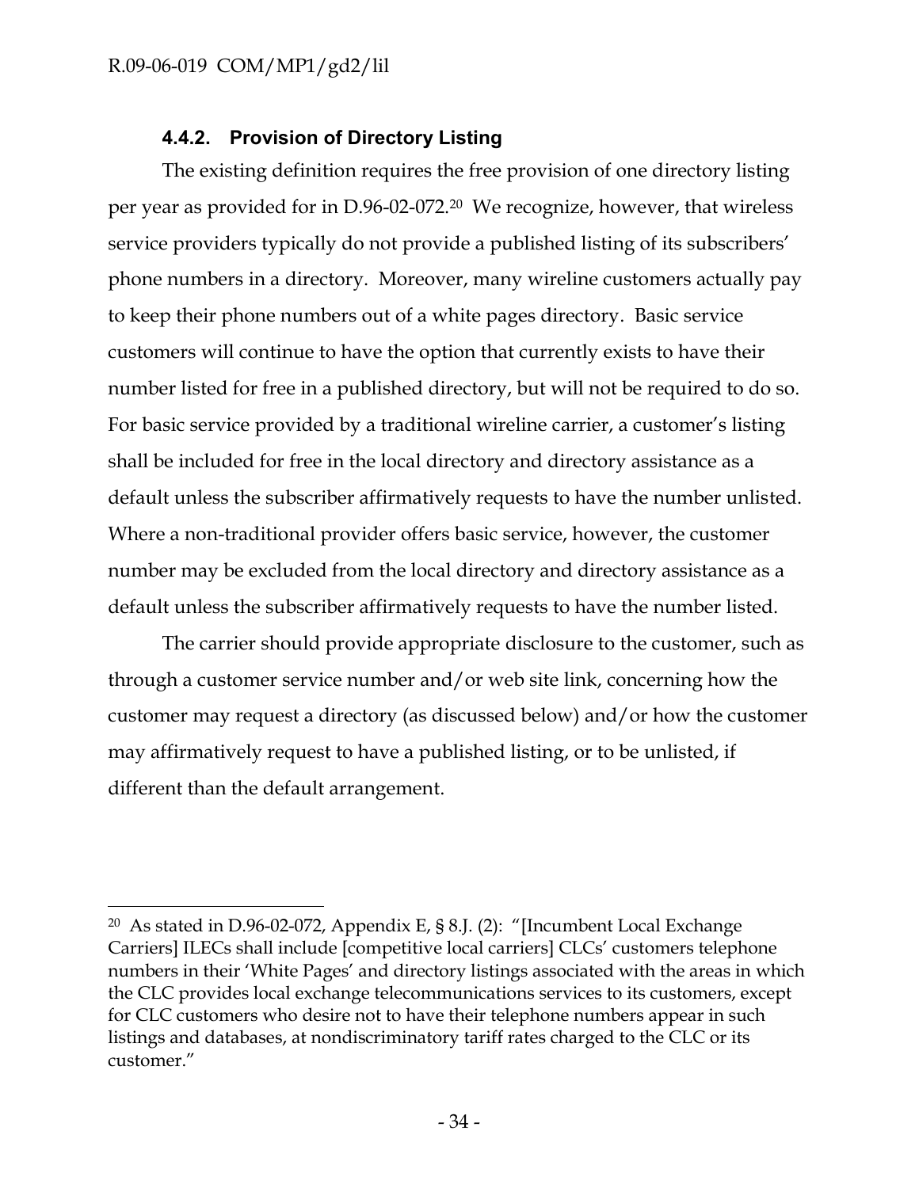### 4.4.2. Provision of Directory Listing

The existing definition requires the free provision of one directory listing per year as provided for in D.96-02-072.[20] We recognize, however, that wireless service providers typically do not provide a published listing of its subscribers' phone numbers in a directory. Moreover, many wireline customers actually pay to keep their phone numbers out of a white pages directory. Basic service customers will continue to have the option that currently exists to have their number listed for free in a published directory, but will not be required to do so. For basic service provided by a traditional wireline carrier, a customer's listing shall be included for free in the local directory and directory assistance as a default unless the subscriber affirmatively requests to have the number unlisted. Where a non-traditional provider offers basic service, however, the customer number may be excluded from the local directory and directory assistance as a default unless the subscriber affirmatively requests to have the number listed.

The carrier should provide appropriate disclosure to the customer, such as through a customer service number and/or web site link, concerning how the customer may request a directory (as discussed below) and/or how the customer may affirmatively request to have a published listing, or to be unlisted, if different than the default arrangement.

---

[20] As stated in D.96-02-072, Appendix E, § 8.J. (2): "[Incumbent Local Exchange Carriers] ILECs shall include [competitive local carriers] CLCs' customers telephone numbers in their 'White Pages' and directory listings associated with the areas in which the CLC provides local exchange telecommunications services to its customers, except for CLC customers who desire not to have their telephone numbers appear in such listings and databases, at nondiscriminatory tariff rates charged to the CLC or its customer."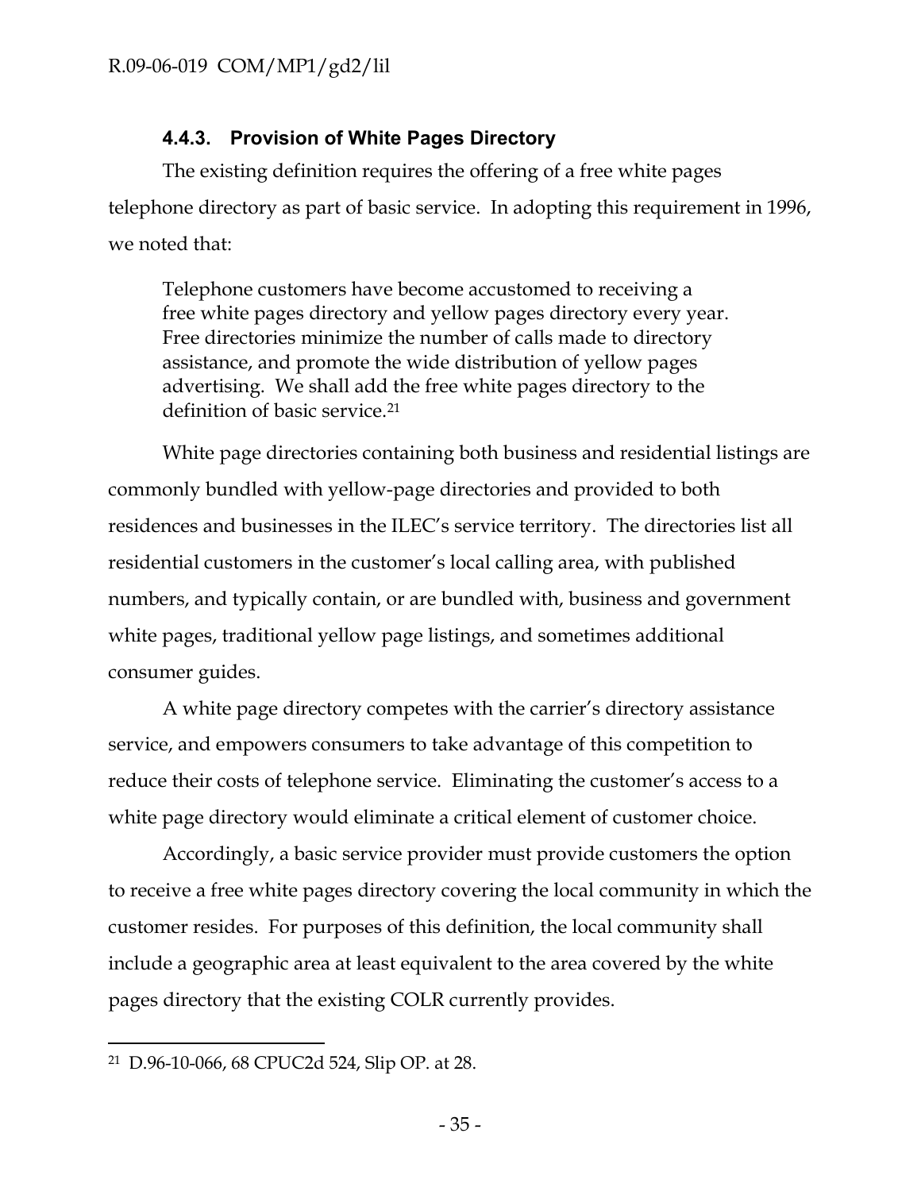### 4.4.3. Provision of White Pages Directory

The existing definition requires the offering of a free white pages telephone directory as part of basic service. In adopting this requirement in 1996, we noted that:

> Telephone customers have become accustomed to receiving a free white pages directory and yellow pages directory every year. Free directories minimize the number of calls made to directory assistance, and promote the wide distribution of yellow pages advertising. We shall add the free white pages directory to the definition of basic service.[21]

White page directories containing both business and residential listings are commonly bundled with yellow-page directories and provided to both residences and businesses in the ILEC's service territory. The directories list all residential customers in the customer's local calling area, with published numbers, and typically contain, or are bundled with, business and government white pages, traditional yellow page listings, and sometimes additional consumer guides.

A white page directory competes with the carrier's directory assistance service, and empowers consumers to take advantage of this competition to reduce their costs of telephone service. Eliminating the customer's access to a white page directory would eliminate a critical element of customer choice.

Accordingly, a basic service provider must provide customers the option to receive a free white pages directory covering the local community in which the customer resides. For purposes of this definition, the local community shall include a geographic area at least equivalent to the area covered by the white pages directory that the existing COLR currently provides.

---

[21] D.96-10-066, 68 CPUC2d 524, Slip OP. at 28.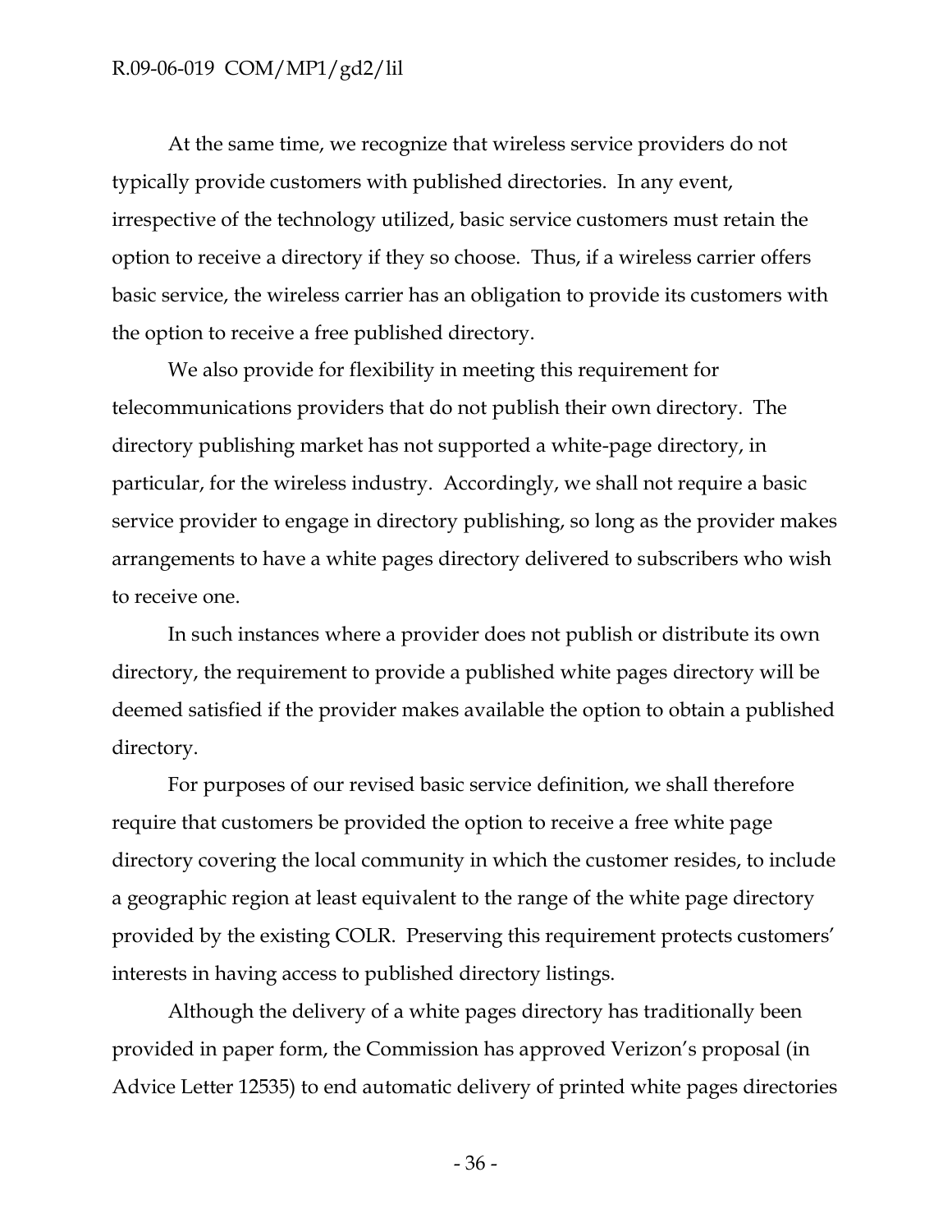At the same time, we recognize that wireless service providers do not typically provide customers with published directories. In any event, irrespective of the technology utilized, basic service customers must retain the option to receive a directory if they so choose. Thus, if a wireless carrier offers basic service, the wireless carrier has an obligation to provide its customers with the option to receive a free published directory.

We also provide for flexibility in meeting this requirement for telecommunications providers that do not publish their own directory. The directory publishing market has not supported a white-page directory, in particular, for the wireless industry. Accordingly, we shall not require a basic service provider to engage in directory publishing, so long as the provider makes arrangements to have a white pages directory delivered to subscribers who wish to receive one.

In such instances where a provider does not publish or distribute its own directory, the requirement to provide a published white pages directory will be deemed satisfied if the provider makes available the option to obtain a published directory.

For purposes of our revised basic service definition, we shall therefore require that customers be provided the option to receive a free white page directory covering the local community in which the customer resides, to include a geographic region at least equivalent to the range of the white page directory provided by the existing COLR. Preserving this requirement protects customers' interests in having access to published directory listings.

Although the delivery of a white pages directory has traditionally been provided in paper form, the Commission has approved Verizon's proposal (in Advice Letter 12535) to end automatic delivery of printed white pages directories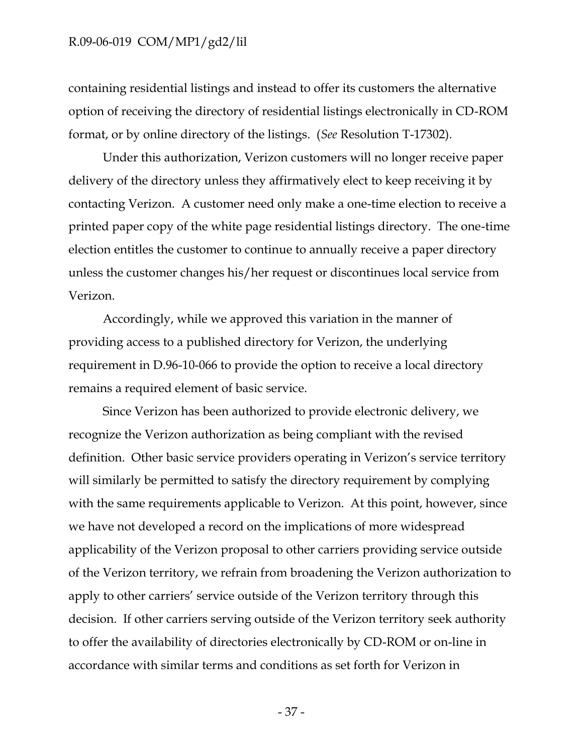containing residential listings and instead to offer its customers the alternative option of receiving the directory of residential listings electronically in CD-ROM format, or by online directory of the listings. (*See* Resolution T-17302).

Under this authorization, Verizon customers will no longer receive paper delivery of the directory unless they affirmatively elect to keep receiving it by contacting Verizon. A customer need only make a one-time election to receive a printed paper copy of the white page residential listings directory. The one-time election entitles the customer to continue to annually receive a paper directory unless the customer changes his/her request or discontinues local service from Verizon.

Accordingly, while we approved this variation in the manner of providing access to a published directory for Verizon, the underlying requirement in D.96-10-066 to provide the option to receive a local directory remains a required element of basic service.

Since Verizon has been authorized to provide electronic delivery, we recognize the Verizon authorization as being compliant with the revised definition. Other basic service providers operating in Verizon's service territory will similarly be permitted to satisfy the directory requirement by complying with the same requirements applicable to Verizon. At this point, however, since we have not developed a record on the implications of more widespread applicability of the Verizon proposal to other carriers providing service outside of the Verizon territory, we refrain from broadening the Verizon authorization to apply to other carriers' service outside of the Verizon territory through this decision. If other carriers serving outside of the Verizon territory seek authority to offer the availability of directories electronically by CD-ROM or on-line in accordance with similar terms and conditions as set forth for Verizon in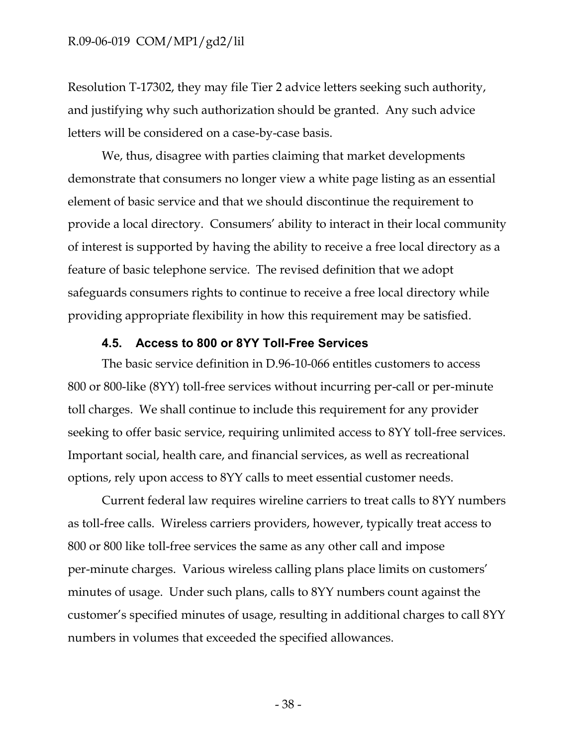Resolution T-17302, they may file Tier 2 advice letters seeking such authority, and justifying why such authorization should be granted. Any such advice letters will be considered on a case-by-case basis.

We, thus, disagree with parties claiming that market developments demonstrate that consumers no longer view a white page listing as an essential element of basic service and that we should discontinue the requirement to provide a local directory. Consumers' ability to interact in their local community of interest is supported by having the ability to receive a free local directory as a feature of basic telephone service. The revised definition that we adopt safeguards consumers rights to continue to receive a free local directory while providing appropriate flexibility in how this requirement may be satisfied.

### 4.5. Access to 800 or 8YY Toll-Free Services

The basic service definition in D.96-10-066 entitles customers to access 800 or 800-like (8YY) toll-free services without incurring per-call or per-minute toll charges. We shall continue to include this requirement for any provider seeking to offer basic service, requiring unlimited access to 8YY toll-free services. Important social, health care, and financial services, as well as recreational options, rely upon access to 8YY calls to meet essential customer needs.

Current federal law requires wireline carriers to treat calls to 8YY numbers as toll-free calls. Wireless carriers providers, however, typically treat access to 800 or 800 like toll-free services the same as any other call and impose per-minute charges. Various wireless calling plans place limits on customers' minutes of usage. Under such plans, calls to 8YY numbers count against the customer's specified minutes of usage, resulting in additional charges to call 8YY numbers in volumes that exceeded the specified allowances.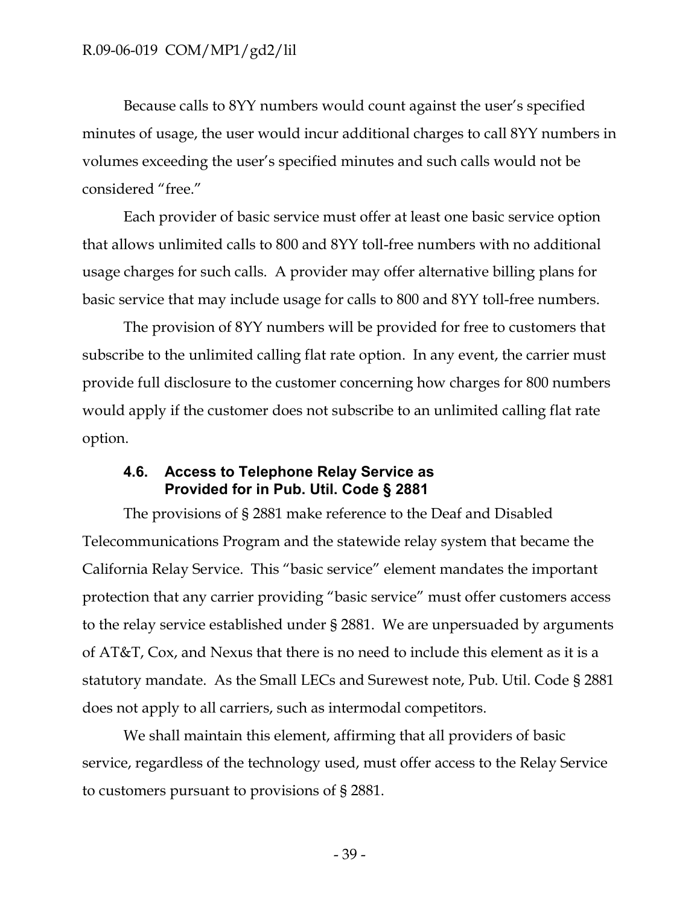Because calls to 8YY numbers would count against the user's specified minutes of usage, the user would incur additional charges to call 8YY numbers in volumes exceeding the user's specified minutes and such calls would not be considered "free."

Each provider of basic service must offer at least one basic service option that allows unlimited calls to 800 and 8YY toll-free numbers with no additional usage charges for such calls. A provider may offer alternative billing plans for basic service that may include usage for calls to 800 and 8YY toll-free numbers.

The provision of 8YY numbers will be provided for free to customers that subscribe to the unlimited calling flat rate option. In any event, the carrier must provide full disclosure to the customer concerning how charges for 800 numbers would apply if the customer does not subscribe to an unlimited calling flat rate option.

### 4.6. Access to Telephone Relay Service as Provided for in Pub. Util. Code § 2881

The provisions of § 2881 make reference to the Deaf and Disabled Telecommunications Program and the statewide relay system that became the California Relay Service. This "basic service" element mandates the important protection that any carrier providing "basic service" must offer customers access to the relay service established under § 2881. We are unpersuaded by arguments of AT&T, Cox, and Nexus that there is no need to include this element as it is a statutory mandate. As the Small LECs and Surewest note, Pub. Util. Code § 2881 does not apply to all carriers, such as intermodal competitors.

We shall maintain this element, affirming that all providers of basic service, regardless of the technology used, must offer access to the Relay Service to customers pursuant to provisions of § 2881.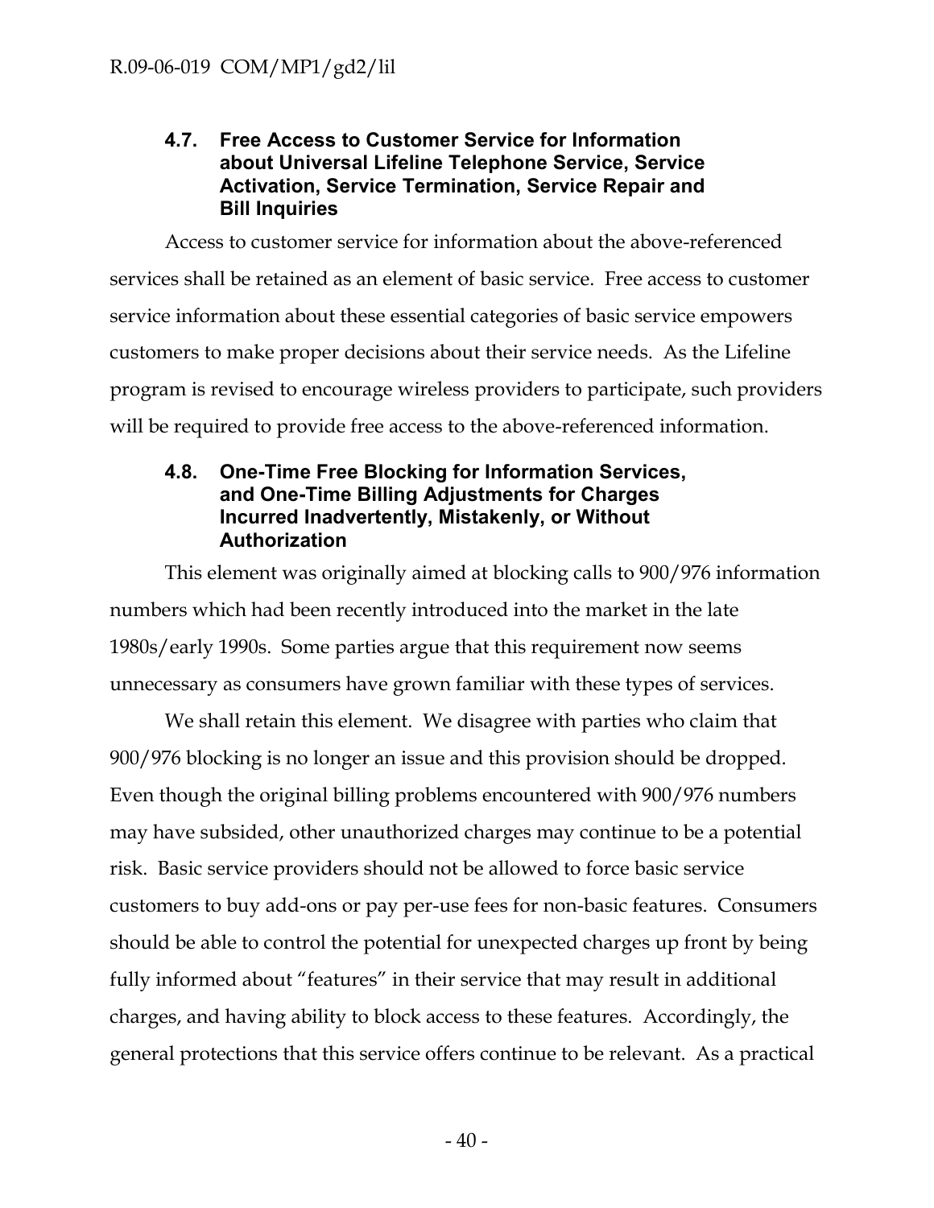### 4.7. Free Access to Customer Service for Information about Universal Lifeline Telephone Service, Service Activation, Service Termination, Service Repair and Bill Inquiries

Access to customer service for information about the above-referenced services shall be retained as an element of basic service. Free access to customer service information about these essential categories of basic service empowers customers to make proper decisions about their service needs. As the Lifeline program is revised to encourage wireless providers to participate, such providers will be required to provide free access to the above-referenced information.

### 4.8. One-Time Free Blocking for Information Services, and One-Time Billing Adjustments for Charges Incurred Inadvertently, Mistakenly, or Without Authorization

This element was originally aimed at blocking calls to 900/976 information numbers which had been recently introduced into the market in the late 1980s/early 1990s. Some parties argue that this requirement now seems unnecessary as consumers have grown familiar with these types of services.

We shall retain this element. We disagree with parties who claim that 900/976 blocking is no longer an issue and this provision should be dropped. Even though the original billing problems encountered with 900/976 numbers may have subsided, other unauthorized charges may continue to be a potential risk. Basic service providers should not be allowed to force basic service customers to buy add-ons or pay per-use fees for non-basic features. Consumers should be able to control the potential for unexpected charges up front by being fully informed about "features" in their service that may result in additional charges, and having ability to block access to these features. Accordingly, the general protections that this service offers continue to be relevant. As a practical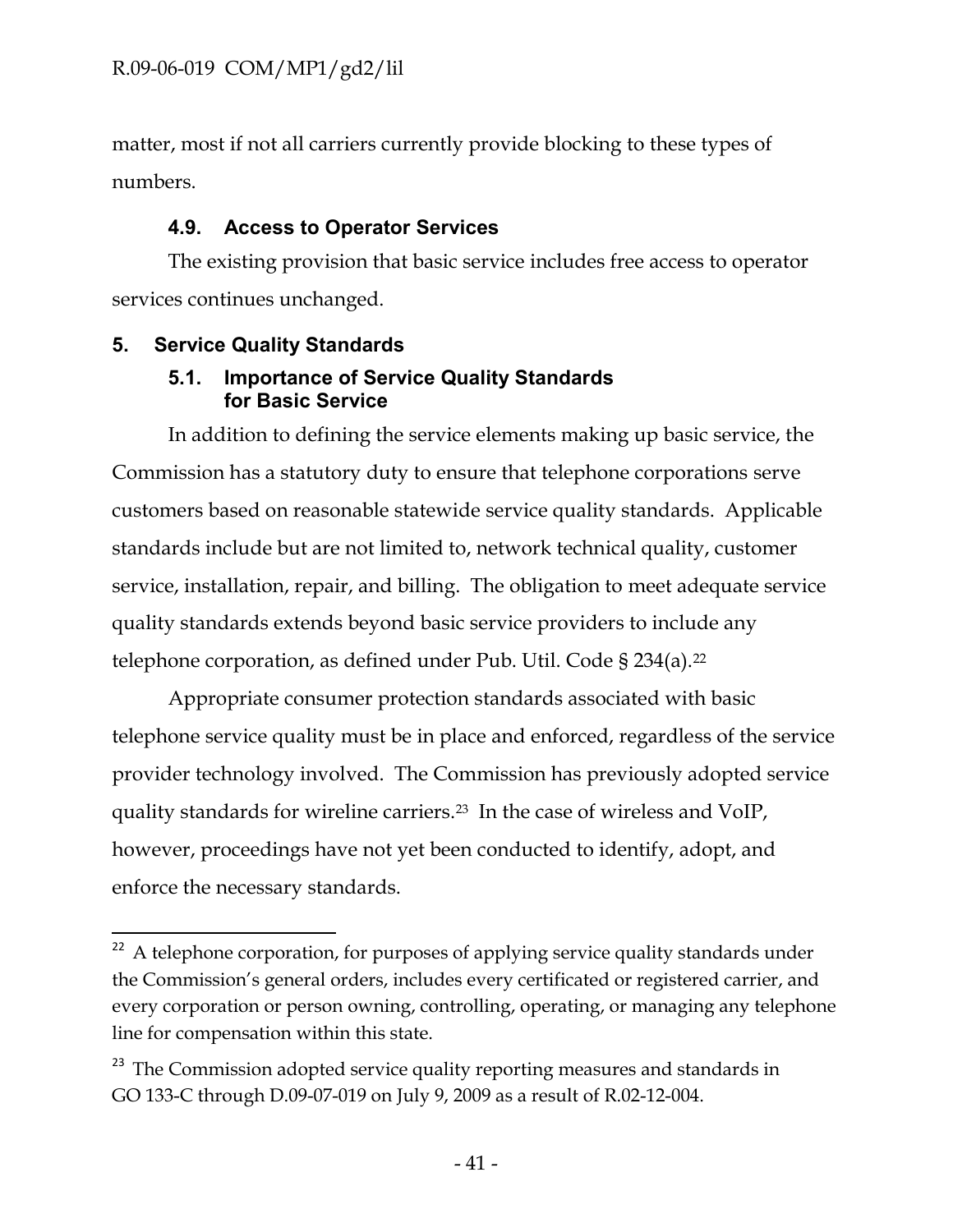matter, most if not all carriers currently provide blocking to these types of numbers.

### 4.9. Access to Operator Services

The existing provision that basic service includes free access to operator services continues unchanged.

## 5. Service Quality Standards

### 5.1. Importance of Service Quality Standards for Basic Service

In addition to defining the service elements making up basic service, the Commission has a statutory duty to ensure that telephone corporations serve customers based on reasonable statewide service quality standards. Applicable standards include but are not limited to, network technical quality, customer service, installation, repair, and billing. The obligation to meet adequate service quality standards extends beyond basic service providers to include any telephone corporation, as defined under Pub. Util. Code § 234(a).[22]

Appropriate consumer protection standards associated with basic telephone service quality must be in place and enforced, regardless of the service provider technology involved. The Commission has previously adopted service quality standards for wireline carriers.[23] In the case of wireless and VoIP, however, proceedings have not yet been conducted to identify, adopt, and enforce the necessary standards.

---

[22] A telephone corporation, for purposes of applying service quality standards under the Commission's general orders, includes every certificated or registered carrier, and every corporation or person owning, controlling, operating, or managing any telephone line for compensation within this state.

[23] The Commission adopted service quality reporting measures and standards in GO 133-C through D.09-07-019 on July 9, 2009 as a result of R.02-12-004.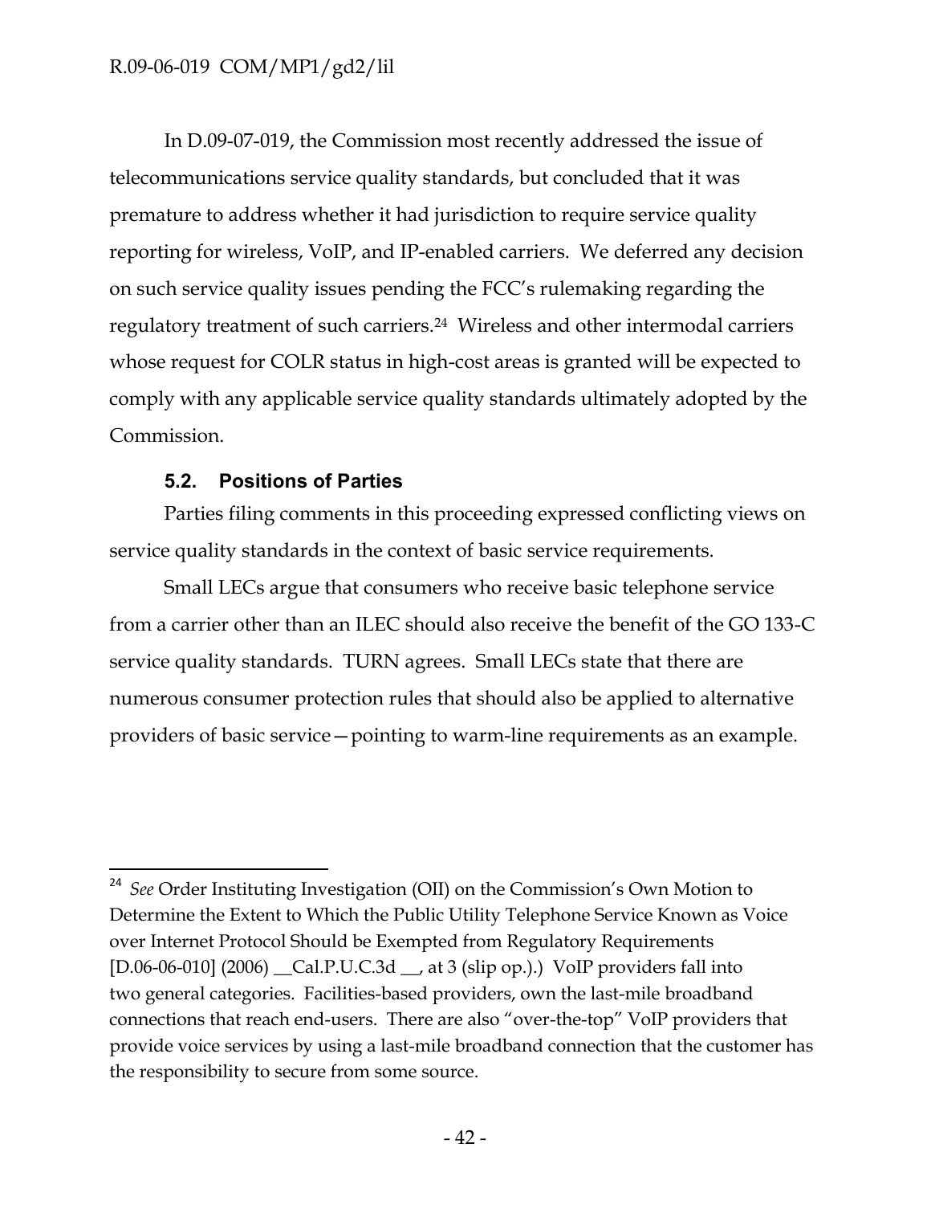In D.09-07-019, the Commission most recently addressed the issue of telecommunications service quality standards, but concluded that it was premature to address whether it had jurisdiction to require service quality reporting for wireless, VoIP, and IP-enabled carriers. We deferred any decision on such service quality issues pending the FCC's rulemaking regarding the regulatory treatment of such carriers.[24] Wireless and other intermodal carriers whose request for COLR status in high-cost areas is granted will be expected to comply with any applicable service quality standards ultimately adopted by the Commission.

### 5.2. Positions of Parties

Parties filing comments in this proceeding expressed conflicting views on service quality standards in the context of basic service requirements.

Small LECs argue that consumers who receive basic telephone service from a carrier other than an ILEC should also receive the benefit of the GO 133-C service quality standards. TURN agrees. Small LECs state that there are numerous consumer protection rules that should also be applied to alternative providers of basic service—pointing to warm-line requirements as an example.

---

[24] *See* Order Instituting Investigation (OII) on the Commission's Own Motion to Determine the Extent to Which the Public Utility Telephone Service Known as Voice over Internet Protocol Should be Exempted from Regulatory Requirements [D.06-06-010] (2006) __Cal.P.U.C.3d __, at 3 (slip op.).) VoIP providers fall into two general categories. Facilities-based providers, own the last-mile broadband connections that reach end-users. There are also "over-the-top" VoIP providers that provide voice services by using a last-mile broadband connection that the customer has the responsibility to secure from some source.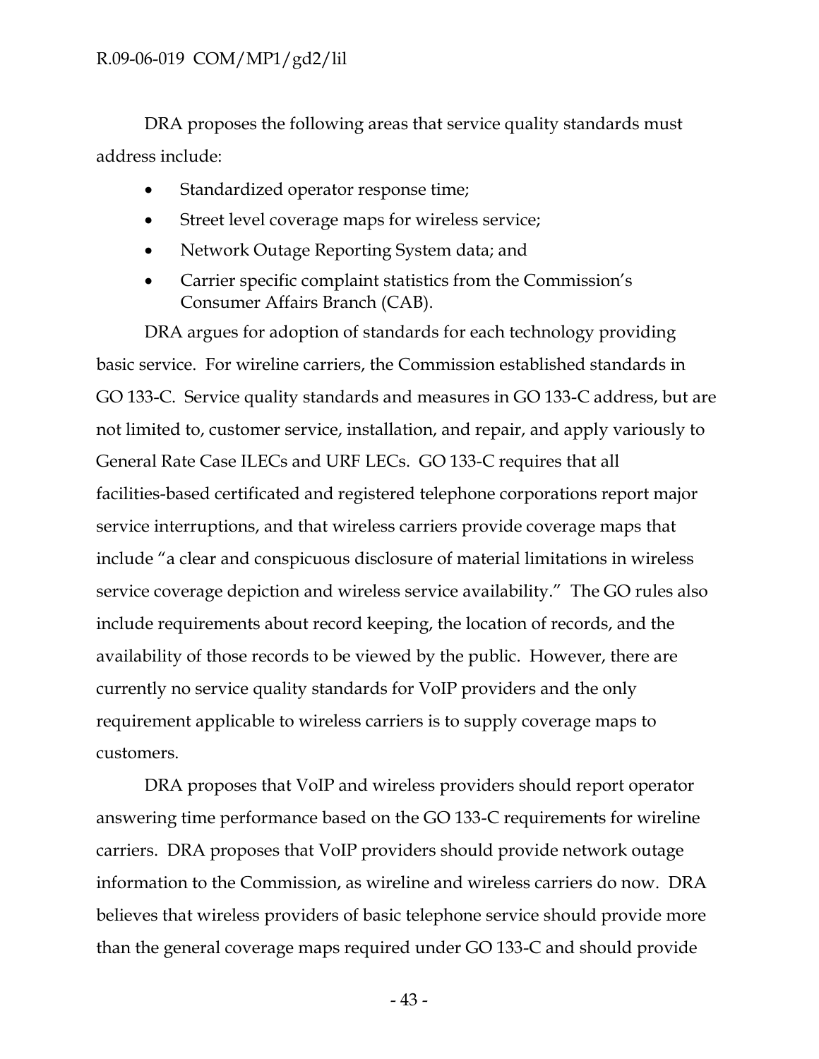DRA proposes the following areas that service quality standards must address include:

- Standardized operator response time;
- Street level coverage maps for wireless service;
- Network Outage Reporting System data; and
- Carrier specific complaint statistics from the Commission's Consumer Affairs Branch (CAB).

DRA argues for adoption of standards for each technology providing basic service. For wireline carriers, the Commission established standards in GO 133-C. Service quality standards and measures in GO 133-C address, but are not limited to, customer service, installation, and repair, and apply variously to General Rate Case ILECs and URF LECs. GO 133-C requires that all facilities-based certificated and registered telephone corporations report major service interruptions, and that wireless carriers provide coverage maps that include "a clear and conspicuous disclosure of material limitations in wireless service coverage depiction and wireless service availability." The GO rules also include requirements about record keeping, the location of records, and the availability of those records to be viewed by the public. However, there are currently no service quality standards for VoIP providers and the only requirement applicable to wireless carriers is to supply coverage maps to customers.

DRA proposes that VoIP and wireless providers should report operator answering time performance based on the GO 133-C requirements for wireline carriers. DRA proposes that VoIP providers should provide network outage information to the Commission, as wireline and wireless carriers do now. DRA believes that wireless providers of basic telephone service should provide more than the general coverage maps required under GO 133-C and should provide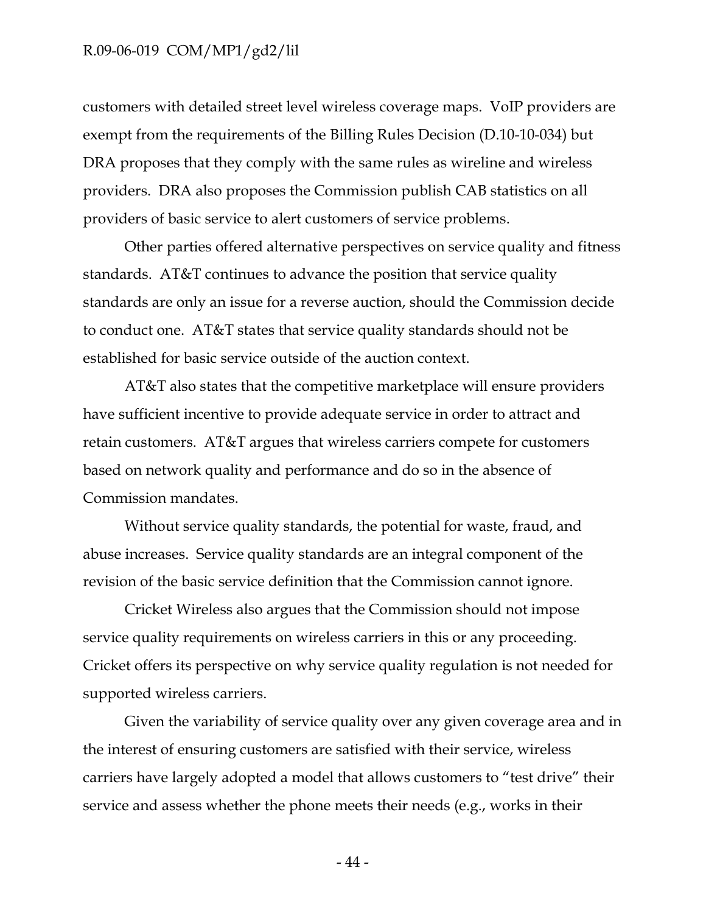customers with detailed street level wireless coverage maps. VoIP providers are exempt from the requirements of the Billing Rules Decision (D.10-10-034) but DRA proposes that they comply with the same rules as wireline and wireless providers. DRA also proposes the Commission publish CAB statistics on all providers of basic service to alert customers of service problems.

Other parties offered alternative perspectives on service quality and fitness standards. AT&T continues to advance the position that service quality standards are only an issue for a reverse auction, should the Commission decide to conduct one. AT&T states that service quality standards should not be established for basic service outside of the auction context.

AT&T also states that the competitive marketplace will ensure providers have sufficient incentive to provide adequate service in order to attract and retain customers. AT&T argues that wireless carriers compete for customers based on network quality and performance and do so in the absence of Commission mandates.

Without service quality standards, the potential for waste, fraud, and abuse increases. Service quality standards are an integral component of the revision of the basic service definition that the Commission cannot ignore.

Cricket Wireless also argues that the Commission should not impose service quality requirements on wireless carriers in this or any proceeding. Cricket offers its perspective on why service quality regulation is not needed for supported wireless carriers.

Given the variability of service quality over any given coverage area and in the interest of ensuring customers are satisfied with their service, wireless carriers have largely adopted a model that allows customers to "test drive" their service and assess whether the phone meets their needs (e.g., works in their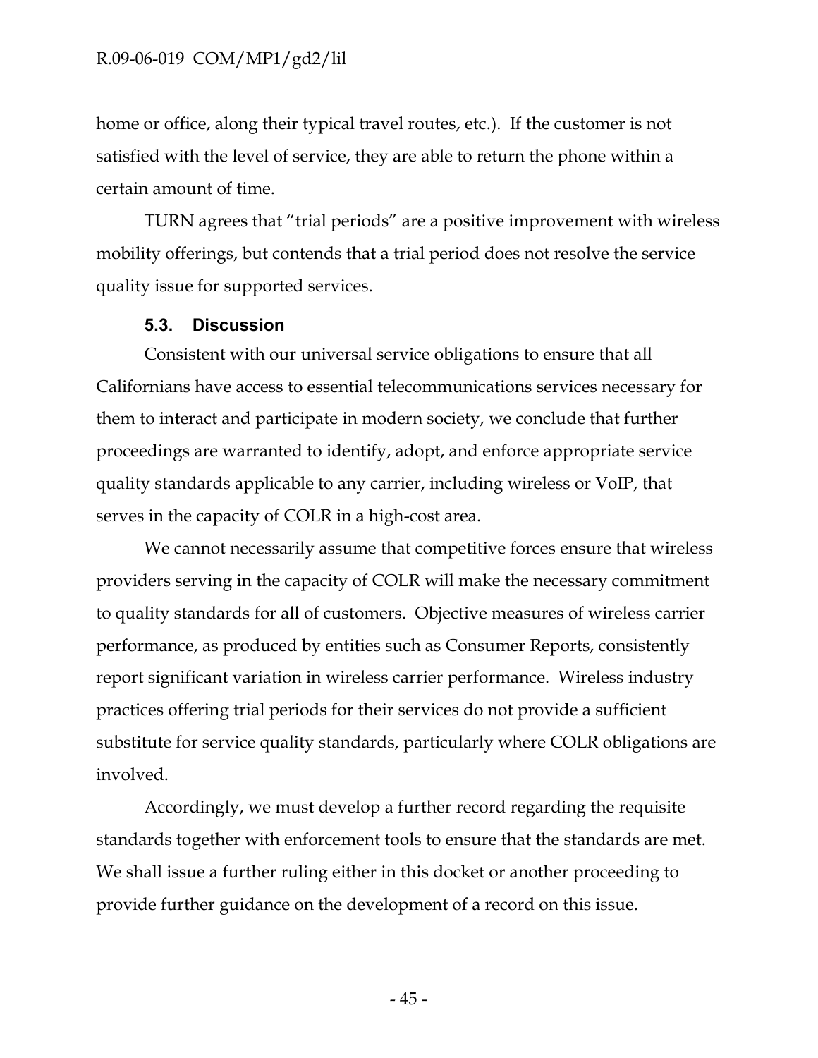home or office, along their typical travel routes, etc.). If the customer is not satisfied with the level of service, they are able to return the phone within a certain amount of time.

TURN agrees that "trial periods" are a positive improvement with wireless mobility offerings, but contends that a trial period does not resolve the service quality issue for supported services.

### 5.3. Discussion

Consistent with our universal service obligations to ensure that all Californians have access to essential telecommunications services necessary for them to interact and participate in modern society, we conclude that further proceedings are warranted to identify, adopt, and enforce appropriate service quality standards applicable to any carrier, including wireless or VoIP, that serves in the capacity of COLR in a high-cost area.

We cannot necessarily assume that competitive forces ensure that wireless providers serving in the capacity of COLR will make the necessary commitment to quality standards for all of customers. Objective measures of wireless carrier performance, as produced by entities such as Consumer Reports, consistently report significant variation in wireless carrier performance. Wireless industry practices offering trial periods for their services do not provide a sufficient substitute for service quality standards, particularly where COLR obligations are involved.

Accordingly, we must develop a further record regarding the requisite standards together with enforcement tools to ensure that the standards are met. We shall issue a further ruling either in this docket or another proceeding to provide further guidance on the development of a record on this issue.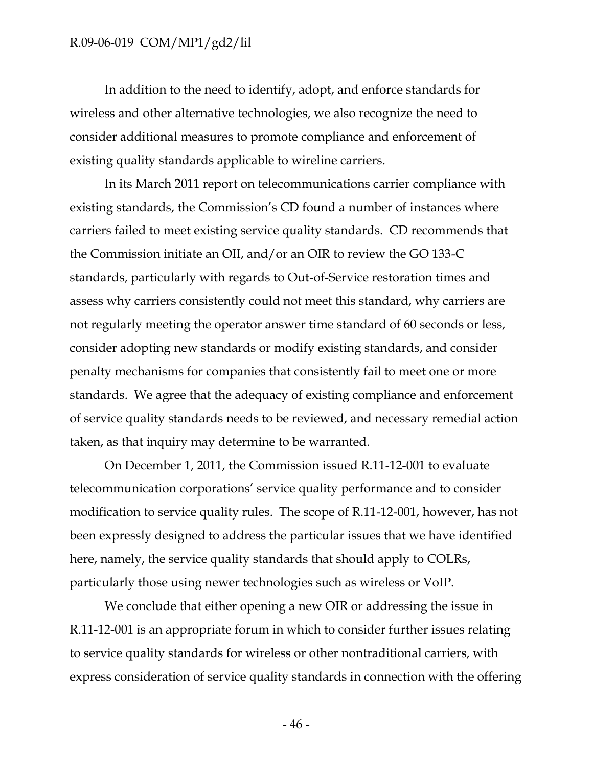In addition to the need to identify, adopt, and enforce standards for wireless and other alternative technologies, we also recognize the need to consider additional measures to promote compliance and enforcement of existing quality standards applicable to wireline carriers.

In its March 2011 report on telecommunications carrier compliance with existing standards, the Commission's CD found a number of instances where carriers failed to meet existing service quality standards. CD recommends that the Commission initiate an OII, and/or an OIR to review the GO 133-C standards, particularly with regards to Out-of-Service restoration times and assess why carriers consistently could not meet this standard, why carriers are not regularly meeting the operator answer time standard of 60 seconds or less, consider adopting new standards or modify existing standards, and consider penalty mechanisms for companies that consistently fail to meet one or more standards. We agree that the adequacy of existing compliance and enforcement of service quality standards needs to be reviewed, and necessary remedial action taken, as that inquiry may determine to be warranted.

On December 1, 2011, the Commission issued R.11-12-001 to evaluate telecommunication corporations' service quality performance and to consider modification to service quality rules. The scope of R.11-12-001, however, has not been expressly designed to address the particular issues that we have identified here, namely, the service quality standards that should apply to COLRs, particularly those using newer technologies such as wireless or VoIP.

We conclude that either opening a new OIR or addressing the issue in R.11-12-001 is an appropriate forum in which to consider further issues relating to service quality standards for wireless or other nontraditional carriers, with express consideration of service quality standards in connection with the offering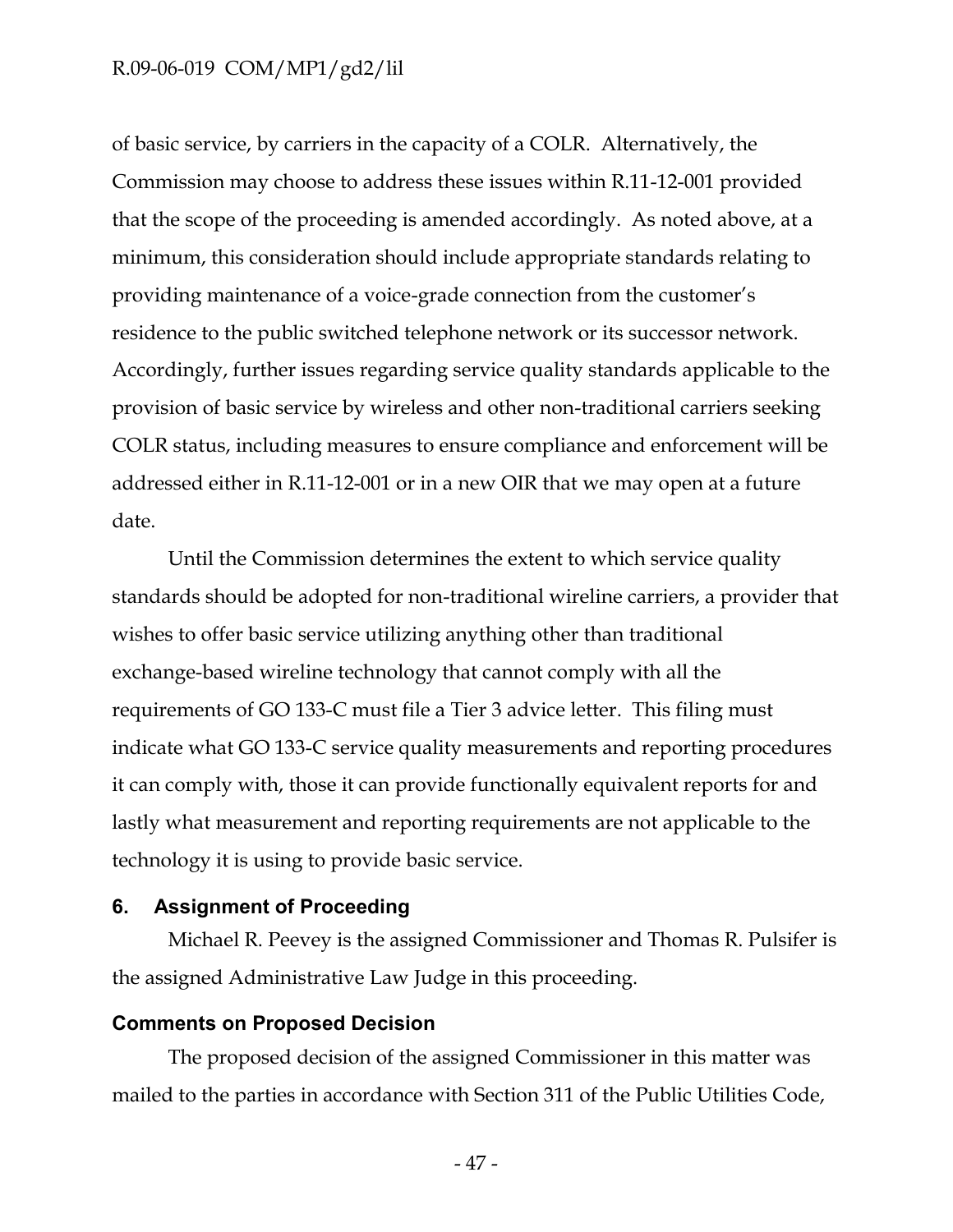of basic service, by carriers in the capacity of a COLR. Alternatively, the Commission may choose to address these issues within R.11-12-001 provided that the scope of the proceeding is amended accordingly. As noted above, at a minimum, this consideration should include appropriate standards relating to providing maintenance of a voice-grade connection from the customer's residence to the public switched telephone network or its successor network. Accordingly, further issues regarding service quality standards applicable to the provision of basic service by wireless and other non-traditional carriers seeking COLR status, including measures to ensure compliance and enforcement will be addressed either in R.11-12-001 or in a new OIR that we may open at a future date.

Until the Commission determines the extent to which service quality standards should be adopted for non-traditional wireline carriers, a provider that wishes to offer basic service utilizing anything other than traditional exchange-based wireline technology that cannot comply with all the requirements of GO 133-C must file a Tier 3 advice letter. This filing must indicate what GO 133-C service quality measurements and reporting procedures it can comply with, those it can provide functionally equivalent reports for and lastly what measurement and reporting requirements are not applicable to the technology it is using to provide basic service.

## 6. Assignment of Proceeding

Michael R. Peevey is the assigned Commissioner and Thomas R. Pulsifer is the assigned Administrative Law Judge in this proceeding.

## Comments on Proposed Decision

The proposed decision of the assigned Commissioner in this matter was mailed to the parties in accordance with Section 311 of the Public Utilities Code,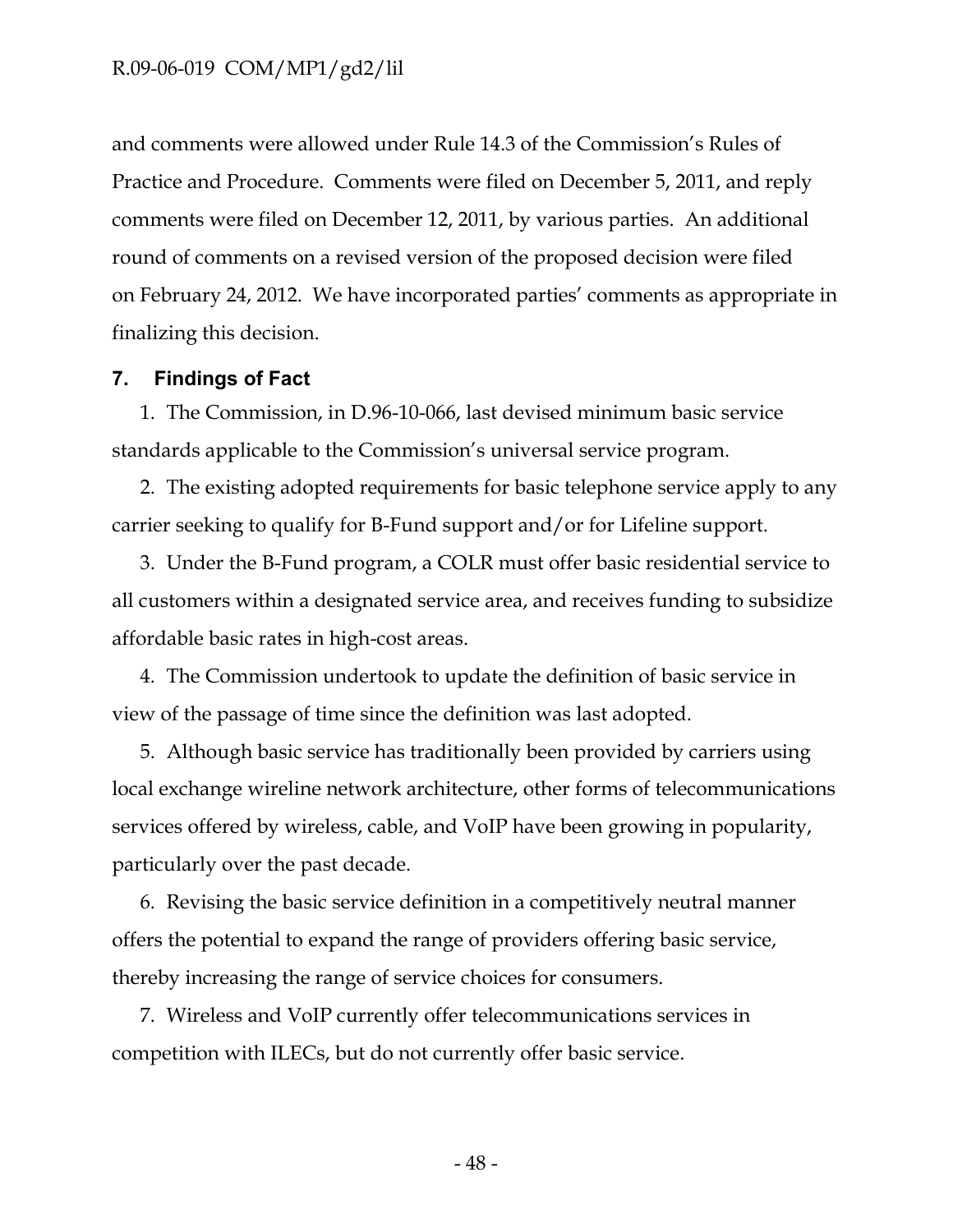and comments were allowed under Rule 14.3 of the Commission's Rules of Practice and Procedure. Comments were filed on December 5, 2011, and reply comments were filed on December 12, 2011, by various parties. An additional round of comments on a revised version of the proposed decision were filed on February 24, 2012. We have incorporated parties' comments as appropriate in finalizing this decision.

## 7. Findings of Fact

1. The Commission, in D.96-10-066, last devised minimum basic service standards applicable to the Commission's universal service program.

2. The existing adopted requirements for basic telephone service apply to any carrier seeking to qualify for B-Fund support and/or for Lifeline support.

3. Under the B-Fund program, a COLR must offer basic residential service to all customers within a designated service area, and receives funding to subsidize affordable basic rates in high-cost areas.

4. The Commission undertook to update the definition of basic service in view of the passage of time since the definition was last adopted.

5. Although basic service has traditionally been provided by carriers using local exchange wireline network architecture, other forms of telecommunications services offered by wireless, cable, and VoIP have been growing in popularity, particularly over the past decade.

6. Revising the basic service definition in a competitively neutral manner offers the potential to expand the range of providers offering basic service, thereby increasing the range of service choices for consumers.

7. Wireless and VoIP currently offer telecommunications services in competition with ILECs, but do not currently offer basic service.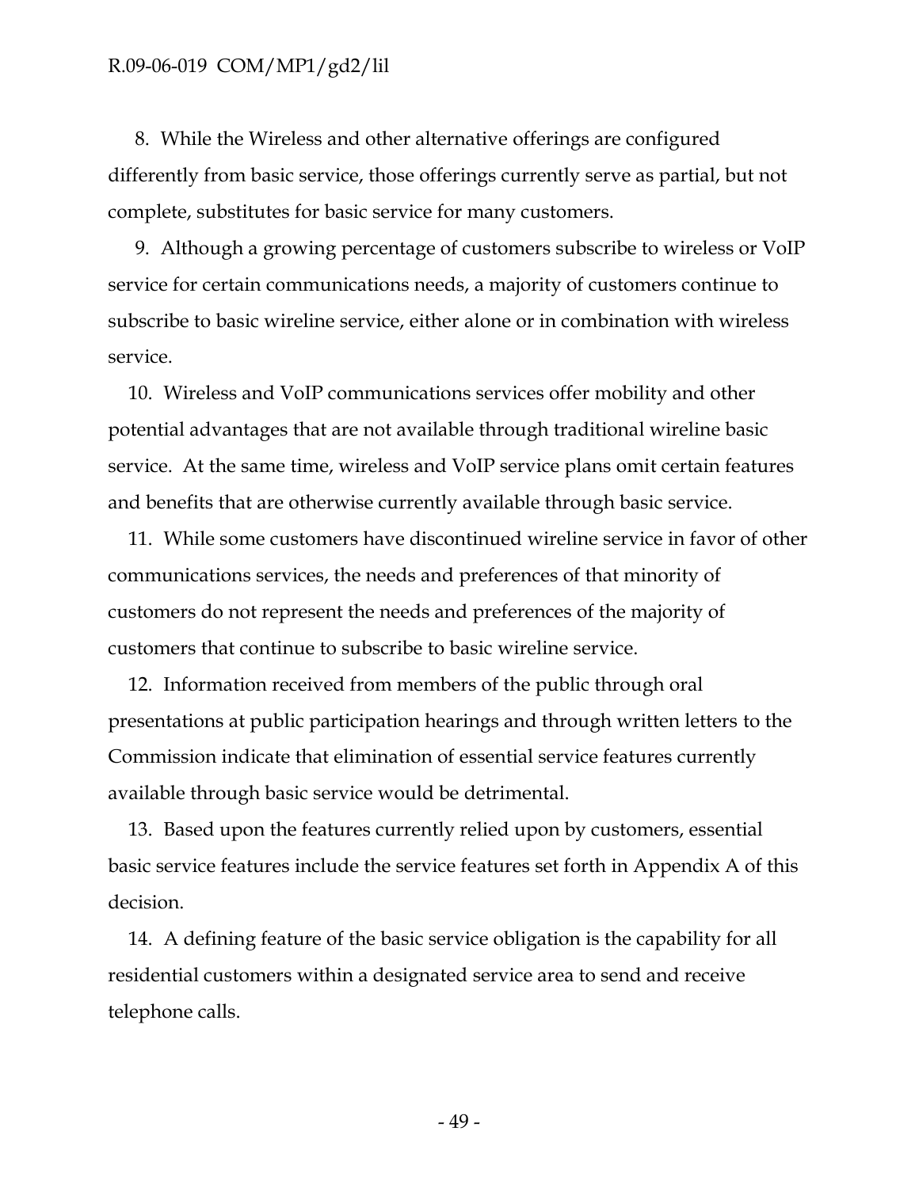8. While the Wireless and other alternative offerings are configured differently from basic service, those offerings currently serve as partial, but not complete, substitutes for basic service for many customers.

9. Although a growing percentage of customers subscribe to wireless or VoIP service for certain communications needs, a majority of customers continue to subscribe to basic wireline service, either alone or in combination with wireless service.

10. Wireless and VoIP communications services offer mobility and other potential advantages that are not available through traditional wireline basic service. At the same time, wireless and VoIP service plans omit certain features and benefits that are otherwise currently available through basic service.

11. While some customers have discontinued wireline service in favor of other communications services, the needs and preferences of that minority of customers do not represent the needs and preferences of the majority of customers that continue to subscribe to basic wireline service.

12. Information received from members of the public through oral presentations at public participation hearings and through written letters to the Commission indicate that elimination of essential service features currently available through basic service would be detrimental.

13. Based upon the features currently relied upon by customers, essential basic service features include the service features set forth in Appendix A of this decision.

14. A defining feature of the basic service obligation is the capability for all residential customers within a designated service area to send and receive telephone calls.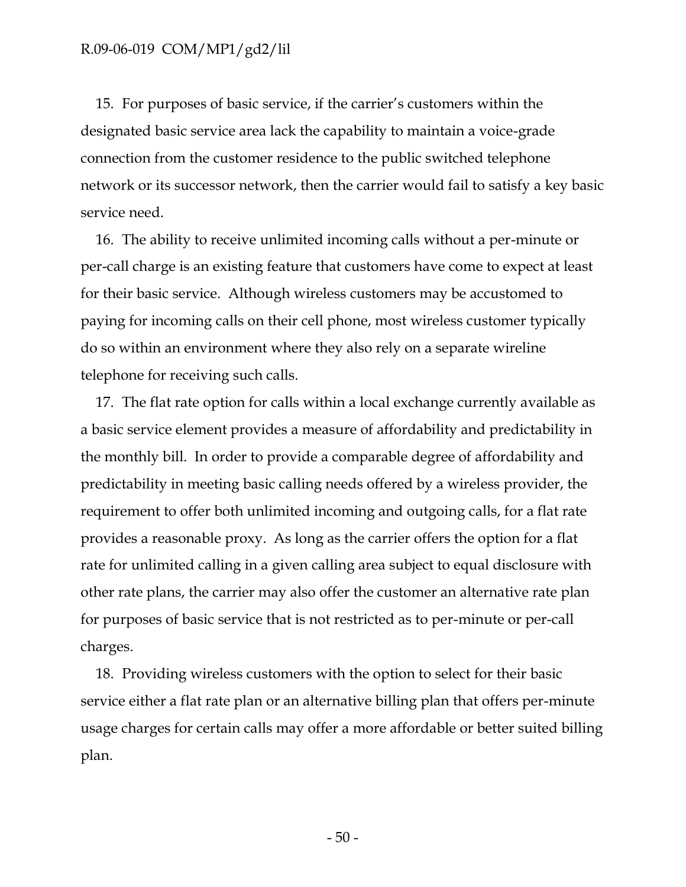15. For purposes of basic service, if the carrier's customers within the designated basic service area lack the capability to maintain a voice-grade connection from the customer residence to the public switched telephone network or its successor network, then the carrier would fail to satisfy a key basic service need.

16. The ability to receive unlimited incoming calls without a per-minute or per-call charge is an existing feature that customers have come to expect at least for their basic service. Although wireless customers may be accustomed to paying for incoming calls on their cell phone, most wireless customer typically do so within an environment where they also rely on a separate wireline telephone for receiving such calls.

17. The flat rate option for calls within a local exchange currently available as a basic service element provides a measure of affordability and predictability in the monthly bill. In order to provide a comparable degree of affordability and predictability in meeting basic calling needs offered by a wireless provider, the requirement to offer both unlimited incoming and outgoing calls, for a flat rate provides a reasonable proxy. As long as the carrier offers the option for a flat rate for unlimited calling in a given calling area subject to equal disclosure with other rate plans, the carrier may also offer the customer an alternative rate plan for purposes of basic service that is not restricted as to per-minute or per-call charges.

18. Providing wireless customers with the option to select for their basic service either a flat rate plan or an alternative billing plan that offers per-minute usage charges for certain calls may offer a more affordable or better suited billing plan.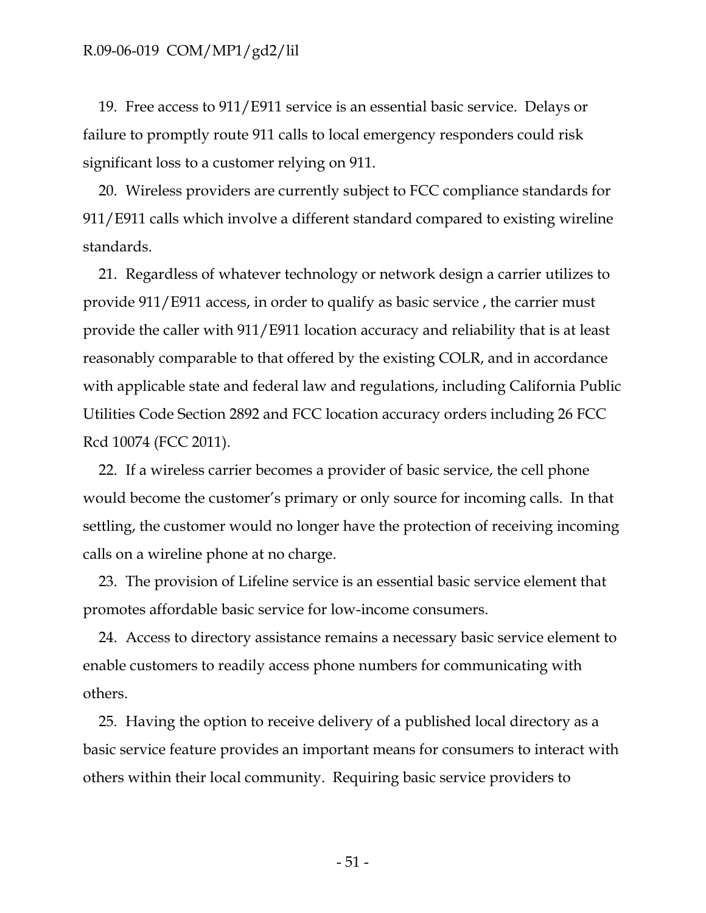19. Free access to 911/E911 service is an essential basic service. Delays or failure to promptly route 911 calls to local emergency responders could risk significant loss to a customer relying on 911.

20. Wireless providers are currently subject to FCC compliance standards for 911/E911 calls which involve a different standard compared to existing wireline standards.

21. Regardless of whatever technology or network design a carrier utilizes to provide 911/E911 access, in order to qualify as basic service , the carrier must provide the caller with 911/E911 location accuracy and reliability that is at least reasonably comparable to that offered by the existing COLR, and in accordance with applicable state and federal law and regulations, including California Public Utilities Code Section 2892 and FCC location accuracy orders including 26 FCC Rcd 10074 (FCC 2011).

22. If a wireless carrier becomes a provider of basic service, the cell phone would become the customer's primary or only source for incoming calls. In that settling, the customer would no longer have the protection of receiving incoming calls on a wireline phone at no charge.

23. The provision of Lifeline service is an essential basic service element that promotes affordable basic service for low-income consumers.

24. Access to directory assistance remains a necessary basic service element to enable customers to readily access phone numbers for communicating with others.

25. Having the option to receive delivery of a published local directory as a basic service feature provides an important means for consumers to interact with others within their local community. Requiring basic service providers to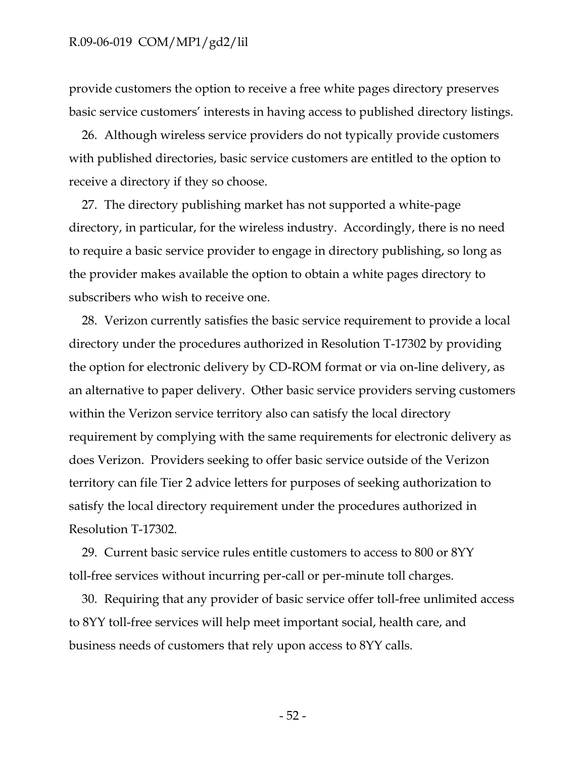provide customers the option to receive a free white pages directory preserves basic service customers' interests in having access to published directory listings.

26. Although wireless service providers do not typically provide customers with published directories, basic service customers are entitled to the option to receive a directory if they so choose.

27. The directory publishing market has not supported a white-page directory, in particular, for the wireless industry. Accordingly, there is no need to require a basic service provider to engage in directory publishing, so long as the provider makes available the option to obtain a white pages directory to subscribers who wish to receive one.

28. Verizon currently satisfies the basic service requirement to provide a local directory under the procedures authorized in Resolution T-17302 by providing the option for electronic delivery by CD-ROM format or via on-line delivery, as an alternative to paper delivery. Other basic service providers serving customers within the Verizon service territory also can satisfy the local directory requirement by complying with the same requirements for electronic delivery as does Verizon. Providers seeking to offer basic service outside of the Verizon territory can file Tier 2 advice letters for purposes of seeking authorization to satisfy the local directory requirement under the procedures authorized in Resolution T-17302.

29. Current basic service rules entitle customers to access to 800 or 8YY toll-free services without incurring per-call or per-minute toll charges.

30. Requiring that any provider of basic service offer toll-free unlimited access to 8YY toll-free services will help meet important social, health care, and business needs of customers that rely upon access to 8YY calls.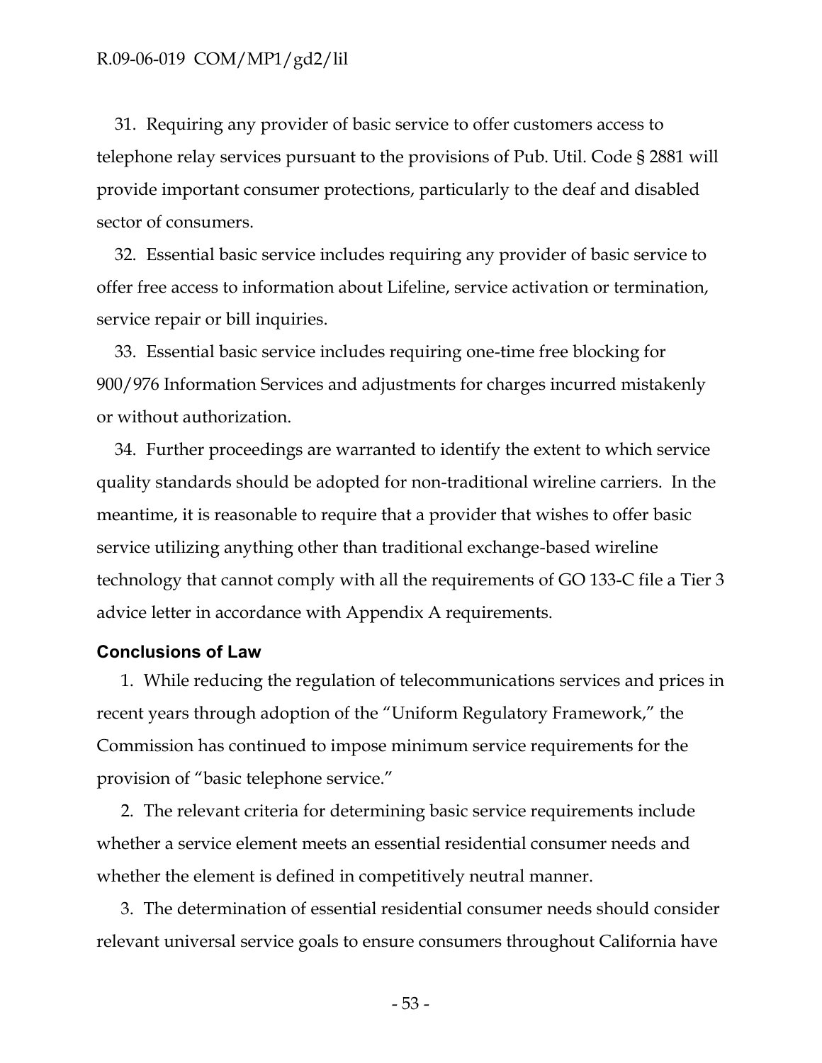31. Requiring any provider of basic service to offer customers access to telephone relay services pursuant to the provisions of Pub. Util. Code § 2881 will provide important consumer protections, particularly to the deaf and disabled sector of consumers.

32. Essential basic service includes requiring any provider of basic service to offer free access to information about Lifeline, service activation or termination, service repair or bill inquiries.

33. Essential basic service includes requiring one-time free blocking for 900/976 Information Services and adjustments for charges incurred mistakenly or without authorization.

34. Further proceedings are warranted to identify the extent to which service quality standards should be adopted for non-traditional wireline carriers. In the meantime, it is reasonable to require that a provider that wishes to offer basic service utilizing anything other than traditional exchange-based wireline technology that cannot comply with all the requirements of GO 133-C file a Tier 3 advice letter in accordance with Appendix A requirements.

## Conclusions of Law

1. While reducing the regulation of telecommunications services and prices in recent years through adoption of the "Uniform Regulatory Framework," the Commission has continued to impose minimum service requirements for the provision of "basic telephone service."

2. The relevant criteria for determining basic service requirements include whether a service element meets an essential residential consumer needs and whether the element is defined in competitively neutral manner.

3. The determination of essential residential consumer needs should consider relevant universal service goals to ensure consumers throughout California have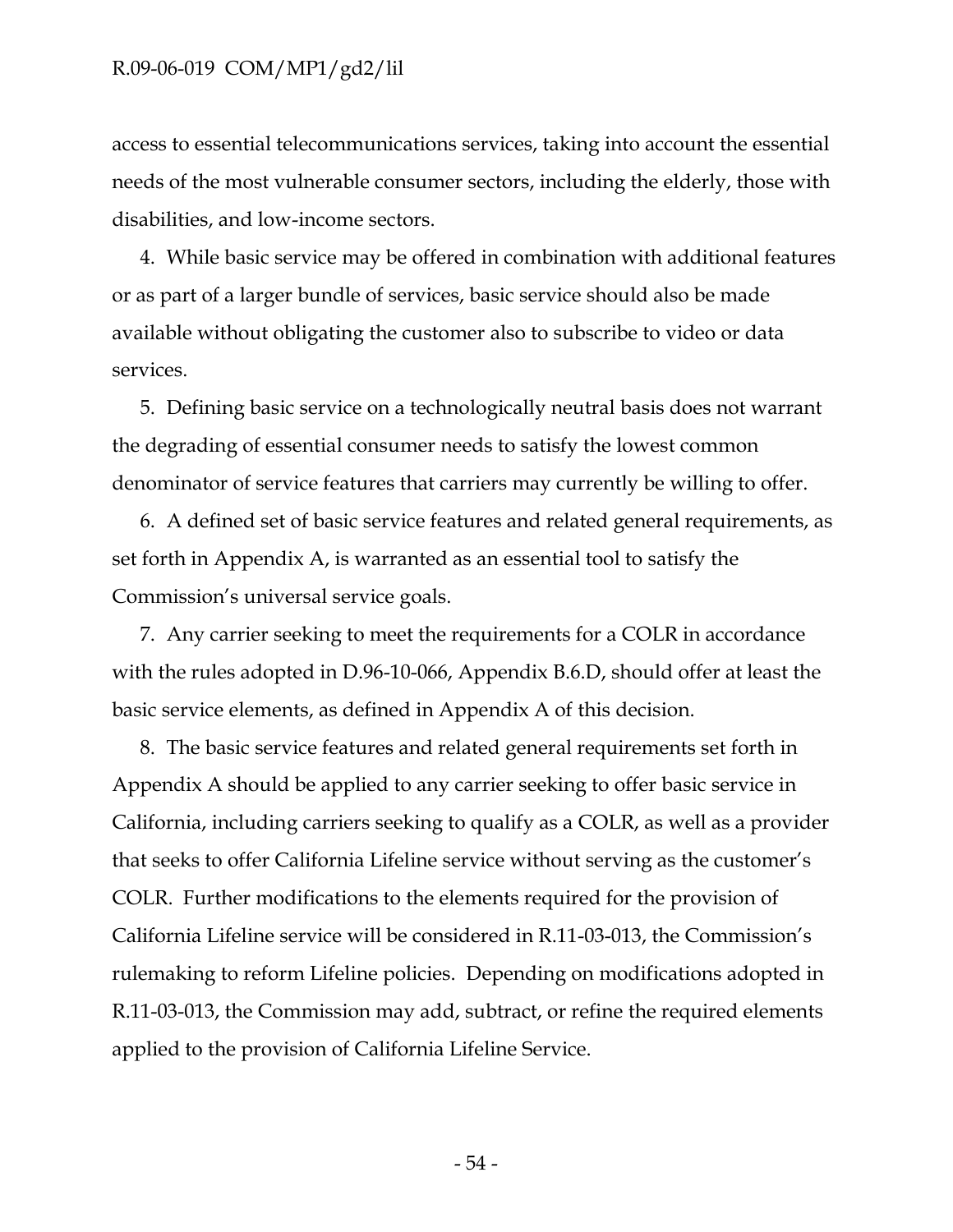access to essential telecommunications services, taking into account the essential needs of the most vulnerable consumer sectors, including the elderly, those with disabilities, and low-income sectors.

4. While basic service may be offered in combination with additional features or as part of a larger bundle of services, basic service should also be made available without obligating the customer also to subscribe to video or data services.

5. Defining basic service on a technologically neutral basis does not warrant the degrading of essential consumer needs to satisfy the lowest common denominator of service features that carriers may currently be willing to offer.

6. A defined set of basic service features and related general requirements, as set forth in Appendix A, is warranted as an essential tool to satisfy the Commission's universal service goals.

7. Any carrier seeking to meet the requirements for a COLR in accordance with the rules adopted in D.96-10-066, Appendix B.6.D, should offer at least the basic service elements, as defined in Appendix A of this decision.

8. The basic service features and related general requirements set forth in Appendix A should be applied to any carrier seeking to offer basic service in California, including carriers seeking to qualify as a COLR, as well as a provider that seeks to offer California Lifeline service without serving as the customer's COLR. Further modifications to the elements required for the provision of California Lifeline service will be considered in R.11-03-013, the Commission's rulemaking to reform Lifeline policies. Depending on modifications adopted in R.11-03-013, the Commission may add, subtract, or refine the required elements applied to the provision of California Lifeline Service.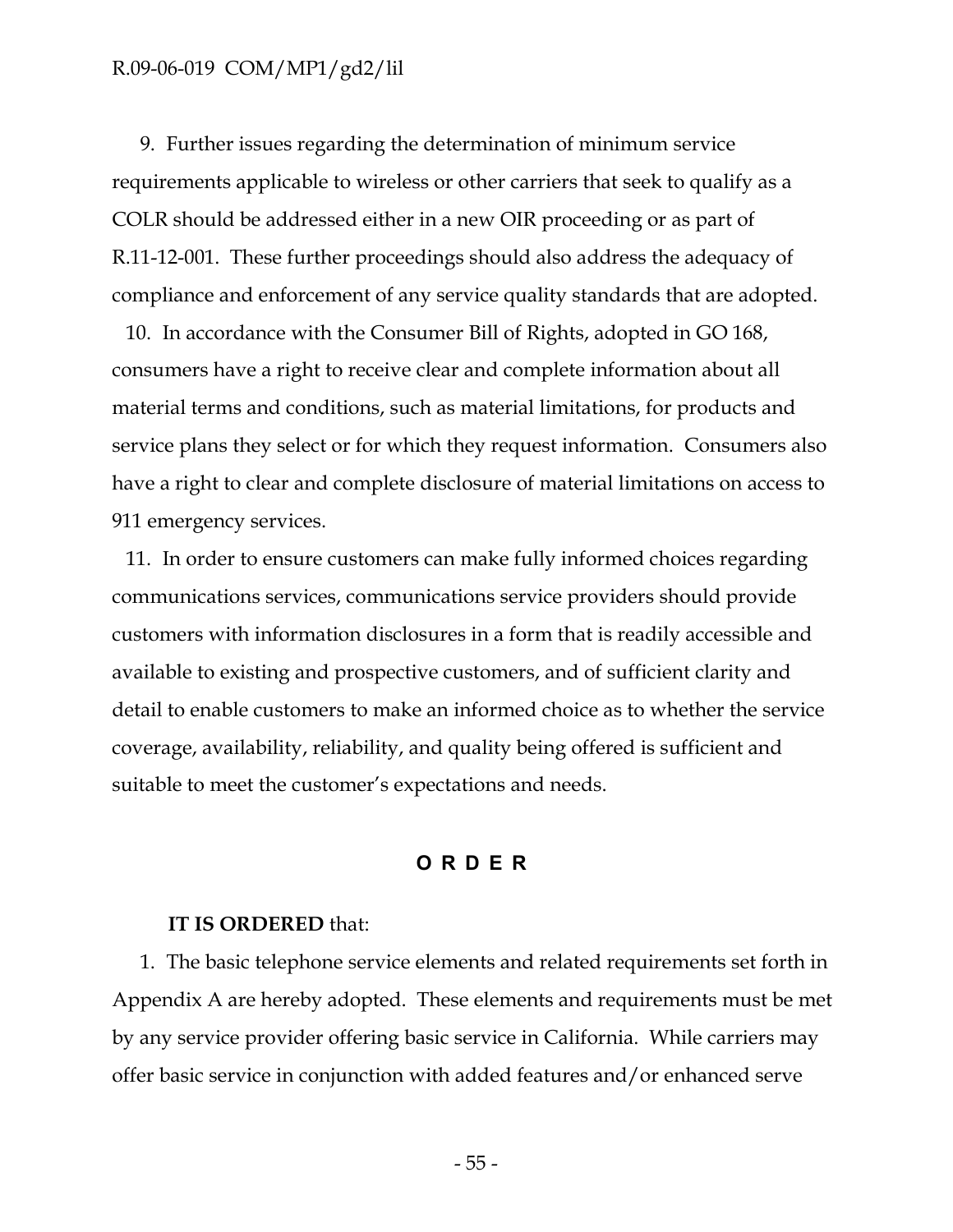9. Further issues regarding the determination of minimum service requirements applicable to wireless or other carriers that seek to qualify as a COLR should be addressed either in a new OIR proceeding or as part of R.11-12-001. These further proceedings should also address the adequacy of compliance and enforcement of any service quality standards that are adopted.

10. In accordance with the Consumer Bill of Rights, adopted in GO 168, consumers have a right to receive clear and complete information about all material terms and conditions, such as material limitations, for products and service plans they select or for which they request information. Consumers also have a right to clear and complete disclosure of material limitations on access to 911 emergency services.

11. In order to ensure customers can make fully informed choices regarding communications services, communications service providers should provide customers with information disclosures in a form that is readily accessible and available to existing and prospective customers, and of sufficient clarity and detail to enable customers to make an informed choice as to whether the service coverage, availability, reliability, and quality being offered is sufficient and suitable to meet the customer's expectations and needs.

## O R D E R

**IT IS ORDERED** that:

1. The basic telephone service elements and related requirements set forth in Appendix A are hereby adopted. These elements and requirements must be met by any service provider offering basic service in California. While carriers may offer basic service in conjunction with added features and/or enhanced serve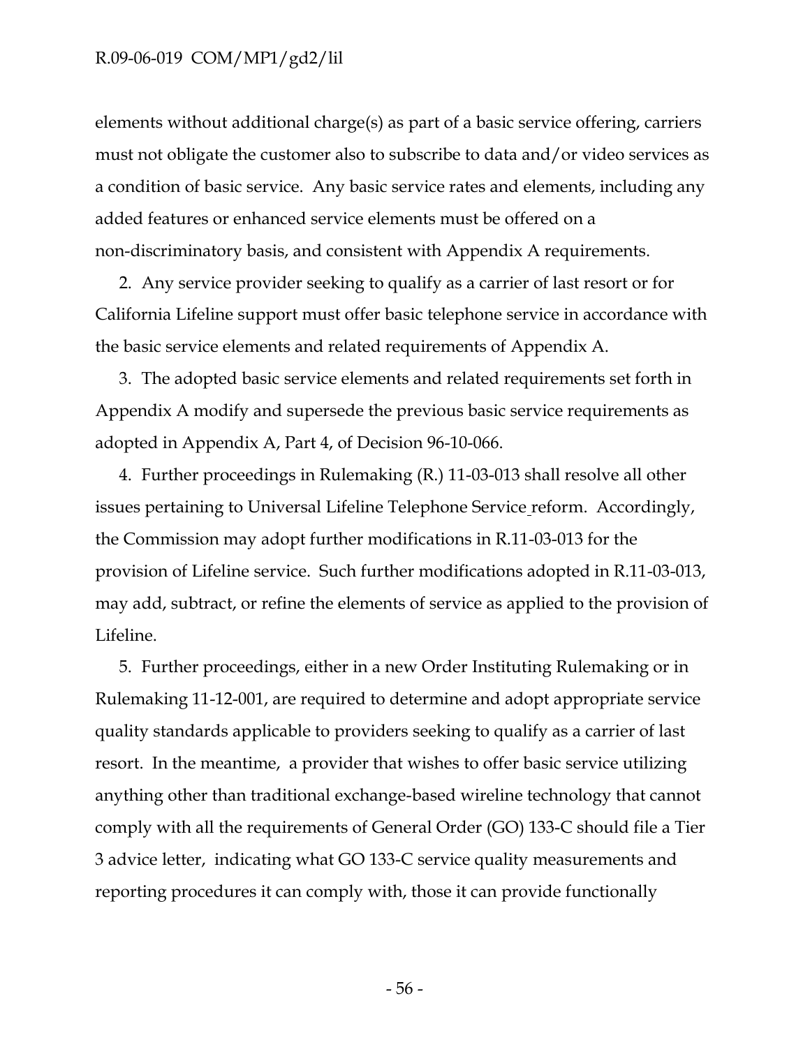elements without additional charge(s) as part of a basic service offering, carriers must not obligate the customer also to subscribe to data and/or video services as a condition of basic service. Any basic service rates and elements, including any added features or enhanced service elements must be offered on a non-discriminatory basis, and consistent with Appendix A requirements.

2. Any service provider seeking to qualify as a carrier of last resort or for California Lifeline support must offer basic telephone service in accordance with the basic service elements and related requirements of Appendix A.

3. The adopted basic service elements and related requirements set forth in Appendix A modify and supersede the previous basic service requirements as adopted in Appendix A, Part 4, of Decision 96-10-066.

4. Further proceedings in Rulemaking (R.) 11-03-013 shall resolve all other issues pertaining to Universal Lifeline Telephone Service reform. Accordingly, the Commission may adopt further modifications in R.11-03-013 for the provision of Lifeline service. Such further modifications adopted in R.11-03-013, may add, subtract, or refine the elements of service as applied to the provision of Lifeline.

5. Further proceedings, either in a new Order Instituting Rulemaking or in Rulemaking 11-12-001, are required to determine and adopt appropriate service quality standards applicable to providers seeking to qualify as a carrier of last resort. In the meantime, a provider that wishes to offer basic service utilizing anything other than traditional exchange-based wireline technology that cannot comply with all the requirements of General Order (GO) 133-C should file a Tier 3 advice letter, indicating what GO 133-C service quality measurements and reporting procedures it can comply with, those it can provide functionally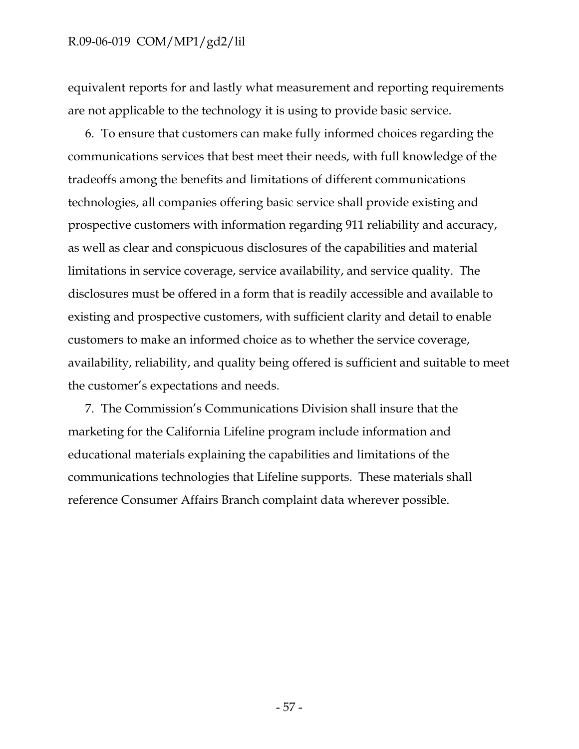equivalent reports for and lastly what measurement and reporting requirements are not applicable to the technology it is using to provide basic service.

6. To ensure that customers can make fully informed choices regarding the communications services that best meet their needs, with full knowledge of the tradeoffs among the benefits and limitations of different communications technologies, all companies offering basic service shall provide existing and prospective customers with information regarding 911 reliability and accuracy, as well as clear and conspicuous disclosures of the capabilities and material limitations in service coverage, service availability, and service quality. The disclosures must be offered in a form that is readily accessible and available to existing and prospective customers, with sufficient clarity and detail to enable customers to make an informed choice as to whether the service coverage, availability, reliability, and quality being offered is sufficient and suitable to meet the customer's expectations and needs.

7. The Commission's Communications Division shall insure that the marketing for the California Lifeline program include information and educational materials explaining the capabilities and limitations of the communications technologies that Lifeline supports. These materials shall reference Consumer Affairs Branch complaint data wherever possible.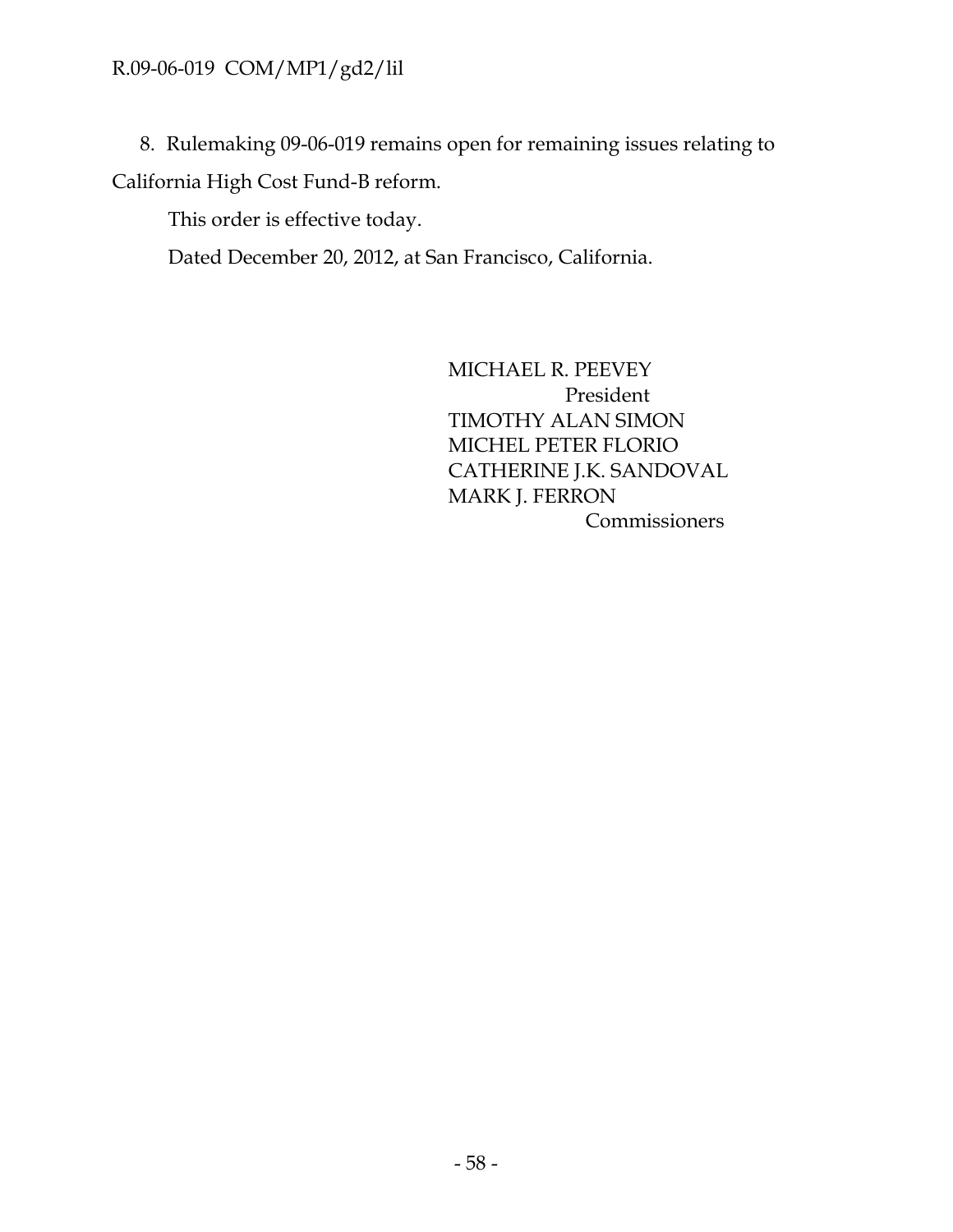8. Rulemaking 09-06-019 remains open for remaining issues relating to California High Cost Fund-B reform.

This order is effective today.

Dated December 20, 2012, at San Francisco, California.

MICHAEL R. PEEVEY
President
TIMOTHY ALAN SIMON
MICHEL PETER FLORIO
CATHERINE J.K. SANDOVAL
MARK J. FERRON
Commissioners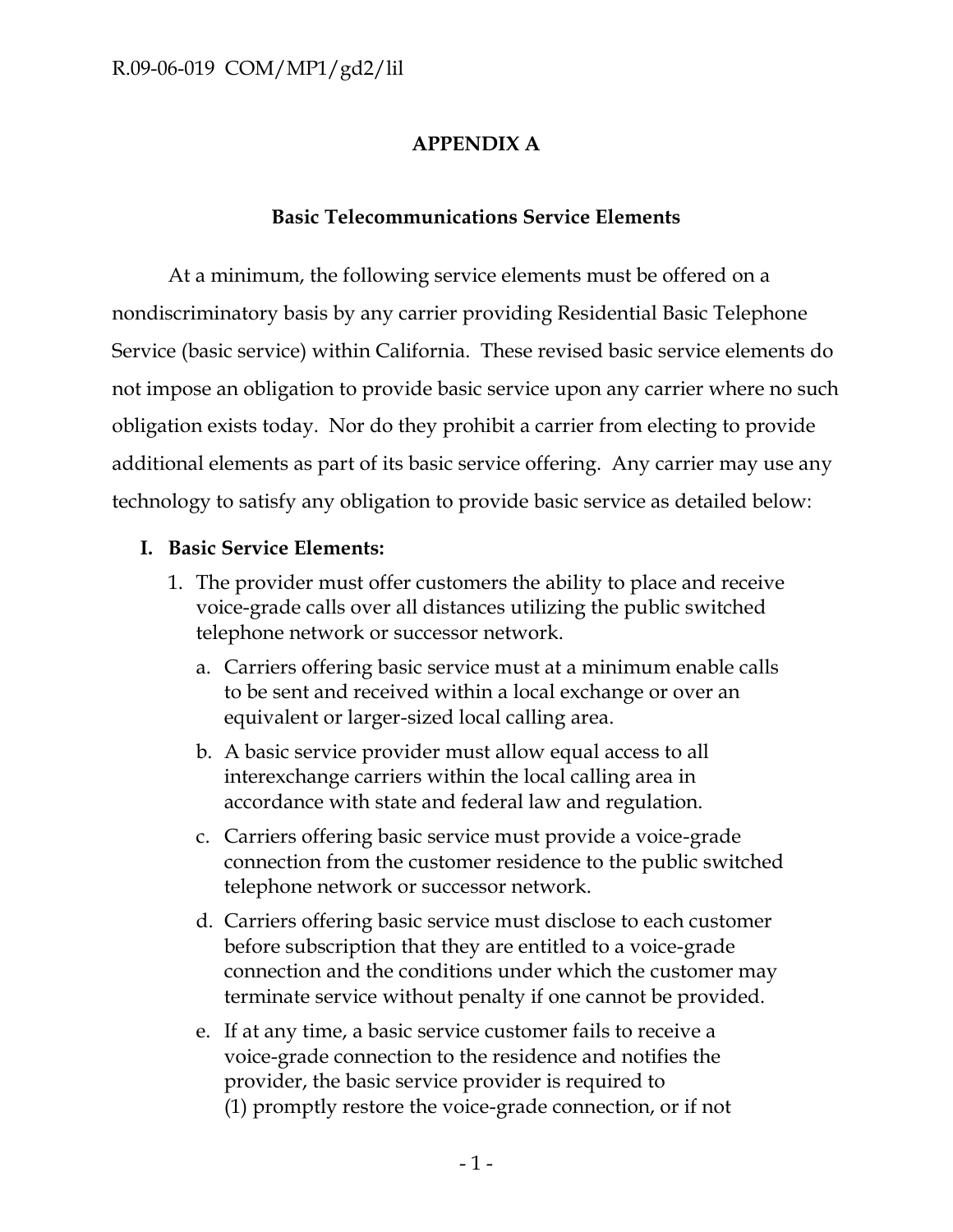## APPENDIX A

### Basic Telecommunications Service Elements

At a minimum, the following service elements must be offered on a nondiscriminatory basis by any carrier providing Residential Basic Telephone Service (basic service) within California. These revised basic service elements do not impose an obligation to provide basic service upon any carrier where no such obligation exists today. Nor do they prohibit a carrier from electing to provide additional elements as part of its basic service offering. Any carrier may use any technology to satisfy any obligation to provide basic service as detailed below:

**I. Basic Service Elements:**

1. The provider must offer customers the ability to place and receive voice-grade calls over all distances utilizing the public switched telephone network or successor network.
   a. Carriers offering basic service must at a minimum enable calls to be sent and received within a local exchange or over an equivalent or larger-sized local calling area.
   b. A basic service provider must allow equal access to all interexchange carriers within the local calling area in accordance with state and federal law and regulation.
   c. Carriers offering basic service must provide a voice-grade connection from the customer residence to the public switched telephone network or successor network.
   d. Carriers offering basic service must disclose to each customer before subscription that they are entitled to a voice-grade connection and the conditions under which the customer may terminate service without penalty if one cannot be provided.
   e. If at any time, a basic service customer fails to receive a voice-grade connection to the residence and notifies the provider, the basic service provider is required to (1) promptly restore the voice-grade connection, or if not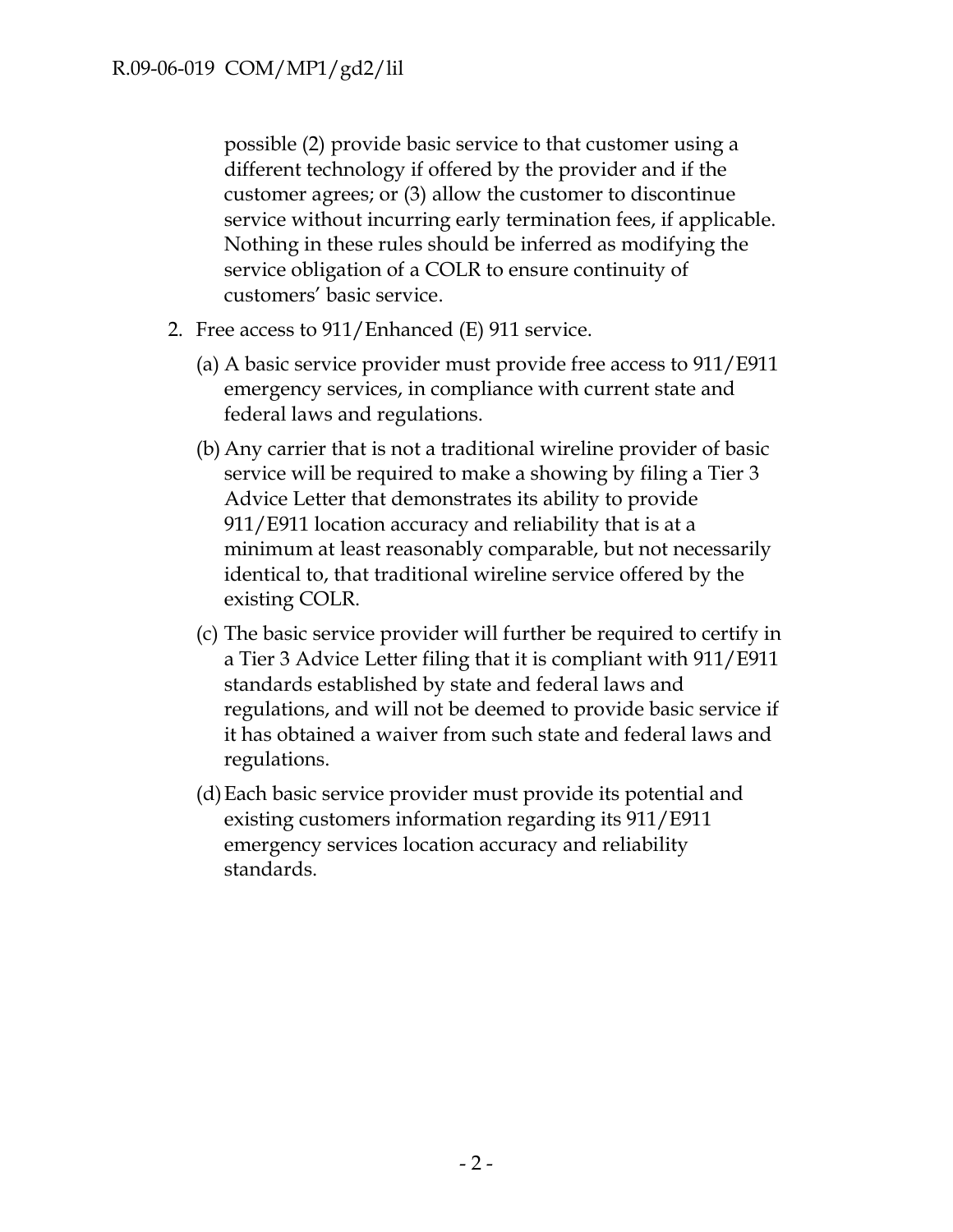possible (2) provide basic service to that customer using a different technology if offered by the provider and if the customer agrees; or (3) allow the customer to discontinue service without incurring early termination fees, if applicable. Nothing in these rules should be inferred as modifying the service obligation of a COLR to ensure continuity of customers' basic service.

2. Free access to 911/Enhanced (E) 911 service.

   (a) A basic service provider must provide free access to 911/E911 emergency services, in compliance with current state and federal laws and regulations.

   (b) Any carrier that is not a traditional wireline provider of basic service will be required to make a showing by filing a Tier 3 Advice Letter that demonstrates its ability to provide 911/E911 location accuracy and reliability that is at a minimum at least reasonably comparable, but not necessarily identical to, that traditional wireline service offered by the existing COLR.

   (c) The basic service provider will further be required to certify in a Tier 3 Advice Letter filing that it is compliant with 911/E911 standards established by state and federal laws and regulations, and will not be deemed to provide basic service if it has obtained a waiver from such state and federal laws and regulations.

   (d) Each basic service provider must provide its potential and existing customers information regarding its 911/E911 emergency services location accuracy and reliability standards.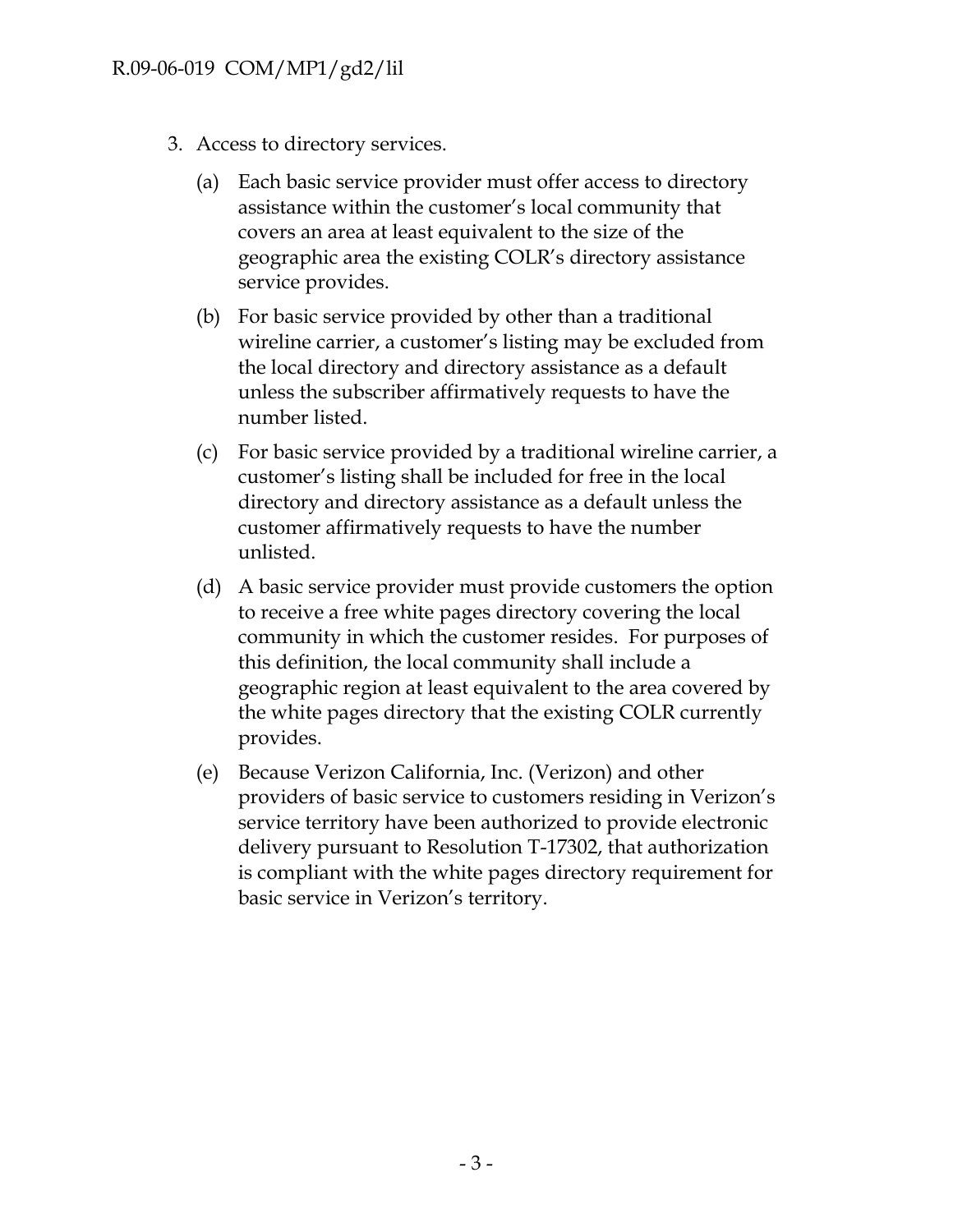3. Access to directory services.

   (a) Each basic service provider must offer access to directory assistance within the customer's local community that covers an area at least equivalent to the size of the geographic area the existing COLR's directory assistance service provides.

   (b) For basic service provided by other than a traditional wireline carrier, a customer's listing may be excluded from the local directory and directory assistance as a default unless the subscriber affirmatively requests to have the number listed.

   (c) For basic service provided by a traditional wireline carrier, a customer's listing shall be included for free in the local directory and directory assistance as a default unless the customer affirmatively requests to have the number unlisted.

   (d) A basic service provider must provide customers the option to receive a free white pages directory covering the local community in which the customer resides. For purposes of this definition, the local community shall include a geographic region at least equivalent to the area covered by the white pages directory that the existing COLR currently provides.

   (e) Because Verizon California, Inc. (Verizon) and other providers of basic service to customers residing in Verizon's service territory have been authorized to provide electronic delivery pursuant to Resolution T-17302, that authorization is compliant with the white pages directory requirement for basic service in Verizon's territory.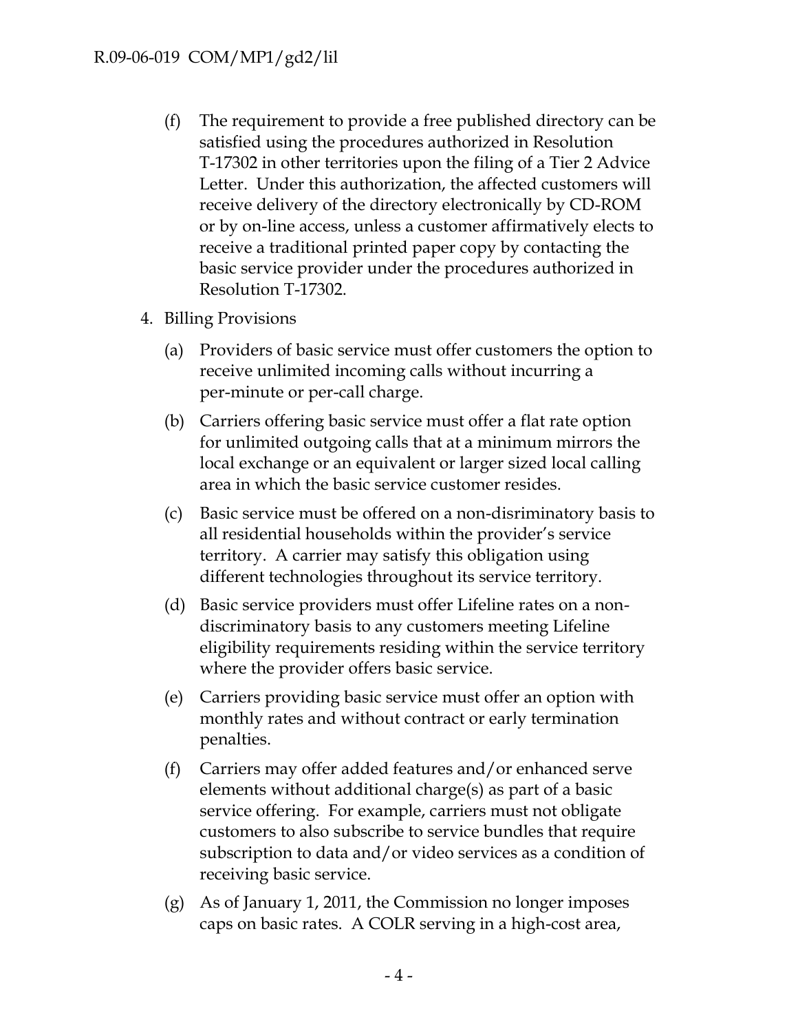(f) The requirement to provide a free published directory can be satisfied using the procedures authorized in Resolution T-17302 in other territories upon the filing of a Tier 2 Advice Letter. Under this authorization, the affected customers will receive delivery of the directory electronically by CD-ROM or by on-line access, unless a customer affirmatively elects to receive a traditional printed paper copy by contacting the basic service provider under the procedures authorized in Resolution T-17302.

4. Billing Provisions

   (a) Providers of basic service must offer customers the option to receive unlimited incoming calls without incurring a per-minute or per-call charge.

   (b) Carriers offering basic service must offer a flat rate option for unlimited outgoing calls that at a minimum mirrors the local exchange or an equivalent or larger sized local calling area in which the basic service customer resides.

   (c) Basic service must be offered on a non-disriminatory basis to all residential households within the provider's service territory. A carrier may satisfy this obligation using different technologies throughout its service territory.

   (d) Basic service providers must offer Lifeline rates on a non-discriminatory basis to any customers meeting Lifeline eligibility requirements residing within the service territory where the provider offers basic service.

   (e) Carriers providing basic service must offer an option with monthly rates and without contract or early termination penalties.

   (f) Carriers may offer added features and/or enhanced serve elements without additional charge(s) as part of a basic service offering. For example, carriers must not obligate customers to also subscribe to service bundles that require subscription to data and/or video services as a condition of receiving basic service.

   (g) As of January 1, 2011, the Commission no longer imposes caps on basic rates. A COLR serving in a high-cost area,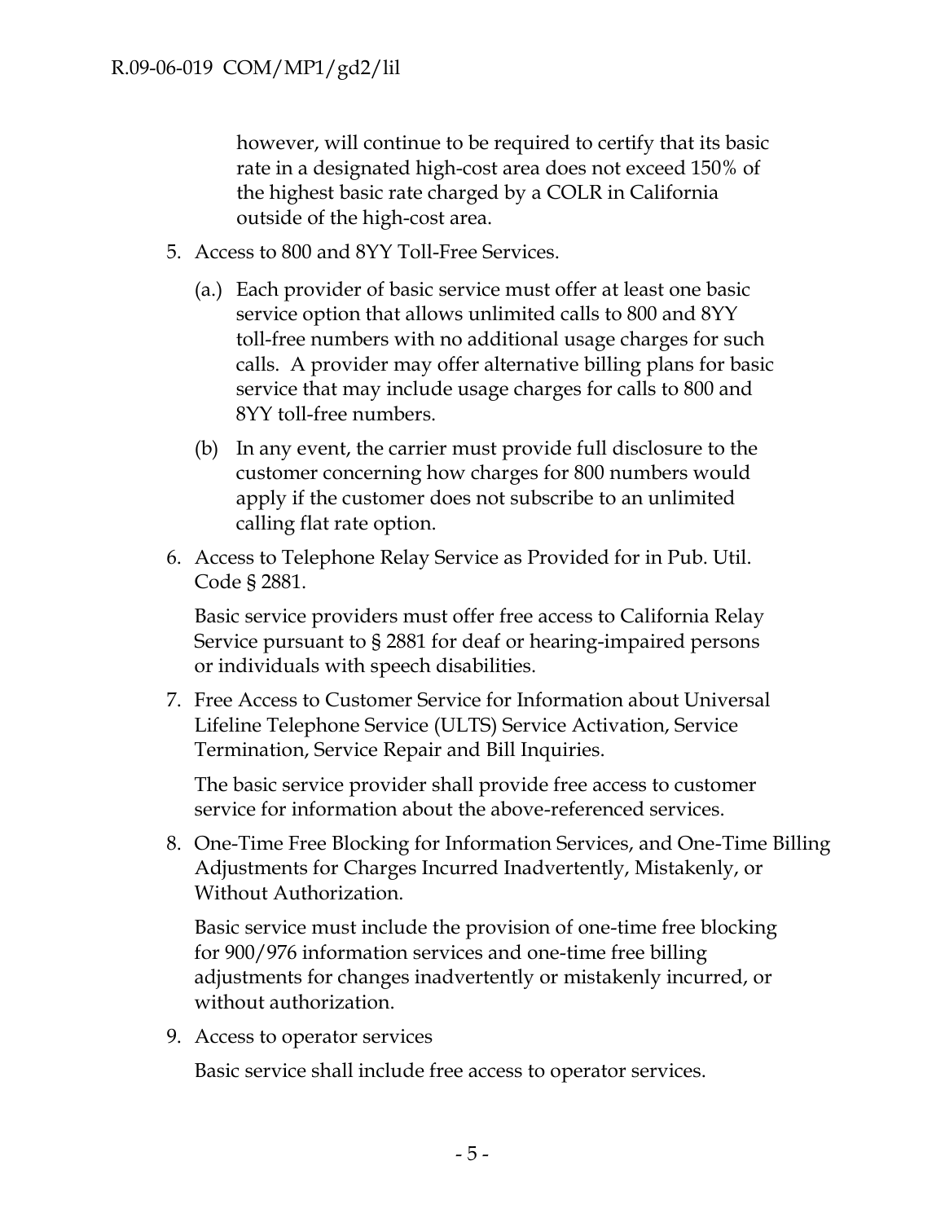however, will continue to be required to certify that its basic rate in a designated high-cost area does not exceed 150% of the highest basic rate charged by a COLR in California outside of the high-cost area.

5. Access to 800 and 8YY Toll-Free Services.

   (a.) Each provider of basic service must offer at least one basic service option that allows unlimited calls to 800 and 8YY toll-free numbers with no additional usage charges for such calls. A provider may offer alternative billing plans for basic service that may include usage charges for calls to 800 and 8YY toll-free numbers.

   (b) In any event, the carrier must provide full disclosure to the customer concerning how charges for 800 numbers would apply if the customer does not subscribe to an unlimited calling flat rate option.

6. Access to Telephone Relay Service as Provided for in Pub. Util. Code § 2881.

   Basic service providers must offer free access to California Relay Service pursuant to § 2881 for deaf or hearing-impaired persons or individuals with speech disabilities.

7. Free Access to Customer Service for Information about Universal Lifeline Telephone Service (ULTS) Service Activation, Service Termination, Service Repair and Bill Inquiries.

   The basic service provider shall provide free access to customer service for information about the above-referenced services.

8. One-Time Free Blocking for Information Services, and One-Time Billing Adjustments for Charges Incurred Inadvertently, Mistakenly, or Without Authorization.

   Basic service must include the provision of one-time free blocking for 900/976 information services and one-time free billing adjustments for changes inadvertently or mistakenly incurred, or without authorization.

9. Access to operator services

   Basic service shall include free access to operator services.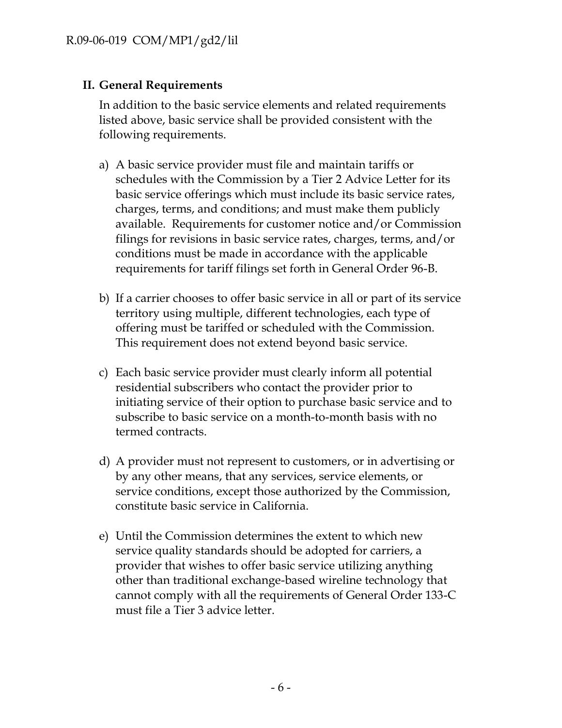## II. General Requirements

In addition to the basic service elements and related requirements listed above, basic service shall be provided consistent with the following requirements.

a) A basic service provider must file and maintain tariffs or schedules with the Commission by a Tier 2 Advice Letter for its basic service offerings which must include its basic service rates, charges, terms, and conditions; and must make them publicly available. Requirements for customer notice and/or Commission filings for revisions in basic service rates, charges, terms, and/or conditions must be made in accordance with the applicable requirements for tariff filings set forth in General Order 96-B.

b) If a carrier chooses to offer basic service in all or part of its service territory using multiple, different technologies, each type of offering must be tariffed or scheduled with the Commission. This requirement does not extend beyond basic service.

c) Each basic service provider must clearly inform all potential residential subscribers who contact the provider prior to initiating service of their option to purchase basic service and to subscribe to basic service on a month-to-month basis with no termed contracts.

d) A provider must not represent to customers, or in advertising or by any other means, that any services, service elements, or service conditions, except those authorized by the Commission, constitute basic service in California.

e) Until the Commission determines the extent to which new service quality standards should be adopted for carriers, a provider that wishes to offer basic service utilizing anything other than traditional exchange-based wireline technology that cannot comply with all the requirements of General Order 133-C must file a Tier 3 advice letter.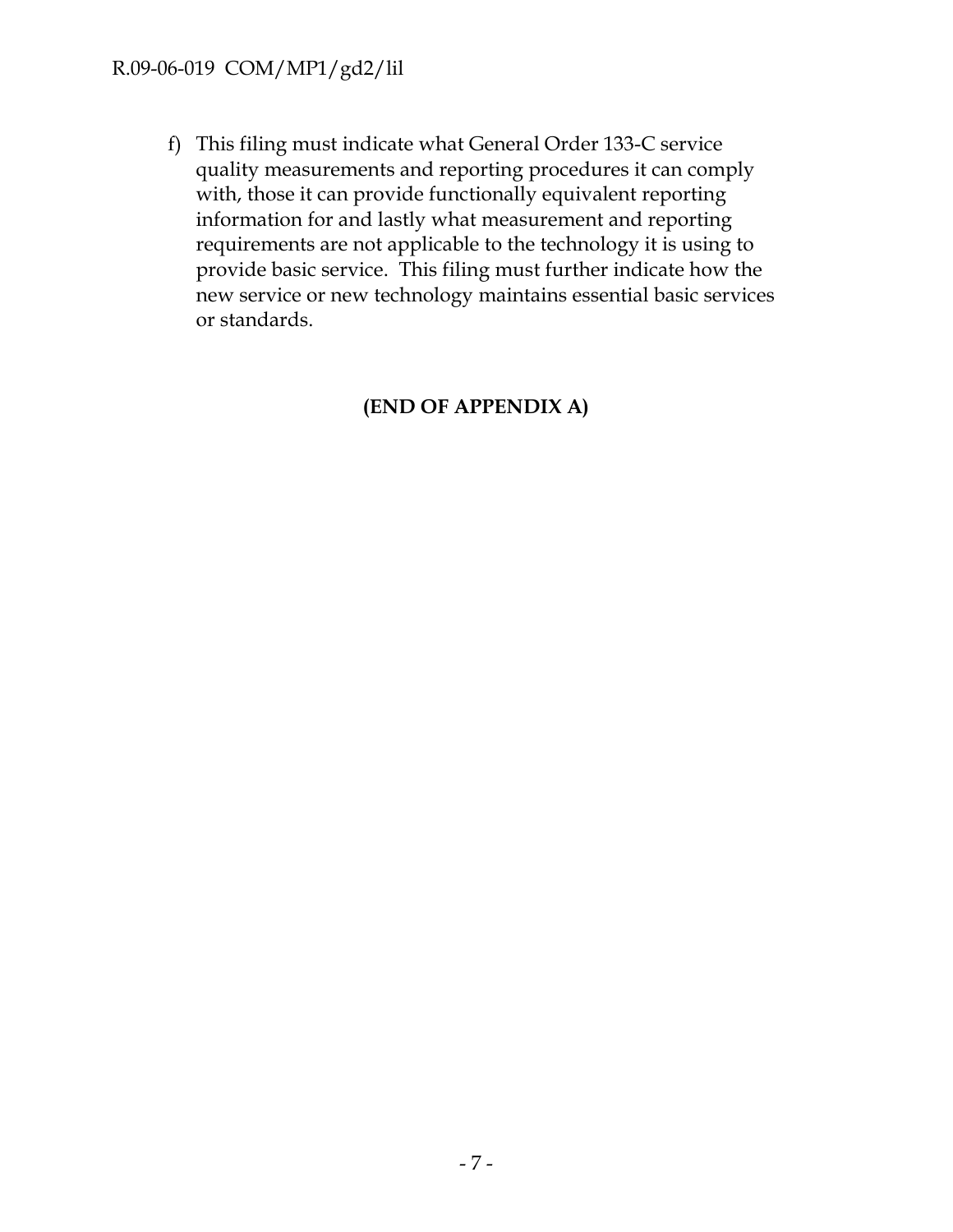f) This filing must indicate what General Order 133-C service quality measurements and reporting procedures it can comply with, those it can provide functionally equivalent reporting information for and lastly what measurement and reporting requirements are not applicable to the technology it is using to provide basic service. This filing must further indicate how the new service or new technology maintains essential basic services or standards.

**(END OF APPENDIX A)**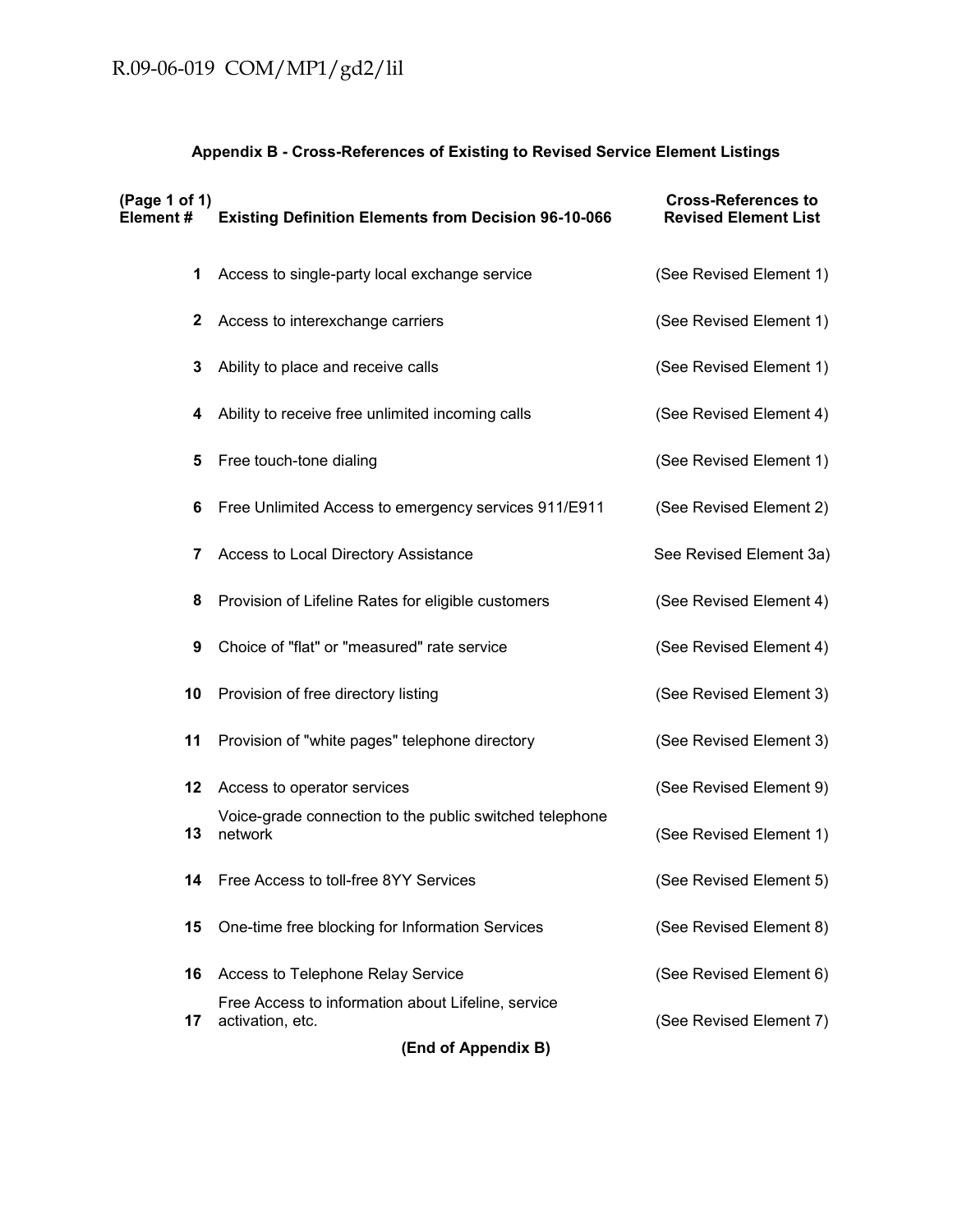## Appendix B - Cross-References of Existing to Revised Service Element Listings

| (Page 1 of 1) Element # | Existing Definition Elements from Decision 96-10-066 | Cross-References to Revised Element List |
|---|---|---|
| 1 | Access to single-party local exchange service | (See Revised Element 1) |
| 2 | Access to interexchange carriers | (See Revised Element 1) |
| 3 | Ability to place and receive calls | (See Revised Element 1) |
| 4 | Ability to receive free unlimited incoming calls | (See Revised Element 4) |
| 5 | Free touch-tone dialing | (See Revised Element 1) |
| 6 | Free Unlimited Access to emergency services 911/E911 | (See Revised Element 2) |
| 7 | Access to Local Directory Assistance | See Revised Element 3a) |
| 8 | Provision of Lifeline Rates for eligible customers | (See Revised Element 4) |
| 9 | Choice of "flat" or "measured" rate service | (See Revised Element 4) |
| 10 | Provision of free directory listing | (See Revised Element 3) |
| 11 | Provision of "white pages" telephone directory | (See Revised Element 3) |
| 12 | Access to operator services | (See Revised Element 9) |
| 13 | Voice-grade connection to the public switched telephone network | (See Revised Element 1) |
| 14 | Free Access to toll-free 8YY Services | (See Revised Element 5) |
| 15 | One-time free blocking for Information Services | (See Revised Element 8) |
| 16 | Access to Telephone Relay Service | (See Revised Element 6) |
| 17 | Free Access to information about Lifeline, service activation, etc. | (See Revised Element 7) |

**(End of Appendix B)**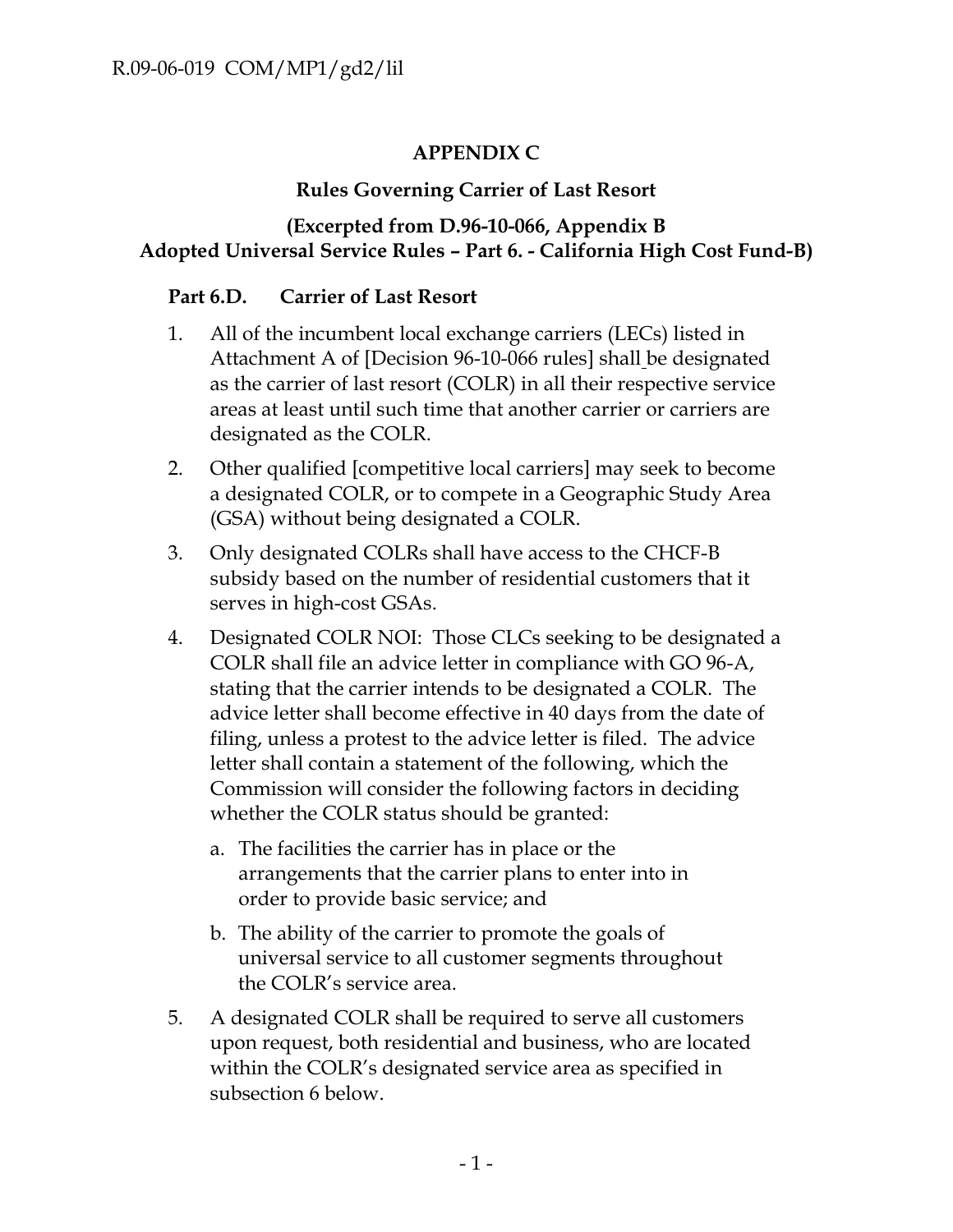## APPENDIX C

### Rules Governing Carrier of Last Resort

### (Excerpted from D.96-10-066, Appendix B Adopted Universal Service Rules – Part 6. - California High Cost Fund-B)

**Part 6.D. Carrier of Last Resort**

1. All of the incumbent local exchange carriers (LECs) listed in Attachment A of [Decision 96-10-066 rules] shall be designated as the carrier of last resort (COLR) in all their respective service areas at least until such time that another carrier or carriers are designated as the COLR.
2. Other qualified [competitive local carriers] may seek to become a designated COLR, or to compete in a Geographic Study Area (GSA) without being designated a COLR.
3. Only designated COLRs shall have access to the CHCF-B subsidy based on the number of residential customers that it serves in high-cost GSAs.
4. Designated COLR NOI: Those CLCs seeking to be designated a COLR shall file an advice letter in compliance with GO 96-A, stating that the carrier intends to be designated a COLR. The advice letter shall become effective in 40 days from the date of filing, unless a protest to the advice letter is filed. The advice letter shall contain a statement of the following, which the Commission will consider the following factors in deciding whether the COLR status should be granted:
   a. The facilities the carrier has in place or the arrangements that the carrier plans to enter into in order to provide basic service; and
   b. The ability of the carrier to promote the goals of universal service to all customer segments throughout the COLR's service area.
5. A designated COLR shall be required to serve all customers upon request, both residential and business, who are located within the COLR's designated service area as specified in subsection 6 below.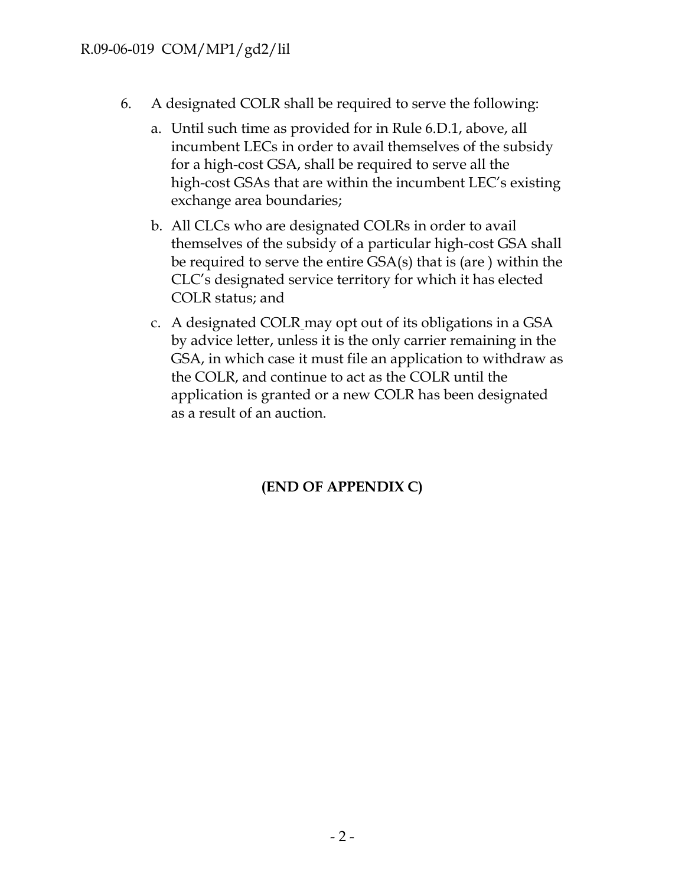6. A designated COLR shall be required to serve the following:

   a. Until such time as provided for in Rule 6.D.1, above, all incumbent LECs in order to avail themselves of the subsidy for a high-cost GSA, shall be required to serve all the high-cost GSAs that are within the incumbent LEC's existing exchange area boundaries;

   b. All CLCs who are designated COLRs in order to avail themselves of the subsidy of a particular high-cost GSA shall be required to serve the entire GSA(s) that is (are ) within the CLC's designated service territory for which it has elected COLR status; and

   c. A designated COLR may opt out of its obligations in a GSA by advice letter, unless it is the only carrier remaining in the GSA, in which case it must file an application to withdraw as the COLR, and continue to act as the COLR until the application is granted or a new COLR has been designated as a result of an auction.

**(END OF APPENDIX C)**